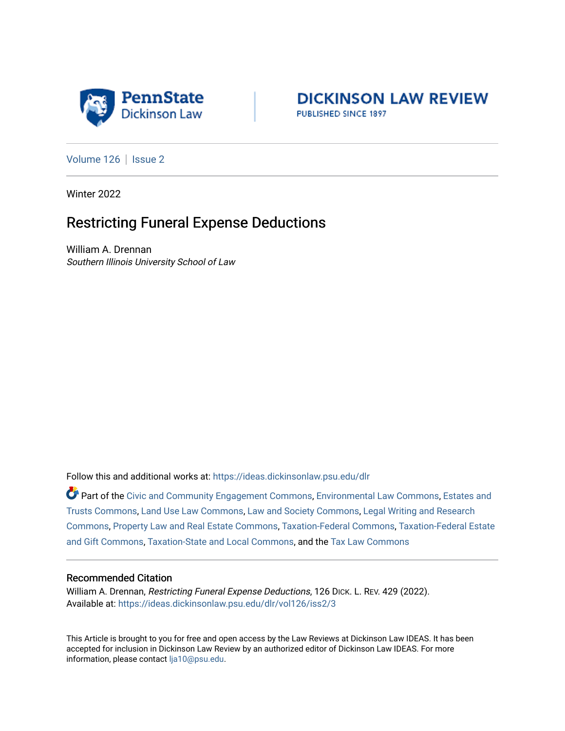PennState Dickinson Law

DICKINSON LAW REVIEW
PUBLISHED SINCE 1897

Volume 126 | Issue 2

Winter 2022

# Restricting Funeral Expense Deductions

William A. Drennan
*Southern Illinois University School of Law*

Follow this and additional works at: https://ideas.dickinsonlaw.psu.edu/dlr

Part of the Civic and Community Engagement Commons, Environmental Law Commons, Estates and Trusts Commons, Land Use Law Commons, Law and Society Commons, Legal Writing and Research Commons, Property Law and Real Estate Commons, Taxation-Federal Commons, Taxation-Federal Estate and Gift Commons, Taxation-State and Local Commons, and the Tax Law Commons

## Recommended Citation

William A. Drennan, *Restricting Funeral Expense Deductions*, 126 DICK. L. REV. 429 (2022).
Available at: https://ideas.dickinsonlaw.psu.edu/dlr/vol126/iss2/3

This Article is brought to you for free and open access by the Law Reviews at Dickinson Law IDEAS. It has been accepted for inclusion in Dickinson Law Review by an authorized editor of Dickinson Law IDEAS. For more information, please contact lja10@psu.edu.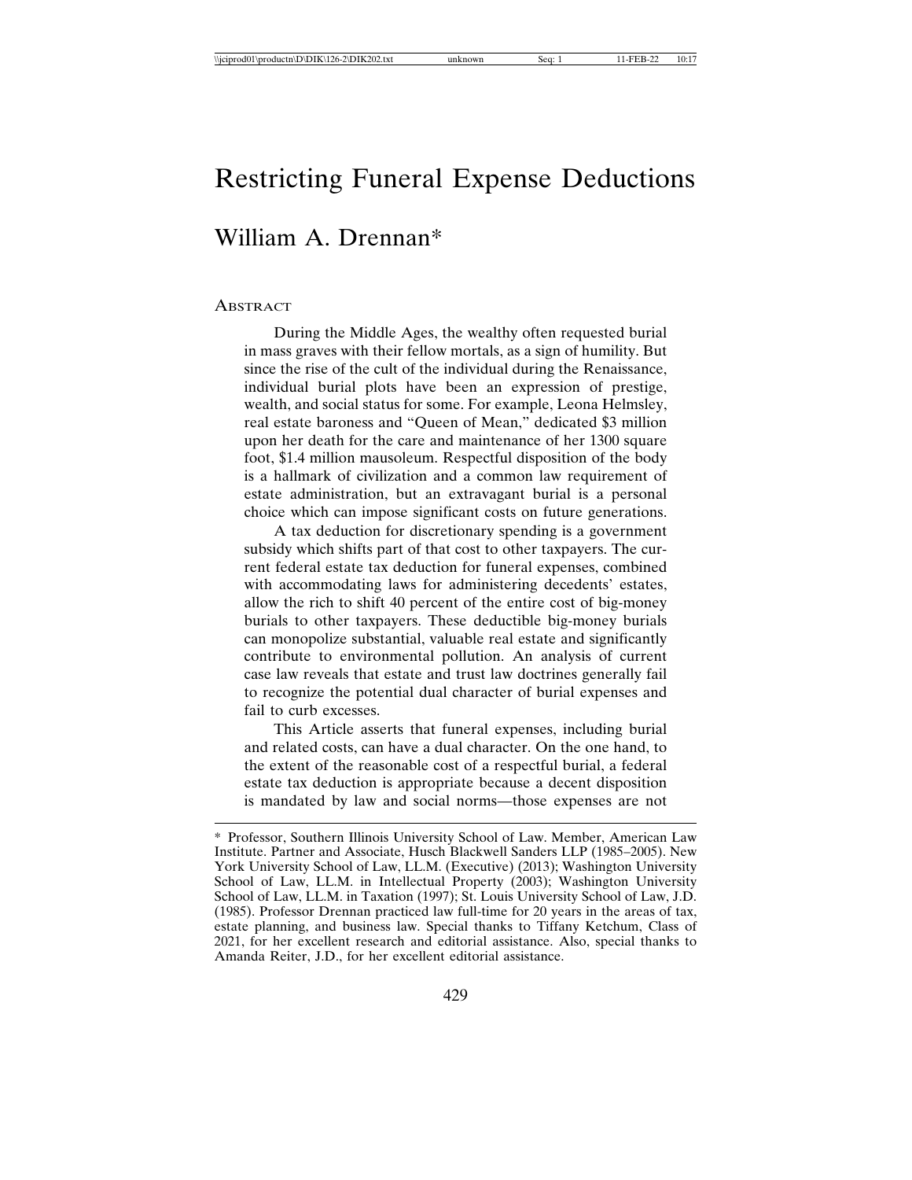# Restricting Funeral Expense Deductions

## William A. Drennan*

ABSTRACT

During the Middle Ages, the wealthy often requested burial in mass graves with their fellow mortals, as a sign of humility. But since the rise of the cult of the individual during the Renaissance, individual burial plots have been an expression of prestige, wealth, and social status for some. For example, Leona Helmsley, real estate baroness and "Queen of Mean," dedicated $3 million upon her death for the care and maintenance of her 1300 square foot, $1.4 million mausoleum. Respectful disposition of the body is a hallmark of civilization and a common law requirement of estate administration, but an extravagant burial is a personal choice which can impose significant costs on future generations.

A tax deduction for discretionary spending is a government subsidy which shifts part of that cost to other taxpayers. The current federal estate tax deduction for funeral expenses, combined with accommodating laws for administering decedents' estates, allow the rich to shift 40 percent of the entire cost of big-money burials to other taxpayers. These deductible big-money burials can monopolize substantial, valuable real estate and significantly contribute to environmental pollution. An analysis of current case law reveals that estate and trust law doctrines generally fail to recognize the potential dual character of burial expenses and fail to curb excesses.

This Article asserts that funeral expenses, including burial and related costs, can have a dual character. On the one hand, to the extent of the reasonable cost of a respectful burial, a federal estate tax deduction is appropriate because a decent disposition is mandated by law and social norms—those expenses are not

---

\* Professor, Southern Illinois University School of Law. Member, American Law Institute. Partner and Associate, Husch Blackwell Sanders LLP (1985–2005). New York University School of Law, LL.M. (Executive) (2013); Washington University School of Law, LL.M. in Intellectual Property (2003); Washington University School of Law, LL.M. in Taxation (1997); St. Louis University School of Law, J.D. (1985). Professor Drennan practiced law full-time for 20 years in the areas of tax, estate planning, and business law. Special thanks to Tiffany Ketchum, Class of 2021, for her excellent research and editorial assistance. Also, special thanks to Amanda Reiter, J.D., for her excellent editorial assistance.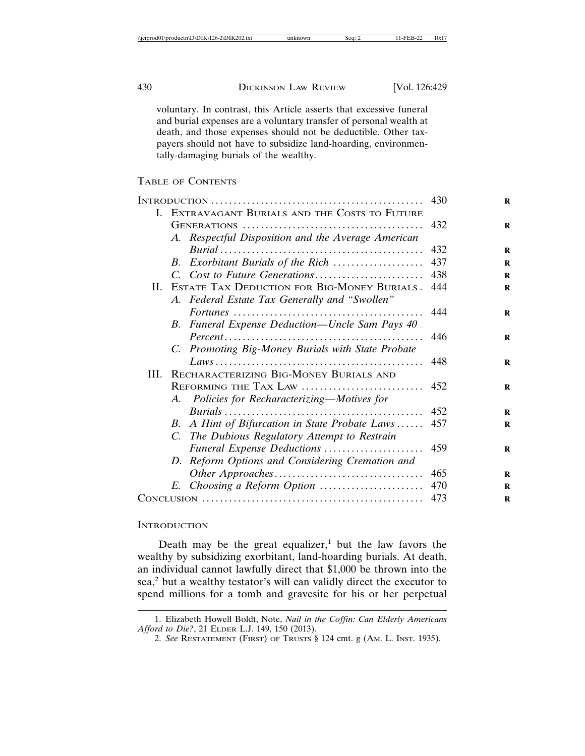voluntary. In contrast, this Article asserts that excessive funeral and burial expenses are a voluntary transfer of personal wealth at death, and those expenses should not be deductible. Other taxpayers should not have to subsidize land-hoarding, environmentally-damaging burials of the wealthy.

## TABLE OF CONTENTS

| | |
|---|---|
| INTRODUCTION | 430 |
| I. EXTRAVAGANT BURIALS AND THE COSTS TO FUTURE GENERATIONS | 432 |
| *A. Respectful Disposition and the Average American Burial* | 432 |
| *B. Exorbitant Burials of the Rich* | 437 |
| *C. Cost to Future Generations* | 438 |
| II. ESTATE TAX DEDUCTION FOR BIG-MONEY BURIALS | 444 |
| *A. Federal Estate Tax Generally and "Swollen" Fortunes* | 444 |
| *B. Funeral Expense Deduction—Uncle Sam Pays 40 Percent* | 446 |
| *C. Promoting Big-Money Burials with State Probate Laws* | 448 |
| III. RECHARACTERIZING BIG-MONEY BURIALS AND REFORMING THE TAX LAW | 452 |
| *A. Policies for Recharacterizing—Motives for Burials* | 452 |
| *B. A Hint of Bifurcation in State Probate Laws* | 457 |
| *C. The Dubious Regulatory Attempt to Restrain Funeral Expense Deductions* | 459 |
| *D. Reform Options and Considering Cremation and Other Approaches* | 465 |
| *E. Choosing a Reform Option* | 470 |
| CONCLUSION | 473 |

## INTRODUCTION

Death may be the great equalizer,[1] but the law favors the wealthy by subsidizing exorbitant, land-hoarding burials. At death, an individual cannot lawfully direct that $1,000 be thrown into the sea,[2] but a wealthy testator's will can validly direct the executor to spend millions for a tomb and gravesite for his or her perpetual

---

1. Elizabeth Howell Boldt, Note, *Nail in the Coffin: Can Elderly Americans Afford to Die?*, 21 ELDER L.J. 149, 150 (2013).

2. *See* RESTATEMENT (FIRST) OF TRUSTS § 124 cmt. g (AM. L. INST. 1935).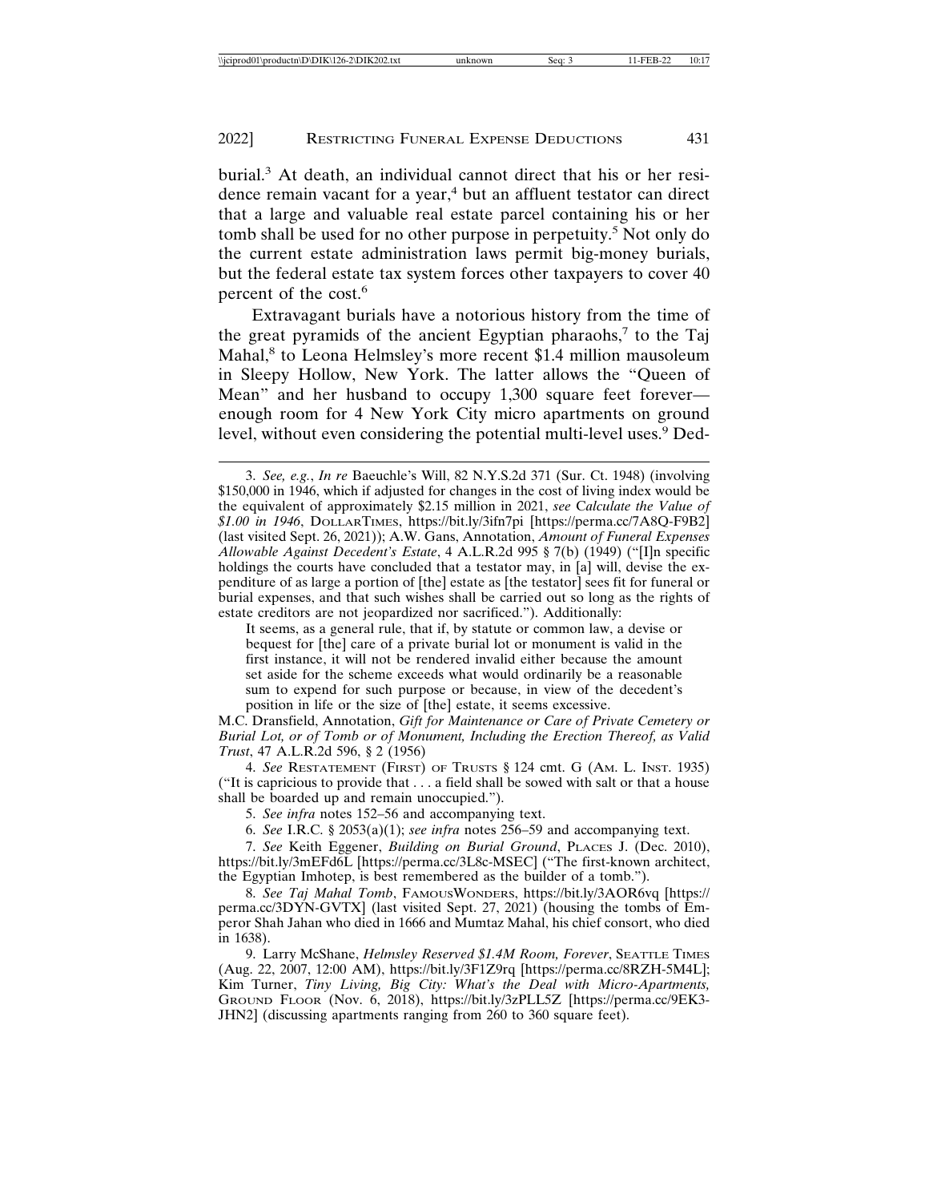burial.[3] At death, an individual cannot direct that his or her residence remain vacant for a year,[4] but an affluent testator can direct that a large and valuable real estate parcel containing his or her tomb shall be used for no other purpose in perpetuity.[5] Not only do the current estate administration laws permit big-money burials, but the federal estate tax system forces other taxpayers to cover 40 percent of the cost.[6]

Extravagant burials have a notorious history from the time of the great pyramids of the ancient Egyptian pharaohs,[7] to the Taj Mahal,[8] to Leona Helmsley's more recent $1.4 million mausoleum in Sleepy Hollow, New York. The latter allows the "Queen of Mean" and her husband to occupy 1,300 square feet forever—enough room for 4 New York City micro apartments on ground level, without even considering the potential multi-level uses.[9] Ded-

---

3. *See, e.g.*, *In re* Baeuchle's Will, 82 N.Y.S.2d 371 (Sur. Ct. 1948) (involving $150,000 in 1946, which if adjusted for changes in the cost of living index would be the equivalent of approximately $2.15 million in 2021, *see* C*alculate the Value of $1.00 in 1946*, DOLLARTIMES, https://bit.ly/3ifn7pi [https://perma.cc/7A8Q-F9B2] (last visited Sept. 26, 2021)); A.W. Gans, Annotation, *Amount of Funeral Expenses Allowable Against Decedent's Estate*, 4 A.L.R.2d 995 § 7(b) (1949) ("[I]n specific holdings the courts have concluded that a testator may, in [a] will, devise the expenditure of as large a portion of [the] estate as [the testator] sees fit for funeral or burial expenses, and that such wishes shall be carried out so long as the rights of estate creditors are not jeopardized nor sacrificed."). Additionally:

> It seems, as a general rule, that if, by statute or common law, a devise or bequest for [the] care of a private burial lot or monument is valid in the first instance, it will not be rendered invalid either because the amount set aside for the scheme exceeds what would ordinarily be a reasonable sum to expend for such purpose or because, in view of the decedent's position in life or the size of [the] estate, it seems excessive.

M.C. Dransfield, Annotation, *Gift for Maintenance or Care of Private Cemetery or Burial Lot, or of Tomb or of Monument, Including the Erection Thereof, as Valid Trust*, 47 A.L.R.2d 596, § 2 (1956)

4. *See* RESTATEMENT (FIRST) OF TRUSTS § 124 cmt. G (AM. L. INST. 1935) ("It is capricious to provide that . . . a field shall be sowed with salt or that a house shall be boarded up and remain unoccupied.").

5. *See infra* notes 152–56 and accompanying text.

6. *See* I.R.C. § 2053(a)(1); *see infra* notes 256–59 and accompanying text.

7. *See* Keith Eggener, *Building on Burial Ground*, PLACES J. (Dec. 2010), https://bit.ly/3mEFd6L [https://perma.cc/3L8c-MSEC] ("The first-known architect, the Egyptian Imhotep, is best remembered as the builder of a tomb.").

8. *See Taj Mahal Tomb*, FAMOUSWONDERS, https://bit.ly/3AOR6vq [https://perma.cc/3DYN-GVTX] (last visited Sept. 27, 2021) (housing the tombs of Emperor Shah Jahan who died in 1666 and Mumtaz Mahal, his chief consort, who died in 1638).

9. Larry McShane, *Helmsley Reserved $1.4M Room, Forever*, SEATTLE TIMES (Aug. 22, 2007, 12:00 AM), https://bit.ly/3F1Z9rq [https://perma.cc/8RZH-5M4L]; Kim Turner, *Tiny Living, Big City: What's the Deal with Micro-Apartments,* GROUND FLOOR (Nov. 6, 2018), https://bit.ly/3zPLL5Z [https://perma.cc/9EK3-JHN2] (discussing apartments ranging from 260 to 360 square feet).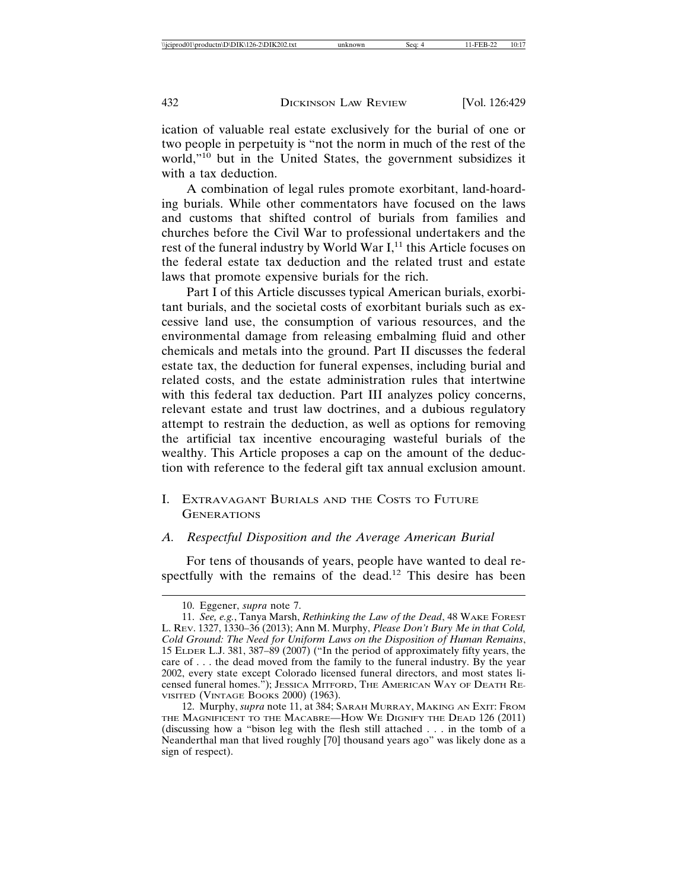ication of valuable real estate exclusively for the burial of one or two people in perpetuity is "not the norm in much of the rest of the world,"[10] but in the United States, the government subsidizes it with a tax deduction.

A combination of legal rules promote exorbitant, land-hoarding burials. While other commentators have focused on the laws and customs that shifted control of burials from families and churches before the Civil War to professional undertakers and the rest of the funeral industry by World War I,[11] this Article focuses on the federal estate tax deduction and the related trust and estate laws that promote expensive burials for the rich.

Part I of this Article discusses typical American burials, exorbitant burials, and the societal costs of exorbitant burials such as excessive land use, the consumption of various resources, and the environmental damage from releasing embalming fluid and other chemicals and metals into the ground. Part II discusses the federal estate tax, the deduction for funeral expenses, including burial and related costs, and the estate administration rules that intertwine with this federal tax deduction. Part III analyzes policy concerns, relevant estate and trust law doctrines, and a dubious regulatory attempt to restrain the deduction, as well as options for removing the artificial tax incentive encouraging wasteful burials of the wealthy. This Article proposes a cap on the amount of the deduction with reference to the federal gift tax annual exclusion amount.

## I. Extravagant Burials and the Costs to Future Generations

### A. Respectful Disposition and the Average American Burial

For tens of thousands of years, people have wanted to deal respectfully with the remains of the dead.[12] This desire has been

---

10. Eggener, *supra* note 7.

11. *See, e.g.*, Tanya Marsh, *Rethinking the Law of the Dead*, 48 Wake Forest L. Rev. 1327, 1330–36 (2013); Ann M. Murphy, *Please Don't Bury Me in that Cold, Cold Ground: The Need for Uniform Laws on the Disposition of Human Remains*, 15 Elder L.J. 381, 387–89 (2007) ("In the period of approximately fifty years, the care of . . . the dead moved from the family to the funeral industry. By the year 2002, every state except Colorado licensed funeral directors, and most states licensed funeral homes."); Jessica Mitford, The American Way of Death Revisited (Vintage Books 2000) (1963).

12. Murphy, *supra* note 11, at 384; Sarah Murray, Making an Exit: From the Magnificent to the Macabre—How We Dignify the Dead 126 (2011) (discussing how a "bison leg with the flesh still attached . . . in the tomb of a Neanderthal man that lived roughly [70] thousand years ago" was likely done as a sign of respect).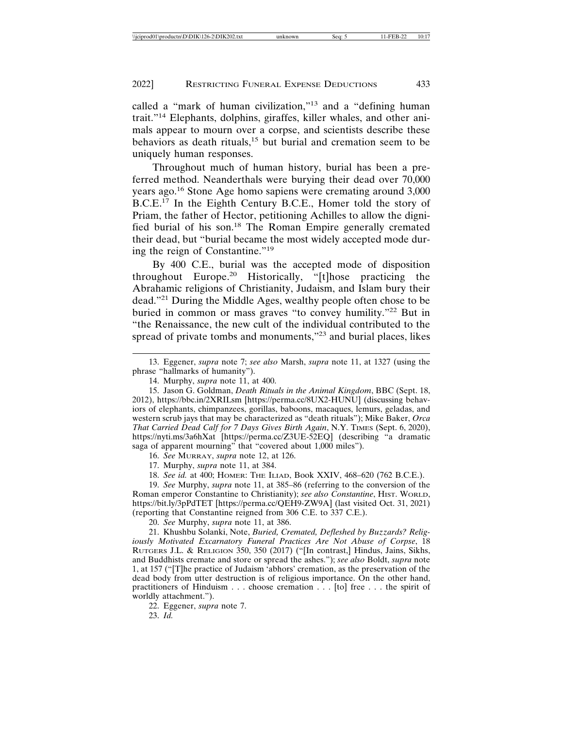called a "mark of human civilization,"[13] and a "defining human trait."[14] Elephants, dolphins, giraffes, killer whales, and other animals appear to mourn over a corpse, and scientists describe these behaviors as death rituals,[15] but burial and cremation seem to be uniquely human responses.

Throughout much of human history, burial has been a preferred method. Neanderthals were burying their dead over 70,000 years ago.[16] Stone Age homo sapiens were cremating around 3,000 B.C.E.[17] In the Eighth Century B.C.E., Homer told the story of Priam, the father of Hector, petitioning Achilles to allow the dignified burial of his son.[18] The Roman Empire generally cremated their dead, but "burial became the most widely accepted mode during the reign of Constantine."[19]

By 400 C.E., burial was the accepted mode of disposition throughout Europe.[20] Historically, "[t]hose practicing the Abrahamic religions of Christianity, Judaism, and Islam bury their dead."[21] During the Middle Ages, wealthy people often chose to be buried in common or mass graves "to convey humility."[22] But in "the Renaissance, the new cult of the individual contributed to the spread of private tombs and monuments,"[23] and burial places, likes

---

13. Eggener, *supra* note 7; *see also* Marsh, *supra* note 11, at 1327 (using the phrase "hallmarks of humanity").

14. Murphy, *supra* note 11, at 400.

15. Jason G. Goldman, *Death Rituals in the Animal Kingdom*, BBC (Sept. 18, 2012), https://bbc.in/2XRILsm [https://perma.cc/8UX2-HUNU] (discussing behaviors of elephants, chimpanzees, gorillas, baboons, macaques, lemurs, geladas, and western scrub jays that may be characterized as "death rituals"); Mike Baker, *Orca That Carried Dead Calf for 7 Days Gives Birth Again*, N.Y. TIMES (Sept. 6, 2020), https://nyti.ms/3a6hXat [https://perma.cc/Z3UE-52EQ] (describing "a dramatic saga of apparent mourning" that "covered about 1,000 miles").

16. *See* MURRAY, *supra* note 12, at 126.

17. Murphy, *supra* note 11, at 384.

18. *See id.* at 400; HOMER: THE ILIAD, Book XXIV, 468–620 (762 B.C.E.).

19. *See* Murphy, *supra* note 11, at 385–86 (referring to the conversion of the Roman emperor Constantine to Christianity); *see also Constantine*, HIST. WORLD, https://bit.ly/3pPdTET [https://perma.cc/QEH9-ZW9A] (last visited Oct. 31, 2021) (reporting that Constantine reigned from 306 C.E. to 337 C.E.).

20. *See* Murphy, *supra* note 11, at 386.

21. Khushbu Solanki, Note, *Buried, Cremated, Defleshed by Buzzards? Religiously Motivated Excarnatory Funeral Practices Are Not Abuse of Corpse*, 18 RUTGERS J.L. & RELIGION 350, 350 (2017) ("[In contrast,] Hindus, Jains, Sikhs, and Buddhists cremate and store or spread the ashes."); *see also* Boldt, *supra* note 1, at 157 ("[T]he practice of Judaism 'abhors' cremation, as the preservation of the dead body from utter destruction is of religious importance. On the other hand, practitioners of Hinduism . . . choose cremation . . . [to] free . . . the spirit of worldly attachment.").

22. Eggener, *supra* note 7.

23. *Id.*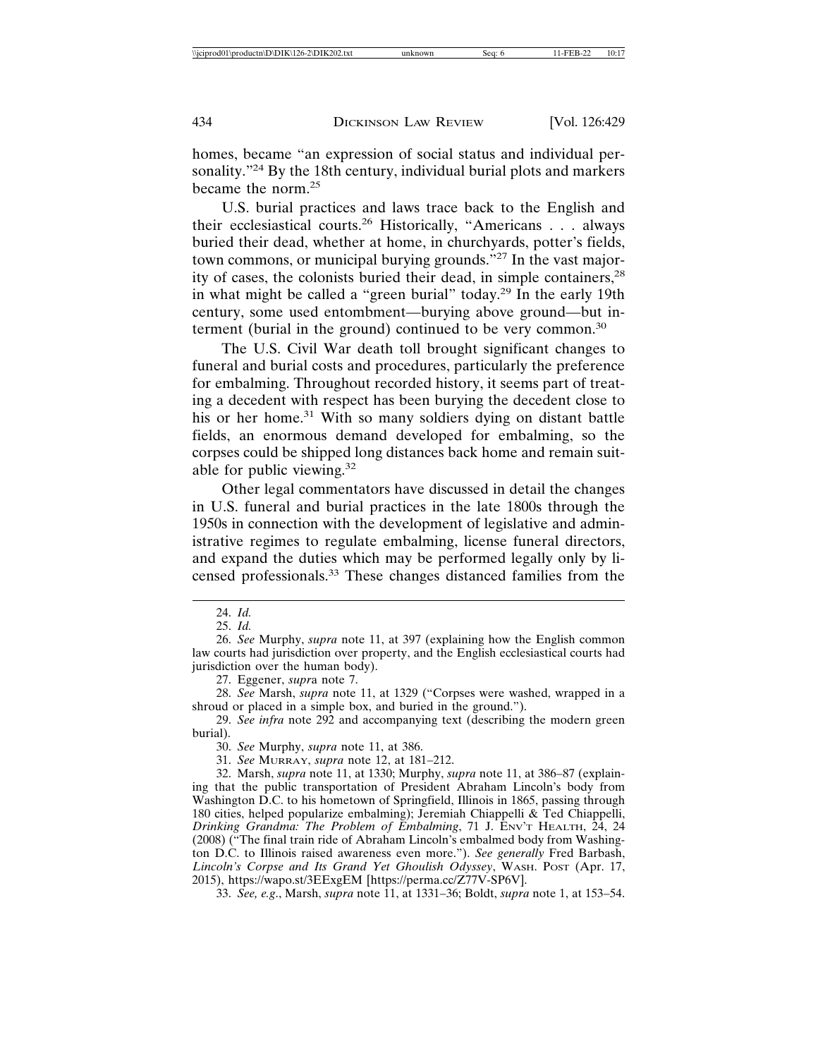homes, became "an expression of social status and individual personality."[24] By the 18th century, individual burial plots and markers became the norm.[25]

U.S. burial practices and laws trace back to the English and their ecclesiastical courts.[26] Historically, "Americans . . . always buried their dead, whether at home, in churchyards, potter's fields, town commons, or municipal burying grounds."[27] In the vast majority of cases, the colonists buried their dead, in simple containers,[28] in what might be called a "green burial" today.[29] In the early 19th century, some used entombment—burying above ground—but interment (burial in the ground) continued to be very common.[30]

The U.S. Civil War death toll brought significant changes to funeral and burial costs and procedures, particularly the preference for embalming. Throughout recorded history, it seems part of treating a decedent with respect has been burying the decedent close to his or her home.[31] With so many soldiers dying on distant battle fields, an enormous demand developed for embalming, so the corpses could be shipped long distances back home and remain suitable for public viewing.[32]

Other legal commentators have discussed in detail the changes in U.S. funeral and burial practices in the late 1800s through the 1950s in connection with the development of legislative and administrative regimes to regulate embalming, license funeral directors, and expand the duties which may be performed legally only by licensed professionals.[33] These changes distanced families from the

---

24. *Id.*

25. *Id.*

26. *See* Murphy, *supra* note 11, at 397 (explaining how the English common law courts had jurisdiction over property, and the English ecclesiastical courts had jurisdiction over the human body).

27. Eggener, *supra* note 7.

28. *See* Marsh, *supra* note 11, at 1329 ("Corpses were washed, wrapped in a shroud or placed in a simple box, and buried in the ground.").

29. *See infra* note 292 and accompanying text (describing the modern green burial).

30. *See* Murphy, *supra* note 11, at 386.

31. *See* MURRAY, *supra* note 12, at 181–212.

32. Marsh, *supra* note 11, at 1330; Murphy, *supra* note 11, at 386–87 (explaining that the public transportation of President Abraham Lincoln's body from Washington D.C. to his hometown of Springfield, Illinois in 1865, passing through 180 cities, helped popularize embalming); Jeremiah Chiappelli & Ted Chiappelli, *Drinking Grandma: The Problem of Embalming*, 71 J. ENV'T HEALTH, 24, 24 (2008) ("The final train ride of Abraham Lincoln's embalmed body from Washington D.C. to Illinois raised awareness even more."). *See generally* Fred Barbash, *Lincoln's Corpse and Its Grand Yet Ghoulish Odyssey*, WASH. POST (Apr. 17, 2015), https://wapo.st/3EExgEM [https://perma.cc/Z77V-SP6V].

33. *See, e.g.*, Marsh, *supra* note 11, at 1331–36; Boldt, *supra* note 1, at 153–54.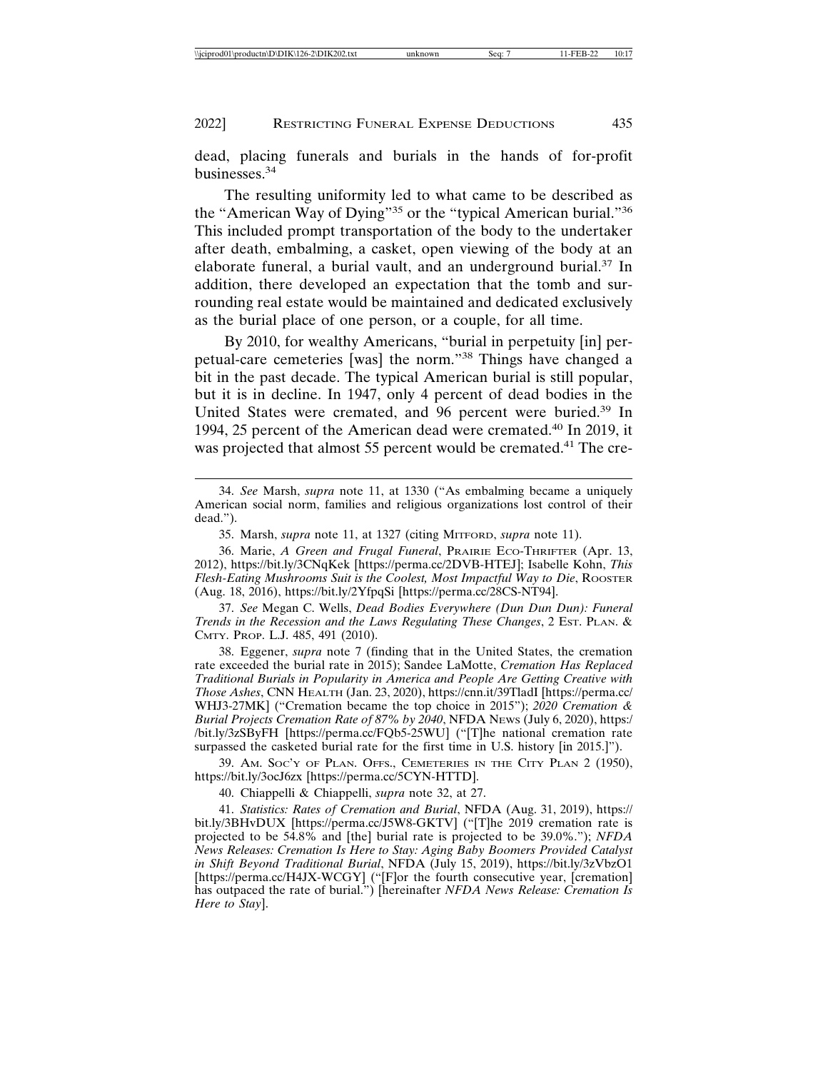dead, placing funerals and burials in the hands of for-profit businesses.[34]

The resulting uniformity led to what came to be described as the "American Way of Dying"[35] or the "typical American burial."[36] This included prompt transportation of the body to the undertaker after death, embalming, a casket, open viewing of the body at an elaborate funeral, a burial vault, and an underground burial.[37] In addition, there developed an expectation that the tomb and surrounding real estate would be maintained and dedicated exclusively as the burial place of one person, or a couple, for all time.

By 2010, for wealthy Americans, "burial in perpetuity [in] perpetual-care cemeteries [was] the norm."[38] Things have changed a bit in the past decade. The typical American burial is still popular, but it is in decline. In 1947, only 4 percent of dead bodies in the United States were cremated, and 96 percent were buried.[39] In 1994, 25 percent of the American dead were cremated.[40] In 2019, it was projected that almost 55 percent would be cremated.[41] The cre-

---

34. *See* Marsh, *supra* note 11, at 1330 ("As embalming became a uniquely American social norm, families and religious organizations lost control of their dead.").

35. Marsh, *supra* note 11, at 1327 (citing MITFORD, *supra* note 11).

36. Marie, *A Green and Frugal Funeral*, PRAIRIE ECO-THRIFTER (Apr. 13, 2012), https://bit.ly/3CNqKek [https://perma.cc/2DVB-HTEJ]; Isabelle Kohn, *This Flesh-Eating Mushrooms Suit is the Coolest, Most Impactful Way to Die*, ROOSTER (Aug. 18, 2016), https://bit.ly/2YfpqSi [https://perma.cc/28CS-NT94].

37. *See* Megan C. Wells, *Dead Bodies Everywhere (Dun Dun Dun): Funeral Trends in the Recession and the Laws Regulating These Changes*, 2 EST. PLAN. & CMTY. PROP. L.J. 485, 491 (2010).

38. Eggener, *supra* note 7 (finding that in the United States, the cremation rate exceeded the burial rate in 2015); Sandee LaMotte, *Cremation Has Replaced Traditional Burials in Popularity in America and People Are Getting Creative with Those Ashes*, CNN HEALTH (Jan. 23, 2020), https://cnn.it/39TladI [https://perma.cc/WHJ3-27MK] ("Cremation became the top choice in 2015"); *2020 Cremation & Burial Projects Cremation Rate of 87% by 2040*, NFDA NEWS (July 6, 2020), https://bit.ly/3zSByFH [https://perma.cc/FQb5-25WU] ("[T]he national cremation rate surpassed the casketed burial rate for the first time in U.S. history [in 2015.]").

39. AM. SOC'Y OF PLAN. OFFS., CEMETERIES IN THE CITY PLAN 2 (1950), https://bit.ly/3ocJ6zx [https://perma.cc/5CYN-HTTD].

40. Chiappelli & Chiappelli, *supra* note 32, at 27.

41. *Statistics: Rates of Cremation and Burial*, NFDA (Aug. 31, 2019), https://bit.ly/3BHvDUX [https://perma.cc/J5W8-GKTV] ("[T]he 2019 cremation rate is projected to be 54.8% and [the] burial rate is projected to be 39.0%."); *NFDA News Releases: Cremation Is Here to Stay: Aging Baby Boomers Provided Catalyst in Shift Beyond Traditional Burial*, NFDA (July 15, 2019), https://bit.ly/3zVbzO1 [https://perma.cc/H4JX-WCGY] ("[F]or the fourth consecutive year, [cremation] has outpaced the rate of burial.") [hereinafter *NFDA News Release: Cremation Is Here to Stay*].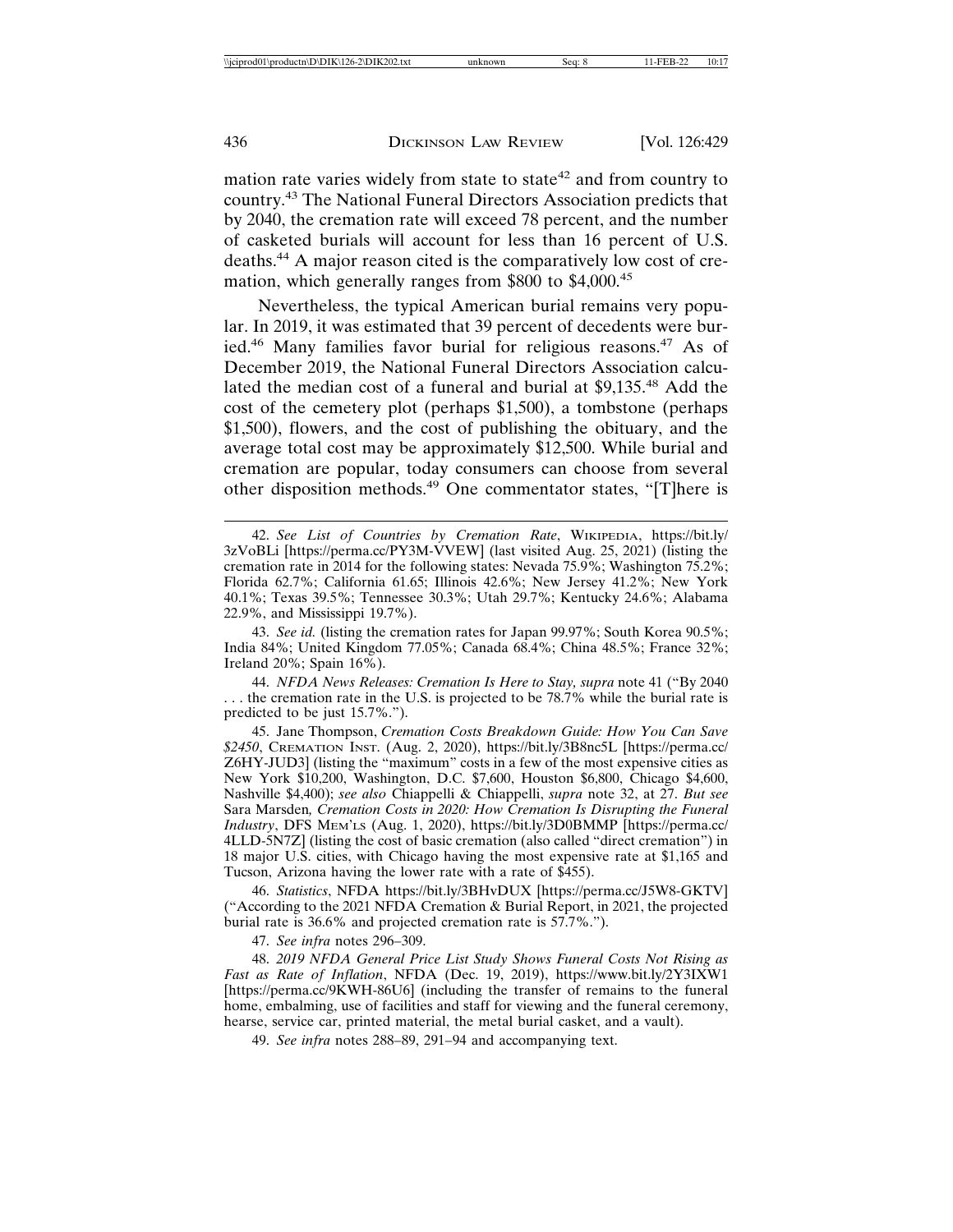mation rate varies widely from state to state[42] and from country to country.[43] The National Funeral Directors Association predicts that by 2040, the cremation rate will exceed 78 percent, and the number of casketed burials will account for less than 16 percent of U.S. deaths.[44] A major reason cited is the comparatively low cost of cremation, which generally ranges from $800 to $4,000.[45]

Nevertheless, the typical American burial remains very popular. In 2019, it was estimated that 39 percent of decedents were buried.[46] Many families favor burial for religious reasons.[47] As of December 2019, the National Funeral Directors Association calculated the median cost of a funeral and burial at $9,135.[48] Add the cost of the cemetery plot (perhaps $1,500), a tombstone (perhaps $1,500), flowers, and the cost of publishing the obituary, and the average total cost may be approximately $12,500. While burial and cremation are popular, today consumers can choose from several other disposition methods.[49] One commentator states, "[T]here is

---

42. *See List of Countries by Cremation Rate*, WIKIPEDIA, https://bit.ly/3zVoBLi [https://perma.cc/PY3M-VVEW] (last visited Aug. 25, 2021) (listing the cremation rate in 2014 for the following states: Nevada 75.9%; Washington 75.2%; Florida 62.7%; California 61.65; Illinois 42.6%; New Jersey 41.2%; New York 40.1%; Texas 39.5%; Tennessee 30.3%; Utah 29.7%; Kentucky 24.6%; Alabama 22.9%, and Mississippi 19.7%).

43. *See id.* (listing the cremation rates for Japan 99.97%; South Korea 90.5%; India 84%; United Kingdom 77.05%; Canada 68.4%; China 48.5%; France 32%; Ireland 20%; Spain 16%).

44. *NFDA News Releases: Cremation Is Here to Stay*, *supra* note 41 ("By 2040 . . . the cremation rate in the U.S. is projected to be 78.7% while the burial rate is predicted to be just 15.7%.").

45. Jane Thompson, *Cremation Costs Breakdown Guide: How You Can Save $2450*, CREMATION INST. (Aug. 2, 2020), https://bit.ly/3B8nc5L [https://perma.cc/Z6HY-JUD3] (listing the "maximum" costs in a few of the most expensive cities as New York $10,200, Washington, D.C. $7,600, Houston $6,800, Chicago $4,600, Nashville $4,400); *see also* Chiappelli & Chiappelli, *supra* note 32, at 27. *But see* Sara Marsden*, Cremation Costs in 2020: How Cremation Is Disrupting the Funeral Industry*, DFS MEM'LS (Aug. 1, 2020), https://bit.ly/3D0BMMP [https://perma.cc/4LLD-5N7Z] (listing the cost of basic cremation (also called "direct cremation") in 18 major U.S. cities, with Chicago having the most expensive rate at $1,165 and Tucson, Arizona having the lower rate with a rate of $455).

46. *Statistics*, NFDA https://bit.ly/3BHvDUX [https://perma.cc/J5W8-GKTV] ("According to the 2021 NFDA Cremation & Burial Report, in 2021, the projected burial rate is 36.6% and projected cremation rate is 57.7%.").

47. *See infra* notes 296–309.

48. *2019 NFDA General Price List Study Shows Funeral Costs Not Rising as Fast as Rate of Inflation*, NFDA (Dec. 19, 2019), https://www.bit.ly/2Y3IXW1 [https://perma.cc/9KWH-86U6] (including the transfer of remains to the funeral home, embalming, use of facilities and staff for viewing and the funeral ceremony, hearse, service car, printed material, the metal burial casket, and a vault).

49. *See infra* notes 288–89, 291–94 and accompanying text.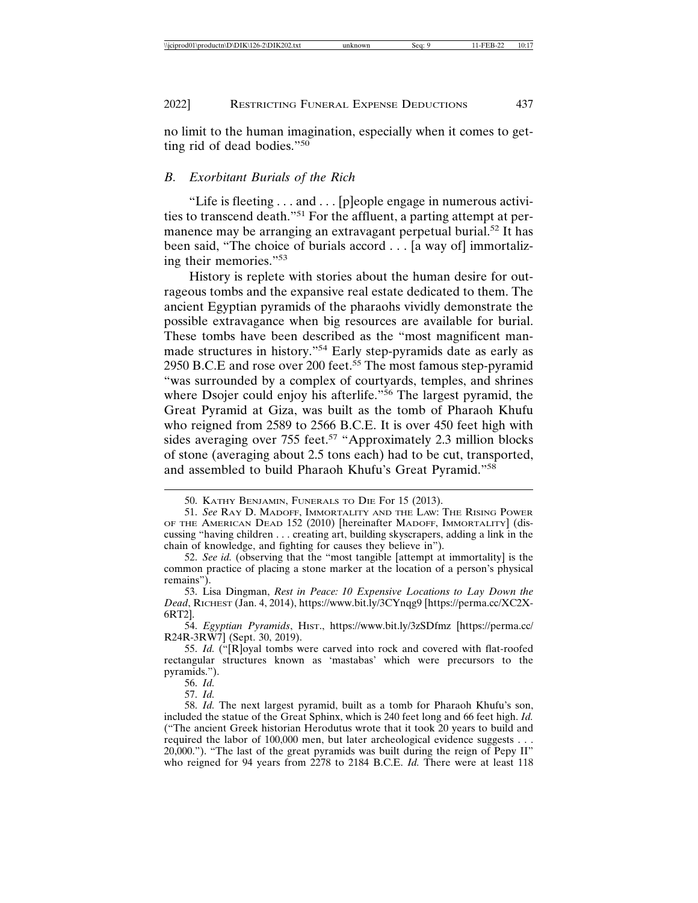no limit to the human imagination, especially when it comes to getting rid of dead bodies."[50]

### B. Exorbitant Burials of the Rich

"Life is fleeting . . . and . . . [p]eople engage in numerous activities to transcend death."[51] For the affluent, a parting attempt at permanence may be arranging an extravagant perpetual burial.[52] It has been said, "The choice of burials accord . . . [a way of] immortalizing their memories."[53]

History is replete with stories about the human desire for outrageous tombs and the expansive real estate dedicated to them. The ancient Egyptian pyramids of the pharaohs vividly demonstrate the possible extravagance when big resources are available for burial. These tombs have been described as the "most magnificent man-made structures in history."[54] Early step-pyramids date as early as 2950 B.C.E and rose over 200 feet.[55] The most famous step-pyramid "was surrounded by a complex of courtyards, temples, and shrines where Dsojer could enjoy his afterlife."[56] The largest pyramid, the Great Pyramid at Giza, was built as the tomb of Pharaoh Khufu who reigned from 2589 to 2566 B.C.E. It is over 450 feet high with sides averaging over 755 feet.[57] "Approximately 2.3 million blocks of stone (averaging about 2.5 tons each) had to be cut, transported, and assembled to build Pharaoh Khufu's Great Pyramid."[58]

---

50. Kathy Benjamin, Funerals to Die For 15 (2013).

51. *See* Ray D. Madoff, Immortality and the Law: The Rising Power of the American Dead 152 (2010) [hereinafter Madoff, Immortality] (discussing "having children . . . creating art, building skyscrapers, adding a link in the chain of knowledge, and fighting for causes they believe in").

52. *See id.* (observing that the "most tangible [attempt at immortality] is the common practice of placing a stone marker at the location of a person's physical remains").

53. Lisa Dingman, *Rest in Peace: 10 Expensive Locations to Lay Down the Dead*, Richest (Jan. 4, 2014), https://www.bit.ly/3CYnqg9 [https://perma.cc/XC2X-6RT2].

54. *Egyptian Pyramids*, Hist., https://www.bit.ly/3zSDfmz [https://perma.cc/R24R-3RW7] (Sept. 30, 2019).

55. *Id.* ("[R]oyal tombs were carved into rock and covered with flat-roofed rectangular structures known as 'mastabas' which were precursors to the pyramids.").

56. *Id.*

57. *Id.*

58. *Id.* The next largest pyramid, built as a tomb for Pharaoh Khufu's son, included the statue of the Great Sphinx, which is 240 feet long and 66 feet high. *Id.* ("The ancient Greek historian Herodutus wrote that it took 20 years to build and required the labor of 100,000 men, but later archeological evidence suggests . . . 20,000."). "The last of the great pyramids was built during the reign of Pepy II" who reigned for 94 years from 2278 to 2184 B.C.E. *Id.* There were at least 118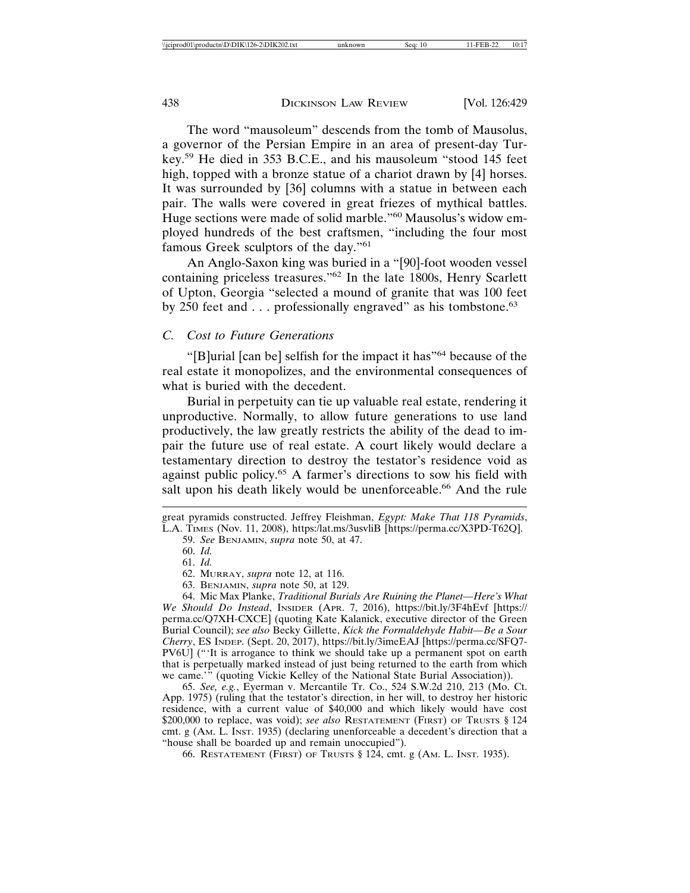The word "mausoleum" descends from the tomb of Mausolus, a governor of the Persian Empire in an area of present-day Turkey.[59] He died in 353 B.C.E., and his mausoleum "stood 145 feet high, topped with a bronze statue of a chariot drawn by [4] horses. It was surrounded by [36] columns with a statue in between each pair. The walls were covered in great friezes of mythical battles. Huge sections were made of solid marble."[60] Mausolus's widow employed hundreds of the best craftsmen, "including the four most famous Greek sculptors of the day."[61]

An Anglo-Saxon king was buried in a "[90]-foot wooden vessel containing priceless treasures."[62] In the late 1800s, Henry Scarlett of Upton, Georgia "selected a mound of granite that was 100 feet by 250 feet and . . . professionally engraved" as his tombstone.[63]

### *C. Cost to Future Generations*

"[B]urial [can be] selfish for the impact it has"[64] because of the real estate it monopolizes, and the environmental consequences of what is buried with the decedent.

Burial in perpetuity can tie up valuable real estate, rendering it unproductive. Normally, to allow future generations to use land productively, the law greatly restricts the ability of the dead to impair the future use of real estate. A court likely would declare a testamentary direction to destroy the testator's residence void as against public policy.[65] A farmer's directions to sow his field with salt upon his death likely would be unenforceable.[66] And the rule

---

great pyramids constructed. Jeffrey Fleishman, *Egypt: Make That 118 Pyramids*, L.A. TIMES (Nov. 11, 2008), https:/lat.ms/3usvliB [https://perma.cc/X3PD-T62Q].

59. *See* BENJAMIN, *supra* note 50, at 47.

60. *Id.*

61. *Id.*

62. MURRAY, *supra* note 12, at 116.

63. BENJAMIN, *supra* note 50, at 129.

64. Mic Max Planke, *Traditional Burials Are Ruining the Planet—Here's What We Should Do Instead*, INSIDER (APR. 7, 2016), https://bit.ly/3F4hEvf [https://perma.cc/Q7XH-CXCE] (quoting Kate Kalanick, executive director of the Green Burial Council); *see also* Becky Gillette, *Kick the Formaldehyde Habit—Be a Sour Cherry*, ES INDEP. (Sept. 20, 2017), https://bit.ly/3imeEAJ [https://perma.cc/SFQ7-PV6U] ("'It is arrogance to think we should take up a permanent spot on earth that is perpetually marked instead of just being returned to the earth from which we came.'" (quoting Vickie Kelley of the National State Burial Association)).

65. *See, e.g.*, Eyerman v. Mercantile Tr. Co., 524 S.W.2d 210, 213 (Mo. Ct. App. 1975) (ruling that the testator's direction, in her will, to destroy her historic residence, with a current value of $40,000 and which likely would have cost $200,000 to replace, was void); *see also* RESTATEMENT (FIRST) OF TRUSTS § 124 cmt. g (AM. L. INST. 1935) (declaring unenforceable a decedent's direction that a "house shall be boarded up and remain unoccupied").

66. RESTATEMENT (FIRST) OF TRUSTS § 124, cmt. g (AM. L. INST. 1935).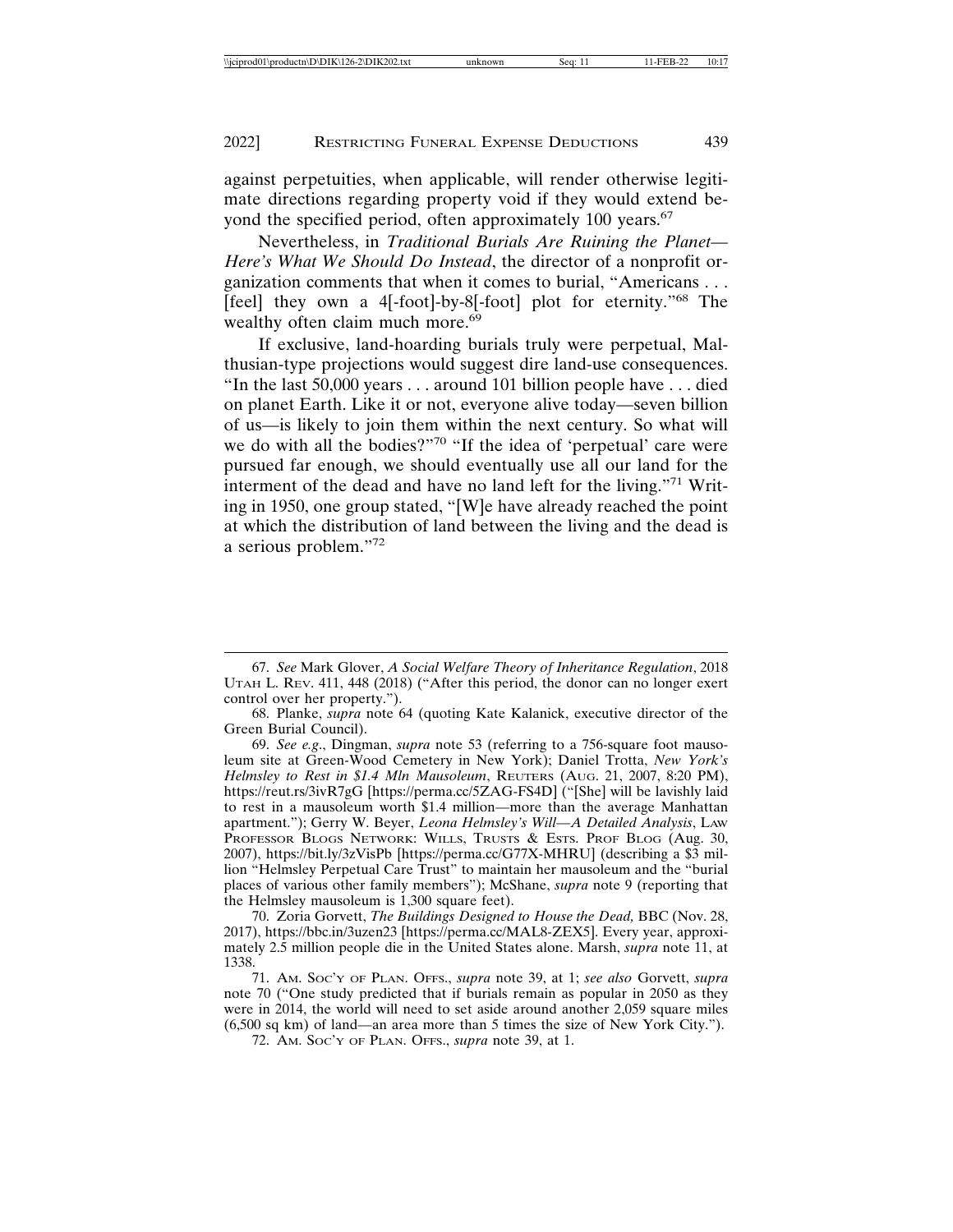against perpetuities, when applicable, will render otherwise legitimate directions regarding property void if they would extend beyond the specified period, often approximately 100 years.[67]

Nevertheless, in *Traditional Burials Are Ruining the Planet—Here's What We Should Do Instead*, the director of a nonprofit organization comments that when it comes to burial, "Americans . . . [feel] they own a 4[-foot]-by-8[-foot] plot for eternity."[68] The wealthy often claim much more.[69]

If exclusive, land-hoarding burials truly were perpetual, Malthusian-type projections would suggest dire land-use consequences. "In the last 50,000 years . . . around 101 billion people have . . . died on planet Earth. Like it or not, everyone alive today—seven billion of us—is likely to join them within the next century. So what will we do with all the bodies?"[70] "If the idea of 'perpetual' care were pursued far enough, we should eventually use all our land for the interment of the dead and have no land left for the living."[71] Writing in 1950, one group stated, "[W]e have already reached the point at which the distribution of land between the living and the dead is a serious problem."[72]

---

67. *See* Mark Glover, *A Social Welfare Theory of Inheritance Regulation*, 2018 UTAH L. REV. 411, 448 (2018) ("After this period, the donor can no longer exert control over her property.").

68. Planke, *supra* note 64 (quoting Kate Kalanick, executive director of the Green Burial Council).

69. *See e.g.*, Dingman, *supra* note 53 (referring to a 756-square foot mausoleum site at Green-Wood Cemetery in New York); Daniel Trotta, *New York's Helmsley to Rest in $1.4 Mln Mausoleum*, REUTERS (AUG. 21, 2007, 8:20 PM), https://reut.rs/3ivR7gG [https://perma.cc/5ZAG-FS4D] ("[She] will be lavishly laid to rest in a mausoleum worth $1.4 million—more than the average Manhattan apartment."); Gerry W. Beyer, *Leona Helmsley's Will—A Detailed Analysis*, LAW PROFESSOR BLOGS NETWORK: WILLS, TRUSTS & ESTS. PROF BLOG (Aug. 30, 2007), https://bit.ly/3zVisPb [https://perma.cc/G77X-MHRU] (describing a $3 million "Helmsley Perpetual Care Trust" to maintain her mausoleum and the "burial places of various other family members"); McShane, *supra* note 9 (reporting that the Helmsley mausoleum is 1,300 square feet).

70. Zoria Gorvett, *The Buildings Designed to House the Dead,* BBC (Nov. 28, 2017), https://bbc.in/3uzen23 [https://perma.cc/MAL8-ZEX5]. Every year, approximately 2.5 million people die in the United States alone. Marsh, *supra* note 11, at 1338.

71. AM. SOC'Y OF PLAN. OFFS., *supra* note 39, at 1; *see also* Gorvett, *supra* note 70 ("One study predicted that if burials remain as popular in 2050 as they were in 2014, the world will need to set aside around another 2,059 square miles (6,500 sq km) of land—an area more than 5 times the size of New York City.").

72. AM. SOC'Y OF PLAN. OFFS., *supra* note 39, at 1.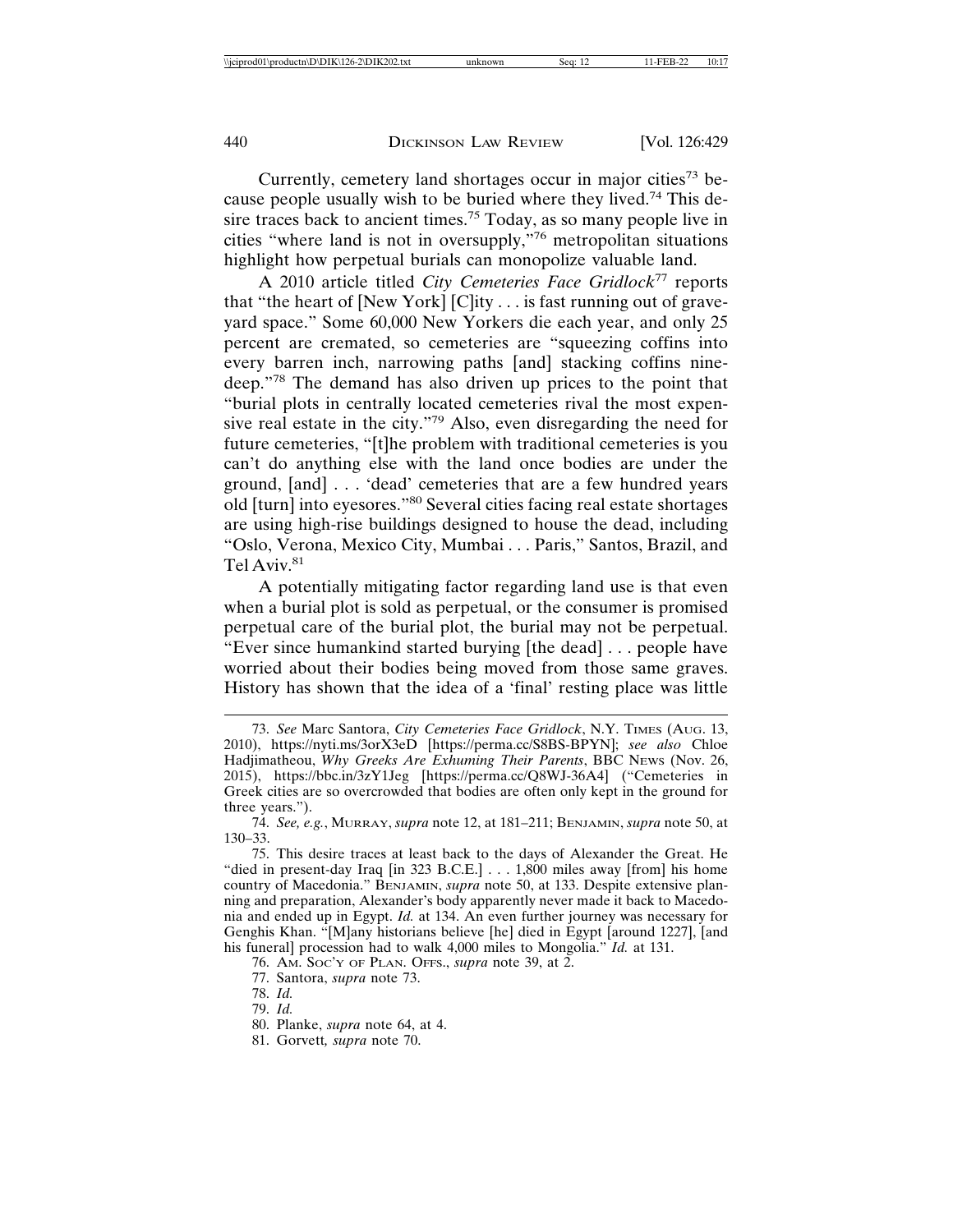Currently, cemetery land shortages occur in major cities[73] because people usually wish to be buried where they lived.[74] This desire traces back to ancient times.[75] Today, as so many people live in cities "where land is not in oversupply,"[76] metropolitan situations highlight how perpetual burials can monopolize valuable land.

A 2010 article titled *City Cemeteries Face Gridlock*[77] reports that "the heart of [New York] [C]ity . . . is fast running out of graveyard space." Some 60,000 New Yorkers die each year, and only 25 percent are cremated, so cemeteries are "squeezing coffins into every barren inch, narrowing paths [and] stacking coffins nine-deep."[78] The demand has also driven up prices to the point that "burial plots in centrally located cemeteries rival the most expensive real estate in the city."[79] Also, even disregarding the need for future cemeteries, "[t]he problem with traditional cemeteries is you can't do anything else with the land once bodies are under the ground, [and] . . . 'dead' cemeteries that are a few hundred years old [turn] into eyesores."[80] Several cities facing real estate shortages are using high-rise buildings designed to house the dead, including "Oslo, Verona, Mexico City, Mumbai . . . Paris," Santos, Brazil, and Tel Aviv.[81]

A potentially mitigating factor regarding land use is that even when a burial plot is sold as perpetual, or the consumer is promised perpetual care of the burial plot, the burial may not be perpetual. "Ever since humankind started burying [the dead] . . . people have worried about their bodies being moved from those same graves. History has shown that the idea of a 'final' resting place was little

---

73. *See* Marc Santora, *City Cemeteries Face Gridlock*, N.Y. TIMES (AUG. 13, 2010), https://nyti.ms/3orX3eD [https://perma.cc/S8BS-BPYN]; *see also* Chloe Hadjimatheou, *Why Greeks Are Exhuming Their Parents*, BBC NEWS (Nov. 26, 2015), https://bbc.in/3zY1Jeg [https://perma.cc/Q8WJ-36A4] ("Cemeteries in Greek cities are so overcrowded that bodies are often only kept in the ground for three years.").

74. *See, e.g.*, MURRAY, *supra* note 12, at 181–211; BENJAMIN, *supra* note 50, at 130–33.

75. This desire traces at least back to the days of Alexander the Great. He "died in present-day Iraq [in 323 B.C.E.] . . . 1,800 miles away [from] his home country of Macedonia." BENJAMIN, *supra* note 50, at 133. Despite extensive planning and preparation, Alexander's body apparently never made it back to Macedonia and ended up in Egypt. *Id.* at 134. An even further journey was necessary for Genghis Khan. "[M]any historians believe [he] died in Egypt [around 1227], [and his funeral] procession had to walk 4,000 miles to Mongolia." *Id.* at 131.

76. AM. SOC'Y OF PLAN. OFFS., *supra* note 39, at 2.

77. Santora, *supra* note 73.

78. *Id.*

79. *Id.*

80. Planke, *supra* note 64, at 4.

81. Gorvett*, supra* note 70.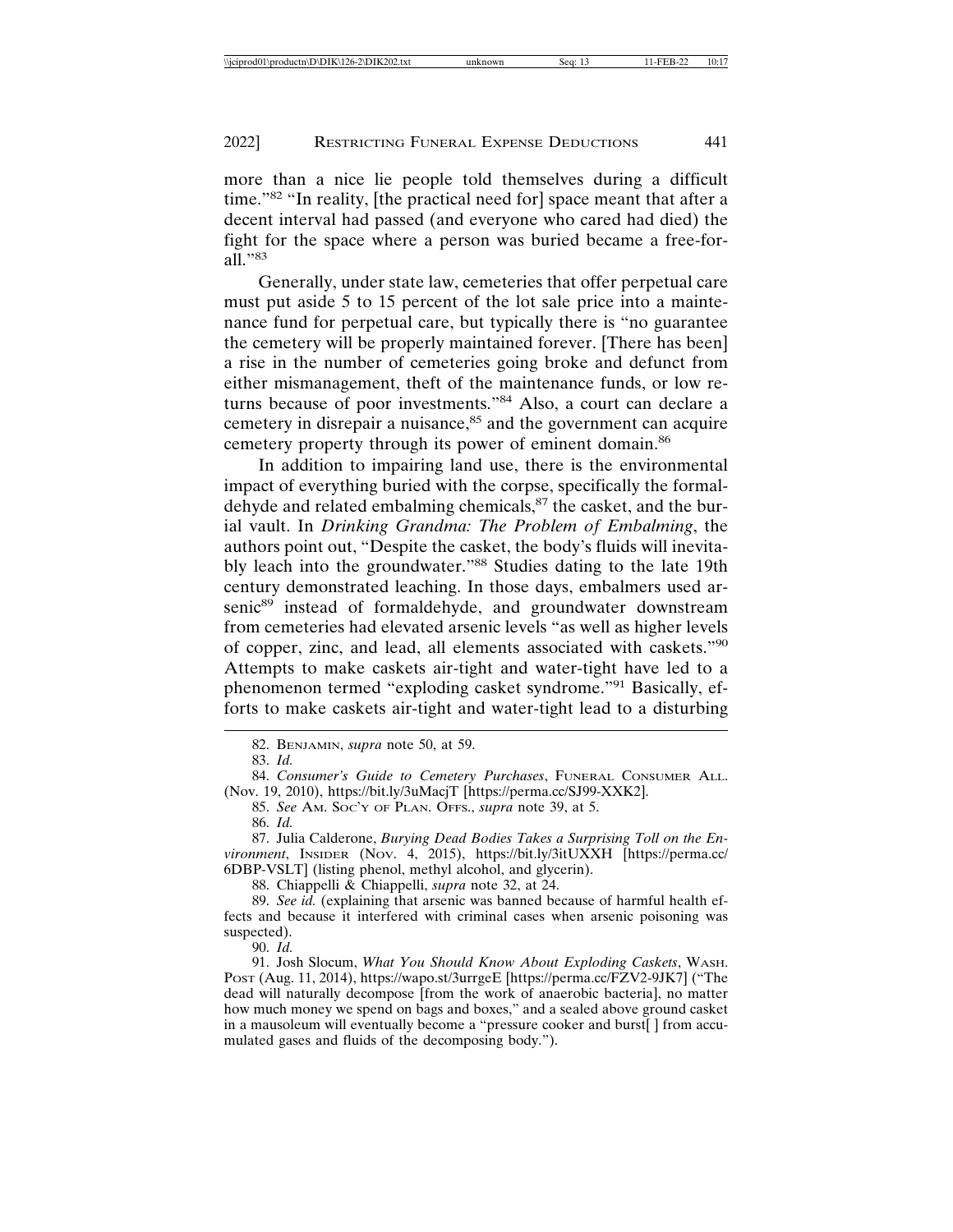more than a nice lie people told themselves during a difficult time."[82] "In reality, [the practical need for] space meant that after a decent interval had passed (and everyone who cared had died) the fight for the space where a person was buried became a free-for-all."[83]

Generally, under state law, cemeteries that offer perpetual care must put aside 5 to 15 percent of the lot sale price into a maintenance fund for perpetual care, but typically there is "no guarantee the cemetery will be properly maintained forever. [There has been] a rise in the number of cemeteries going broke and defunct from either mismanagement, theft of the maintenance funds, or low returns because of poor investments."[84] Also, a court can declare a cemetery in disrepair a nuisance,[85] and the government can acquire cemetery property through its power of eminent domain.[86]

In addition to impairing land use, there is the environmental impact of everything buried with the corpse, specifically the formaldehyde and related embalming chemicals,[87] the casket, and the burial vault. In *Drinking Grandma: The Problem of Embalming*, the authors point out, "Despite the casket, the body's fluids will inevitably leach into the groundwater."[88] Studies dating to the late 19th century demonstrated leaching. In those days, embalmers used arsenic[89] instead of formaldehyde, and groundwater downstream from cemeteries had elevated arsenic levels "as well as higher levels of copper, zinc, and lead, all elements associated with caskets."[90] Attempts to make caskets air-tight and water-tight have led to a phenomenon termed "exploding casket syndrome."[91] Basically, efforts to make caskets air-tight and water-tight lead to a disturbing

---

82. BENJAMIN, *supra* note 50, at 59.

83. *Id.*

84. *Consumer's Guide to Cemetery Purchases*, FUNERAL CONSUMER ALL. (Nov. 19, 2010), https://bit.ly/3uMacjT [https://perma.cc/SJ99-XXK2].

85. *See* AM. SOC'Y OF PLAN. OFFS., *supra* note 39, at 5.

86. *Id.*

87. Julia Calderone, *Burying Dead Bodies Takes a Surprising Toll on the Environment*, INSIDER (Nov. 4, 2015), https://bit.ly/3itUXXH [https://perma.cc/6DBP-VSLT] (listing phenol, methyl alcohol, and glycerin).

88. Chiappelli & Chiappelli, *supra* note 32, at 24.

89. *See id.* (explaining that arsenic was banned because of harmful health effects and because it interfered with criminal cases when arsenic poisoning was suspected).

90. *Id.*

91. Josh Slocum, *What You Should Know About Exploding Caskets*, WASH. POST (Aug. 11, 2014), https://wapo.st/3urrgeE [https://perma.cc/FZV2-9JK7] ("The dead will naturally decompose [from the work of anaerobic bacteria], no matter how much money we spend on bags and boxes," and a sealed above ground casket in a mausoleum will eventually become a "pressure cooker and burst[ ] from accumulated gases and fluids of the decomposing body.").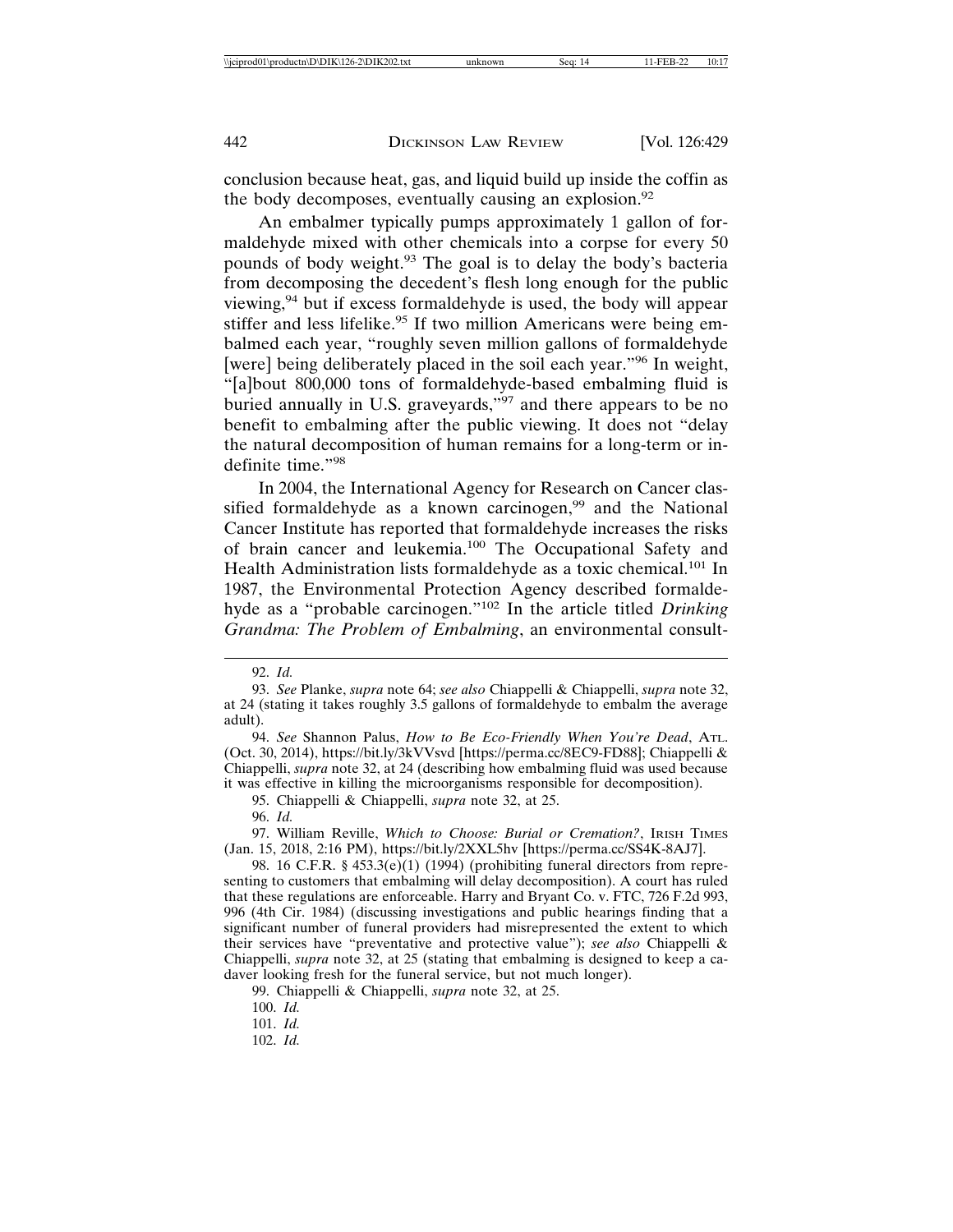conclusion because heat, gas, and liquid build up inside the coffin as the body decomposes, eventually causing an explosion.[92]

An embalmer typically pumps approximately 1 gallon of formaldehyde mixed with other chemicals into a corpse for every 50 pounds of body weight.[93] The goal is to delay the body's bacteria from decomposing the decedent's flesh long enough for the public viewing,[94] but if excess formaldehyde is used, the body will appear stiffer and less lifelike.[95] If two million Americans were being embalmed each year, "roughly seven million gallons of formaldehyde [were] being deliberately placed in the soil each year."[96] In weight, "[a]bout 800,000 tons of formaldehyde-based embalming fluid is buried annually in U.S. graveyards,"[97] and there appears to be no benefit to embalming after the public viewing. It does not "delay the natural decomposition of human remains for a long-term or indefinite time."[98]

In 2004, the International Agency for Research on Cancer classified formaldehyde as a known carcinogen,[99] and the National Cancer Institute has reported that formaldehyde increases the risks of brain cancer and leukemia.[100] The Occupational Safety and Health Administration lists formaldehyde as a toxic chemical.[101] In 1987, the Environmental Protection Agency described formaldehyde as a "probable carcinogen."[102] In the article titled *Drinking Grandma: The Problem of Embalming*, an environmental consult-

---

92. *Id.*

93. *See* Planke, *supra* note 64; *see also* Chiappelli & Chiappelli, *supra* note 32, at 24 (stating it takes roughly 3.5 gallons of formaldehyde to embalm the average adult).

94. *See* Shannon Palus, *How to Be Eco-Friendly When You're Dead*, ATL. (Oct. 30, 2014), https://bit.ly/3kVVsvd [https://perma.cc/8EC9-FD88]; Chiappelli & Chiappelli, *supra* note 32, at 24 (describing how embalming fluid was used because it was effective in killing the microorganisms responsible for decomposition).

95. Chiappelli & Chiappelli, *supra* note 32, at 25.

96. *Id.*

97. William Reville, *Which to Choose: Burial or Cremation?*, IRISH TIMES (Jan. 15, 2018, 2:16 PM), https://bit.ly/2XXL5hv [https://perma.cc/SS4K-8AJ7].

98. 16 C.F.R. § 453.3(e)(1) (1994) (prohibiting funeral directors from representing to customers that embalming will delay decomposition). A court has ruled that these regulations are enforceable. Harry and Bryant Co. v. FTC, 726 F.2d 993, 996 (4th Cir. 1984) (discussing investigations and public hearings finding that a significant number of funeral providers had misrepresented the extent to which their services have "preventative and protective value"); *see also* Chiappelli & Chiappelli, *supra* note 32, at 25 (stating that embalming is designed to keep a cadaver looking fresh for the funeral service, but not much longer).

99. Chiappelli & Chiappelli, *supra* note 32, at 25.

100. *Id.*

101. *Id.*

102. *Id.*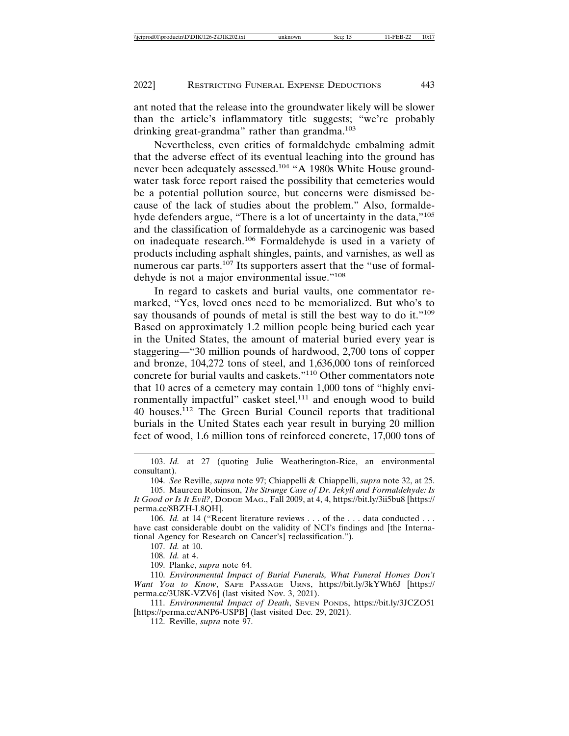ant noted that the release into the groundwater likely will be slower than the article's inflammatory title suggests; "we're probably drinking great-grandma" rather than grandma.[103]

Nevertheless, even critics of formaldehyde embalming admit that the adverse effect of its eventual leaching into the ground has never been adequately assessed.[104] "A 1980s White House groundwater task force report raised the possibility that cemeteries would be a potential pollution source, but concerns were dismissed because of the lack of studies about the problem." Also, formaldehyde defenders argue, "There is a lot of uncertainty in the data,"[105] and the classification of formaldehyde as a carcinogenic was based on inadequate research.[106] Formaldehyde is used in a variety of products including asphalt shingles, paints, and varnishes, as well as numerous car parts.[107] Its supporters assert that the "use of formaldehyde is not a major environmental issue."[108]

In regard to caskets and burial vaults, one commentator remarked, "Yes, loved ones need to be memorialized. But who's to say thousands of pounds of metal is still the best way to do it."[109] Based on approximately 1.2 million people being buried each year in the United States, the amount of material buried every year is staggering—"30 million pounds of hardwood, 2,700 tons of copper and bronze, 104,272 tons of steel, and 1,636,000 tons of reinforced concrete for burial vaults and caskets."[110] Other commentators note that 10 acres of a cemetery may contain 1,000 tons of "highly environmentally impactful" casket steel,[111] and enough wood to build 40 houses.[112] The Green Burial Council reports that traditional burials in the United States each year result in burying 20 million feet of wood, 1.6 million tons of reinforced concrete, 17,000 tons of

---

103. *Id.* at 27 (quoting Julie Weatherington-Rice, an environmental consultant).

104. *See* Reville, *supra* note 97; Chiappelli & Chiappelli, *supra* note 32, at 25.

105. Maureen Robinson, *The Strange Case of Dr. Jekyll and Formaldehyde: Is It Good or Is It Evil?*, DODGE MAG., Fall 2009, at 4, 4, https://bit.ly/3ii5bu8 [https://perma.cc/8BZH-L8QH].

106. *Id.* at 14 ("Recent literature reviews . . . of the . . . data conducted . . . have cast considerable doubt on the validity of NCI's findings and [the International Agency for Research on Cancer's] reclassification.").

107. *Id.* at 10.

108. *Id.* at 4.

109. Planke, *supra* note 64.

110. *Environmental Impact of Burial Funerals, What Funeral Homes Don't Want You to Know*, SAFE PASSAGE URNS, https://bit.ly/3kYWh6J [https://perma.cc/3U8K-VZV6] (last visited Nov. 3, 2021).

111. *Environmental Impact of Death*, SEVEN PONDS, https://bit.ly/3JCZO51 [https://perma.cc/ANP6-USPB] (last visited Dec. 29, 2021).

112. Reville, *supra* note 97.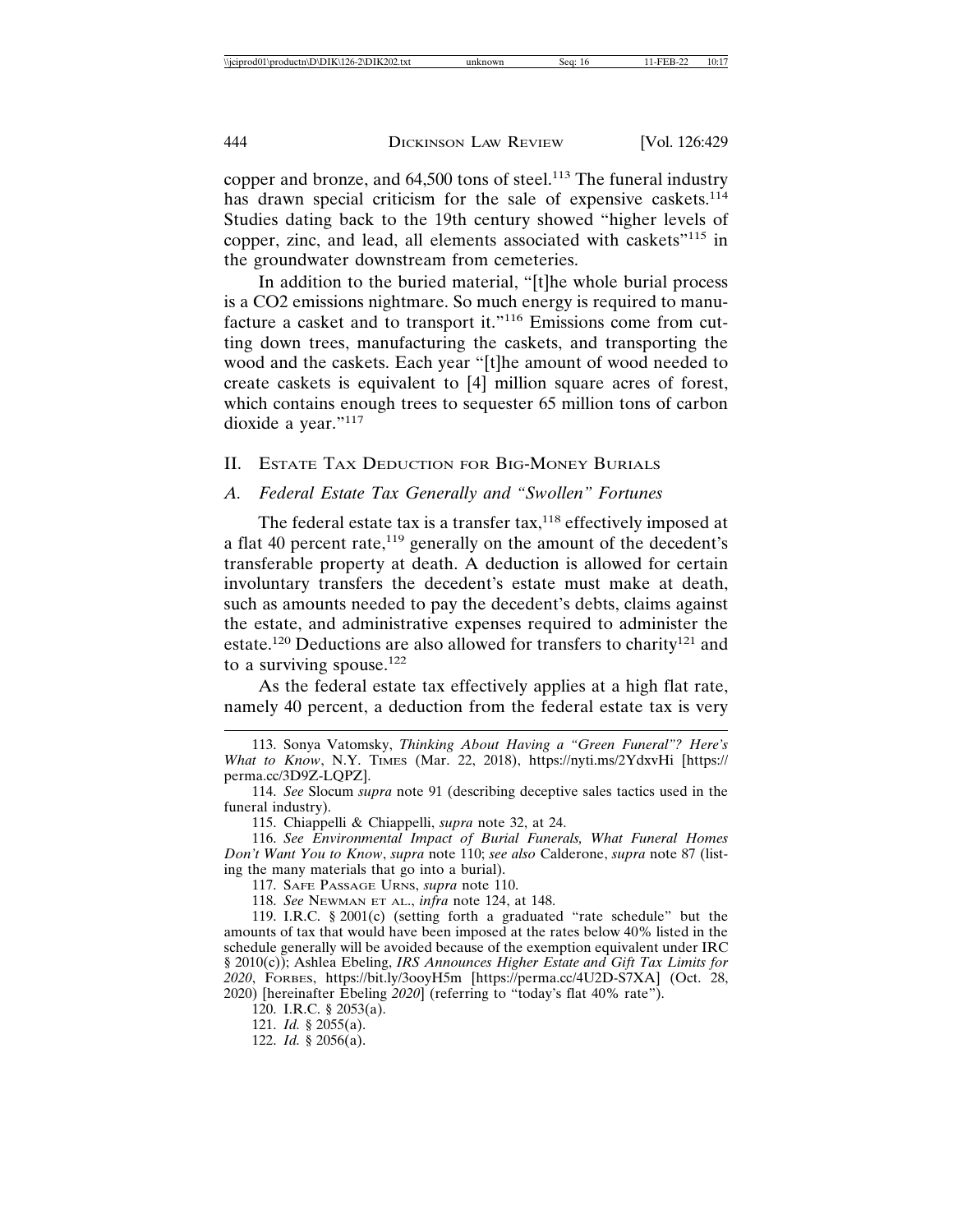copper and bronze, and 64,500 tons of steel.[113] The funeral industry has drawn special criticism for the sale of expensive caskets.[114] Studies dating back to the 19th century showed "higher levels of copper, zinc, and lead, all elements associated with caskets"[115] in the groundwater downstream from cemeteries.

In addition to the buried material, "[t]he whole burial process is a CO2 emissions nightmare. So much energy is required to manufacture a casket and to transport it."[116] Emissions come from cutting down trees, manufacturing the caskets, and transporting the wood and the caskets. Each year "[t]he amount of wood needed to create caskets is equivalent to [4] million square acres of forest, which contains enough trees to sequester 65 million tons of carbon dioxide a year."[117]

## II. Estate Tax Deduction for Big-Money Burials

### A. Federal Estate Tax Generally and "Swollen" Fortunes

The federal estate tax is a transfer tax,[118] effectively imposed at a flat 40 percent rate,[119] generally on the amount of the decedent's transferable property at death. A deduction is allowed for certain involuntary transfers the decedent's estate must make at death, such as amounts needed to pay the decedent's debts, claims against the estate, and administrative expenses required to administer the estate.[120] Deductions are also allowed for transfers to charity[121] and to a surviving spouse.[122]

As the federal estate tax effectively applies at a high flat rate, namely 40 percent, a deduction from the federal estate tax is very

---

113. Sonya Vatomsky, *Thinking About Having a "Green Funeral"? Here's What to Know*, N.Y. Times (Mar. 22, 2018), https://nyti.ms/2YdxvHi [https://perma.cc/3D9Z-LQPZ].

114. *See* Slocum *supra* note 91 (describing deceptive sales tactics used in the funeral industry).

115. Chiappelli & Chiappelli, *supra* note 32, at 24.

116. *See Environmental Impact of Burial Funerals, What Funeral Homes Don't Want You to Know*, *supra* note 110; *see also* Calderone, *supra* note 87 (listing the many materials that go into a burial).

117. Safe Passage Urns, *supra* note 110.

118. *See* Newman et al., *infra* note 124, at 148.

119. I.R.C. § 2001(c) (setting forth a graduated "rate schedule" but the amounts of tax that would have been imposed at the rates below 40% listed in the schedule generally will be avoided because of the exemption equivalent under IRC § 2010(c)); Ashlea Ebeling, *IRS Announces Higher Estate and Gift Tax Limits for 2020*, Forbes, https://bit.ly/3ooyH5m [https://perma.cc/4U2D-S7XA] (Oct. 28, 2020) [hereinafter Ebeling *2020*] (referring to "today's flat 40% rate").

120. I.R.C. § 2053(a).

121. *Id.* § 2055(a).

122. *Id.* § 2056(a).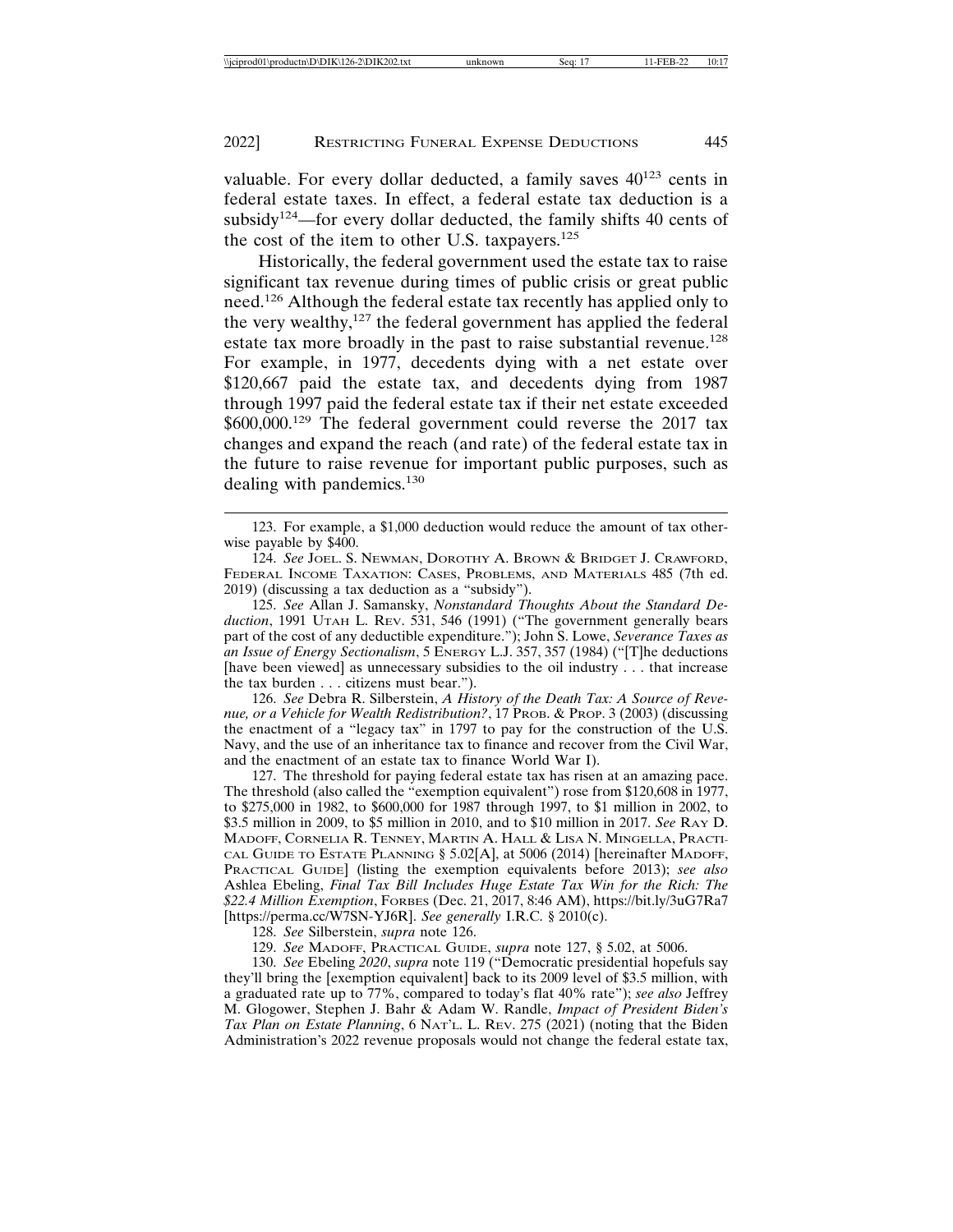valuable. For every dollar deducted, a family saves 40[123] cents in federal estate taxes. In effect, a federal estate tax deduction is a subsidy[124]—for every dollar deducted, the family shifts 40 cents of the cost of the item to other U.S. taxpayers.[125]

Historically, the federal government used the estate tax to raise significant tax revenue during times of public crisis or great public need.[126] Although the federal estate tax recently has applied only to the very wealthy,[127] the federal government has applied the federal estate tax more broadly in the past to raise substantial revenue.[128] For example, in 1977, decedents dying with a net estate over $120,667 paid the estate tax, and decedents dying from 1987 through 1997 paid the federal estate tax if their net estate exceeded $600,000.[129] The federal government could reverse the 2017 tax changes and expand the reach (and rate) of the federal estate tax in the future to raise revenue for important public purposes, such as dealing with pandemics.[130]

---

123. For example, a $1,000 deduction would reduce the amount of tax otherwise payable by $400.

124. *See* JOEL. S. NEWMAN, DOROTHY A. BROWN & BRIDGET J. CRAWFORD, FEDERAL INCOME TAXATION: CASES, PROBLEMS, AND MATERIALS 485 (7th ed. 2019) (discussing a tax deduction as a "subsidy").

125. *See* Allan J. Samansky, *Nonstandard Thoughts About the Standard Deduction*, 1991 UTAH L. REV. 531, 546 (1991) ("The government generally bears part of the cost of any deductible expenditure."); John S. Lowe, *Severance Taxes as an Issue of Energy Sectionalism*, 5 ENERGY L.J. 357, 357 (1984) ("[T]he deductions [have been viewed] as unnecessary subsidies to the oil industry . . . that increase the tax burden . . . citizens must bear.").

126. *See* Debra R. Silberstein, *A History of the Death Tax: A Source of Revenue, or a Vehicle for Wealth Redistribution?*, 17 PROB. & PROP. 3 (2003) (discussing the enactment of a "legacy tax" in 1797 to pay for the construction of the U.S. Navy, and the use of an inheritance tax to finance and recover from the Civil War, and the enactment of an estate tax to finance World War I).

127. The threshold for paying federal estate tax has risen at an amazing pace. The threshold (also called the "exemption equivalent") rose from $120,608 in 1977, to $275,000 in 1982, to $600,000 for 1987 through 1997, to $1 million in 2002, to $3.5 million in 2009, to $5 million in 2010, and to $10 million in 2017. *See* RAY D. MADOFF, CORNELIA R. TENNEY, MARTIN A. HALL & LISA N. MINGELLA, PRACTICAL GUIDE TO ESTATE PLANNING § 5.02[A], at 5006 (2014) [hereinafter MADOFF, PRACTICAL GUIDE] (listing the exemption equivalents before 2013); *see also* Ashlea Ebeling, *Final Tax Bill Includes Huge Estate Tax Win for the Rich: The $22.4 Million Exemption*, FORBES (Dec. 21, 2017, 8:46 AM), https://bit.ly/3uG7Ra7 [https://perma.cc/W7SN-YJ6R]. *See generally* I.R.C. § 2010(c).

128. *See* Silberstein, *supra* note 126.

129. *See* MADOFF, PRACTICAL GUIDE, *supra* note 127, § 5.02, at 5006.

130. *See* Ebeling *2020*, *supra* note 119 ("Democratic presidential hopefuls say they'll bring the [exemption equivalent] back to its 2009 level of $3.5 million, with a graduated rate up to 77%, compared to today's flat 40% rate"); *see also* Jeffrey M. Glogower, Stephen J. Bahr & Adam W. Randle, *Impact of President Biden's Tax Plan on Estate Planning*, 6 NAT'L. L. REV. 275 (2021) (noting that the Biden Administration's 2022 revenue proposals would not change the federal estate tax,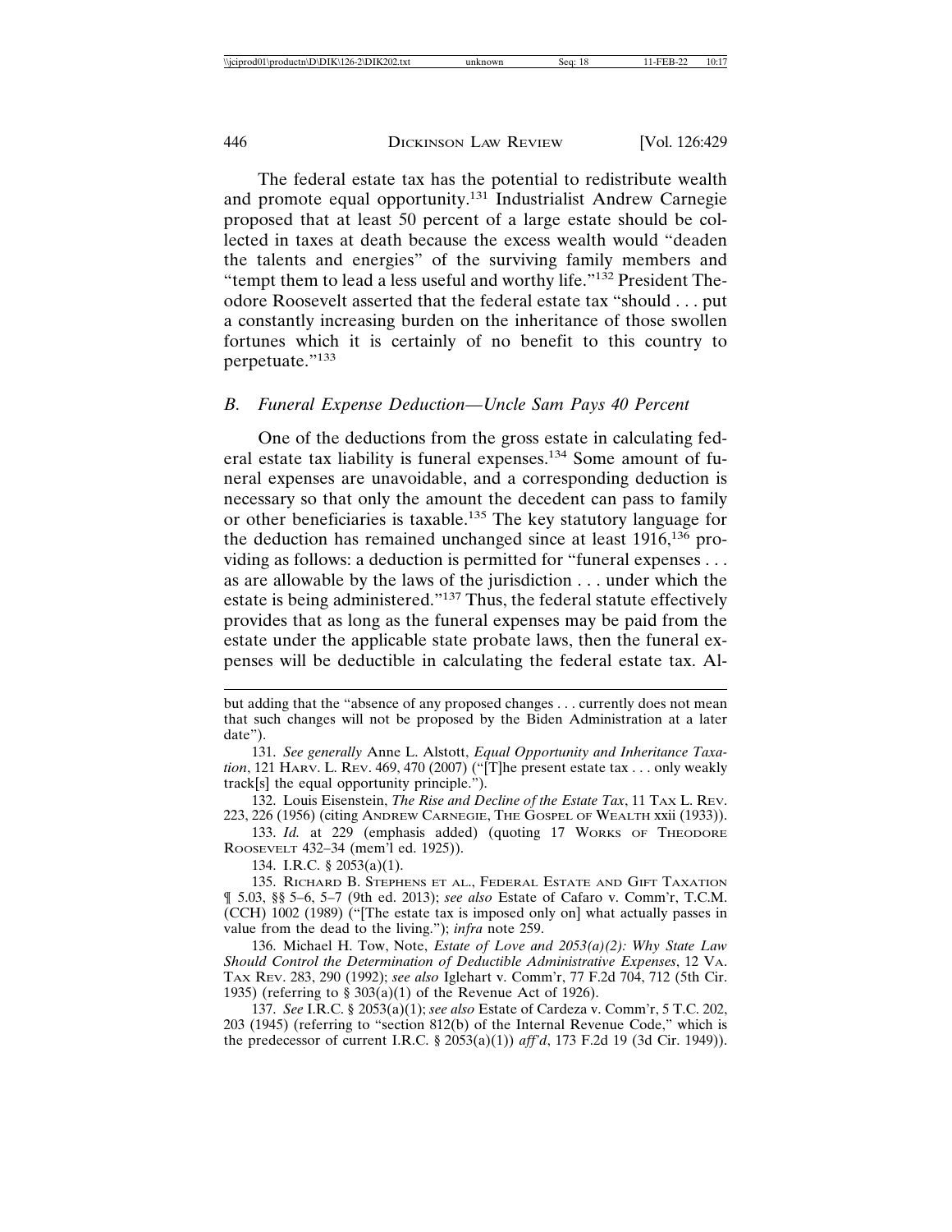The federal estate tax has the potential to redistribute wealth and promote equal opportunity.[131] Industrialist Andrew Carnegie proposed that at least 50 percent of a large estate should be collected in taxes at death because the excess wealth would "deaden the talents and energies" of the surviving family members and "tempt them to lead a less useful and worthy life."[132] President Theodore Roosevelt asserted that the federal estate tax "should . . . put a constantly increasing burden on the inheritance of those swollen fortunes which it is certainly of no benefit to this country to perpetuate."[133]

### *B. Funeral Expense Deduction—Uncle Sam Pays 40 Percent*

One of the deductions from the gross estate in calculating federal estate tax liability is funeral expenses.[134] Some amount of funeral expenses are unavoidable, and a corresponding deduction is necessary so that only the amount the decedent can pass to family or other beneficiaries is taxable.[135] The key statutory language for the deduction has remained unchanged since at least 1916,[136] providing as follows: a deduction is permitted for "funeral expenses . . . as are allowable by the laws of the jurisdiction . . . under which the estate is being administered."[137] Thus, the federal statute effectively provides that as long as the funeral expenses may be paid from the estate under the applicable state probate laws, then the funeral expenses will be deductible in calculating the federal estate tax. Al-

---

but adding that the "absence of any proposed changes . . . currently does not mean that such changes will not be proposed by the Biden Administration at a later date").

131. *See generally* Anne L. Alstott, *Equal Opportunity and Inheritance Taxation*, 121 HARV. L. REV. 469, 470 (2007) ("[T]he present estate tax . . . only weakly track[s] the equal opportunity principle.").

132. Louis Eisenstein, *The Rise and Decline of the Estate Tax*, 11 TAX L. REV. 223, 226 (1956) (citing ANDREW CARNEGIE, THE GOSPEL OF WEALTH xxii (1933)).

133. *Id.* at 229 (emphasis added) (quoting 17 WORKS OF THEODORE ROOSEVELT 432–34 (mem'l ed. 1925)).

134. I.R.C. § 2053(a)(1).

135. RICHARD B. STEPHENS ET AL., FEDERAL ESTATE AND GIFT TAXATION ¶ 5.03, §§ 5–6, 5–7 (9th ed. 2013); *see also* Estate of Cafaro v. Comm'r, T.C.M. (CCH) 1002 (1989) ("[The estate tax is imposed only on] what actually passes in value from the dead to the living."); *infra* note 259.

136. Michael H. Tow, Note, *Estate of Love and 2053(a)(2): Why State Law Should Control the Determination of Deductible Administrative Expenses*, 12 VA. TAX REV. 283, 290 (1992); *see also* Iglehart v. Comm'r, 77 F.2d 704, 712 (5th Cir. 1935) (referring to § 303(a)(1) of the Revenue Act of 1926).

137. *See* I.R.C. § 2053(a)(1); *see also* Estate of Cardeza v. Comm'r, 5 T.C. 202, 203 (1945) (referring to "section 812(b) of the Internal Revenue Code," which is the predecessor of current I.R.C. § 2053(a)(1)) *aff'd*, 173 F.2d 19 (3d Cir. 1949)).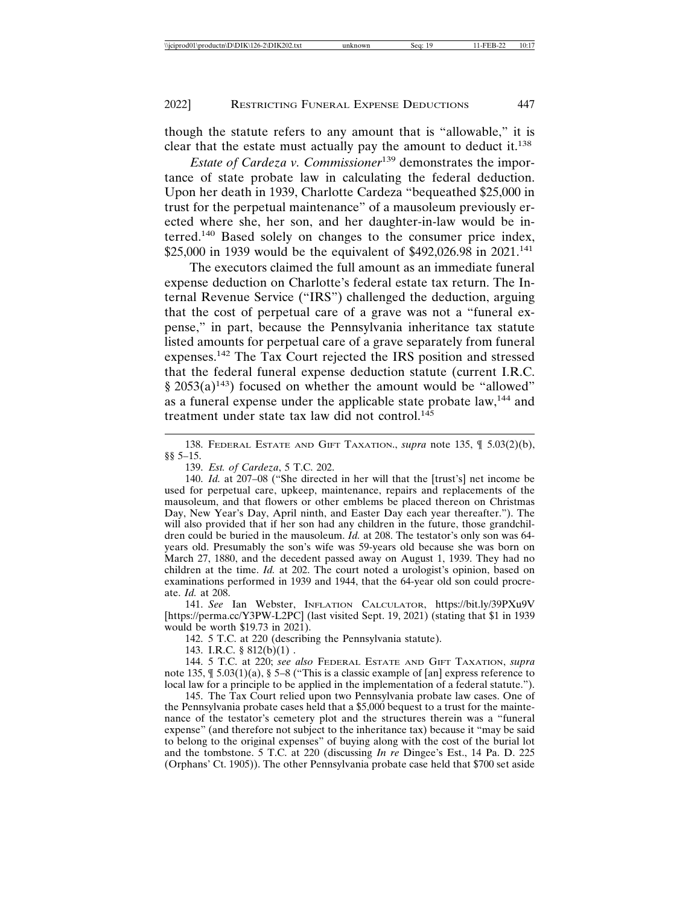though the statute refers to any amount that is "allowable," it is clear that the estate must actually pay the amount to deduct it.[138]

*Estate of Cardeza v. Commissioner*[139] demonstrates the importance of state probate law in calculating the federal deduction. Upon her death in 1939, Charlotte Cardeza "bequeathed $25,000 in trust for the perpetual maintenance" of a mausoleum previously erected where she, her son, and her daughter-in-law would be interred.[140] Based solely on changes to the consumer price index, $25,000 in 1939 would be the equivalent of $492,026.98 in 2021.[141]

The executors claimed the full amount as an immediate funeral expense deduction on Charlotte's federal estate tax return. The Internal Revenue Service ("IRS") challenged the deduction, arguing that the cost of perpetual care of a grave was not a "funeral expense," in part, because the Pennsylvania inheritance tax statute listed amounts for perpetual care of a grave separately from funeral expenses.[142] The Tax Court rejected the IRS position and stressed that the federal funeral expense deduction statute (current I.R.C. § 2053(a)[143]) focused on whether the amount would be "allowed" as a funeral expense under the applicable state probate law,[144] and treatment under state tax law did not control.[145]

---

138. FEDERAL ESTATE AND GIFT TAXATION., *supra* note 135, ¶ 5.03(2)(b), §§ 5–15.

139. *Est. of Cardeza*, 5 T.C. 202.

140. *Id.* at 207–08 ("She directed in her will that the [trust's] net income be used for perpetual care, upkeep, maintenance, repairs and replacements of the mausoleum, and that flowers or other emblems be placed thereon on Christmas Day, New Year's Day, April ninth, and Easter Day each year thereafter."). The will also provided that if her son had any children in the future, those grandchildren could be buried in the mausoleum. *Id.* at 208. The testator's only son was 64-years old. Presumably the son's wife was 59-years old because she was born on March 27, 1880, and the decedent passed away on August 1, 1939. They had no children at the time. *Id.* at 202. The court noted a urologist's opinion, based on examinations performed in 1939 and 1944, that the 64-year old son could procreate. *Id.* at 208.

141. *See* Ian Webster, INFLATION CALCULATOR, https://bit.ly/39PXu9V [https://perma.cc/Y3PW-L2PC] (last visited Sept. 19, 2021) (stating that $1 in 1939 would be worth $19.73 in 2021).

142. 5 T.C. at 220 (describing the Pennsylvania statute).

143. I.R.C. § 812(b)(1) .

144. 5 T.C. at 220; *see also* FEDERAL ESTATE AND GIFT TAXATION, *supra* note 135, ¶ 5.03(1)(a), § 5–8 ("This is a classic example of [an] express reference to local law for a principle to be applied in the implementation of a federal statute.").

145. The Tax Court relied upon two Pennsylvania probate law cases. One of the Pennsylvania probate cases held that a $5,000 bequest to a trust for the maintenance of the testator's cemetery plot and the structures therein was a "funeral expense" (and therefore not subject to the inheritance tax) because it "may be said to belong to the original expenses" of buying along with the cost of the burial lot and the tombstone. 5 T.C. at 220 (discussing *In re* Dingee's Est., 14 Pa. D. 225 (Orphans' Ct. 1905)). The other Pennsylvania probate case held that $700 set aside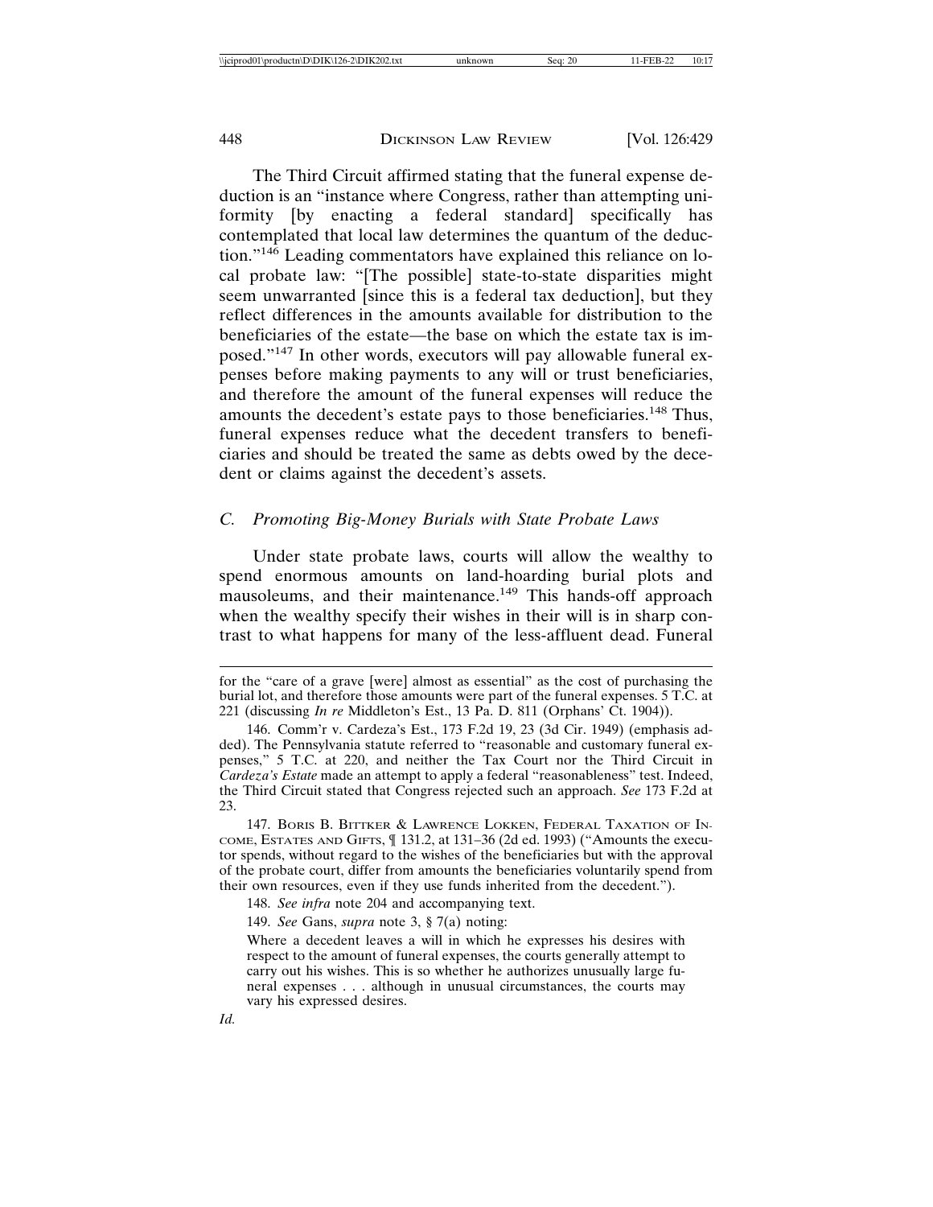The Third Circuit affirmed stating that the funeral expense deduction is an "instance where Congress, rather than attempting uniformity [by enacting a federal standard] specifically has contemplated that local law determines the quantum of the deduction."[146] Leading commentators have explained this reliance on local probate law: "[The possible] state-to-state disparities might seem unwarranted [since this is a federal tax deduction], but they reflect differences in the amounts available for distribution to the beneficiaries of the estate—the base on which the estate tax is imposed."[147] In other words, executors will pay allowable funeral expenses before making payments to any will or trust beneficiaries, and therefore the amount of the funeral expenses will reduce the amounts the decedent's estate pays to those beneficiaries.[148] Thus, funeral expenses reduce what the decedent transfers to beneficiaries and should be treated the same as debts owed by the decedent or claims against the decedent's assets.

### *C. Promoting Big-Money Burials with State Probate Laws*

Under state probate laws, courts will allow the wealthy to spend enormous amounts on land-hoarding burial plots and mausoleums, and their maintenance.[149] This hands-off approach when the wealthy specify their wishes in their will is in sharp contrast to what happens for many of the less-affluent dead. Funeral

---

for the "care of a grave [were] almost as essential" as the cost of purchasing the burial lot, and therefore those amounts were part of the funeral expenses. 5 T.C. at 221 (discussing *In re* Middleton's Est., 13 Pa. D. 811 (Orphans' Ct. 1904)).

146. Comm'r v. Cardeza's Est., 173 F.2d 19, 23 (3d Cir. 1949) (emphasis added). The Pennsylvania statute referred to "reasonable and customary funeral expenses," 5 T.C. at 220, and neither the Tax Court nor the Third Circuit in *Cardeza's Estate* made an attempt to apply a federal "reasonableness" test. Indeed, the Third Circuit stated that Congress rejected such an approach. *See* 173 F.2d at 23.

147. Boris B. Bittker & Lawrence Lokken, Federal Taxation of Income, Estates and Gifts, ¶ 131.2, at 131–36 (2d ed. 1993) ("Amounts the executor spends, without regard to the wishes of the beneficiaries but with the approval of the probate court, differ from amounts the beneficiaries voluntarily spend from their own resources, even if they use funds inherited from the decedent.").

148. *See infra* note 204 and accompanying text.

149. *See* Gans, *supra* note 3, § 7(a) noting:

> Where a decedent leaves a will in which he expresses his desires with respect to the amount of funeral expenses, the courts generally attempt to carry out his wishes. This is so whether he authorizes unusually large funeral expenses . . . although in unusual circumstances, the courts may vary his expressed desires.

*Id.*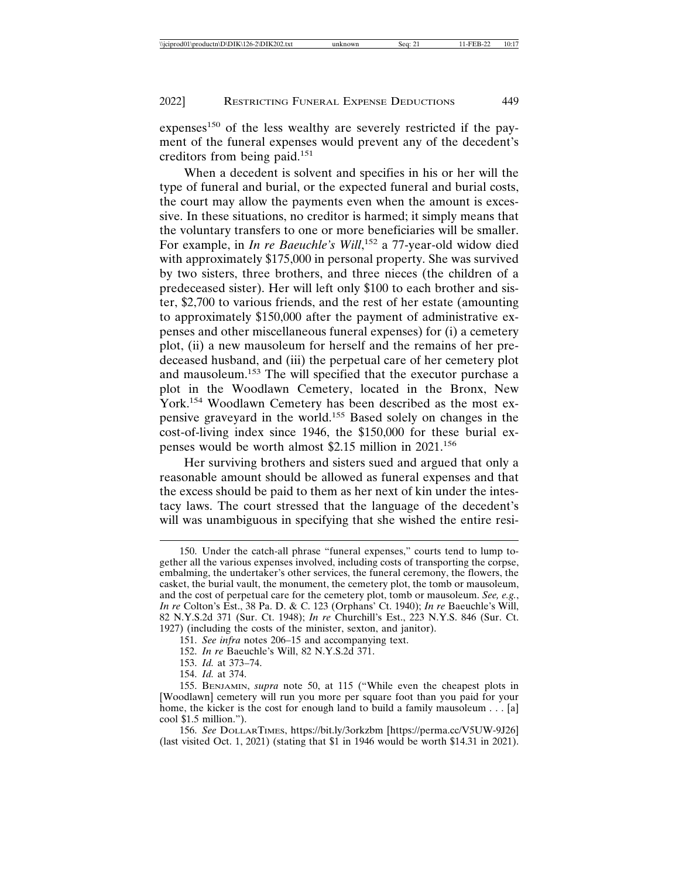expenses[150] of the less wealthy are severely restricted if the payment of the funeral expenses would prevent any of the decedent's creditors from being paid.[151]

When a decedent is solvent and specifies in his or her will the type of funeral and burial, or the expected funeral and burial costs, the court may allow the payments even when the amount is excessive. In these situations, no creditor is harmed; it simply means that the voluntary transfers to one or more beneficiaries will be smaller. For example, in *In re Baeuchle's Will*,[152] a 77-year-old widow died with approximately $175,000 in personal property. She was survived by two sisters, three brothers, and three nieces (the children of a predeceased sister). Her will left only $100 to each brother and sister, $2,700 to various friends, and the rest of her estate (amounting to approximately $150,000 after the payment of administrative expenses and other miscellaneous funeral expenses) for (i) a cemetery plot, (ii) a new mausoleum for herself and the remains of her predeceased husband, and (iii) the perpetual care of her cemetery plot and mausoleum.[153] The will specified that the executor purchase a plot in the Woodlawn Cemetery, located in the Bronx, New York.[154] Woodlawn Cemetery has been described as the most expensive graveyard in the world.[155] Based solely on changes in the cost-of-living index since 1946, the $150,000 for these burial expenses would be worth almost $2.15 million in 2021.[156]

Her surviving brothers and sisters sued and argued that only a reasonable amount should be allowed as funeral expenses and that the excess should be paid to them as her next of kin under the intestacy laws. The court stressed that the language of the decedent's will was unambiguous in specifying that she wished the entire resi-

---

150. Under the catch-all phrase "funeral expenses," courts tend to lump together all the various expenses involved, including costs of transporting the corpse, embalming, the undertaker's other services, the funeral ceremony, the flowers, the casket, the burial vault, the monument, the cemetery plot, the tomb or mausoleum, and the cost of perpetual care for the cemetery plot, tomb or mausoleum. *See, e.g.*, *In re* Colton's Est., 38 Pa. D. & C. 123 (Orphans' Ct. 1940); *In re* Baeuchle's Will, 82 N.Y.S.2d 371 (Sur. Ct. 1948); *In re* Churchill's Est., 223 N.Y.S. 846 (Sur. Ct. 1927) (including the costs of the minister, sexton, and janitor).

151. *See infra* notes 206–15 and accompanying text.

152. *In re* Baeuchle's Will, 82 N.Y.S.2d 371.

153. *Id.* at 373–74.

154. *Id.* at 374.

155. BENJAMIN, *supra* note 50, at 115 ("While even the cheapest plots in [Woodlawn] cemetery will run you more per square foot than you paid for your home, the kicker is the cost for enough land to build a family mausoleum . . . [a] cool $1.5 million.").

156. *See* DOLLARTIMES, https://bit.ly/3orkzbm [https://perma.cc/V5UW-9J26] (last visited Oct. 1, 2021) (stating that $1 in 1946 would be worth $14.31 in 2021).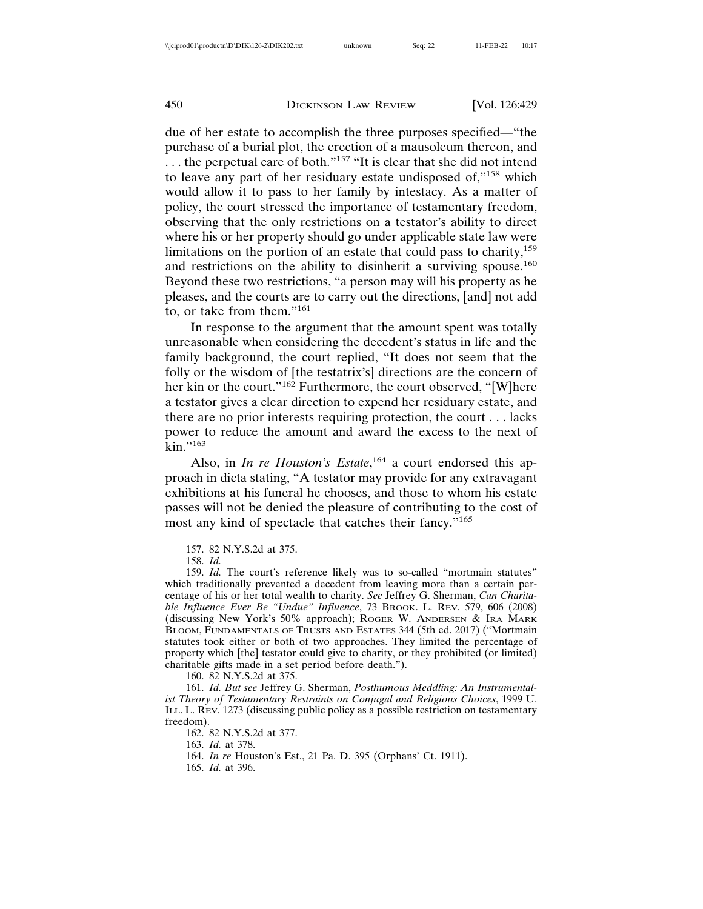due of her estate to accomplish the three purposes specified—"the purchase of a burial plot, the erection of a mausoleum thereon, and . . . the perpetual care of both."[157] "It is clear that she did not intend to leave any part of her residuary estate undisposed of,"[158] which would allow it to pass to her family by intestacy. As a matter of policy, the court stressed the importance of testamentary freedom, observing that the only restrictions on a testator's ability to direct where his or her property should go under applicable state law were limitations on the portion of an estate that could pass to charity,[159] and restrictions on the ability to disinherit a surviving spouse.[160] Beyond these two restrictions, "a person may will his property as he pleases, and the courts are to carry out the directions, [and] not add to, or take from them."[161]

In response to the argument that the amount spent was totally unreasonable when considering the decedent's status in life and the family background, the court replied, "It does not seem that the folly or the wisdom of [the testatrix's] directions are the concern of her kin or the court."[162] Furthermore, the court observed, "[W]here a testator gives a clear direction to expend her residuary estate, and there are no prior interests requiring protection, the court . . . lacks power to reduce the amount and award the excess to the next of kin."[163]

Also, in *In re Houston's Estate*,[164] a court endorsed this approach in dicta stating, "A testator may provide for any extravagant exhibitions at his funeral he chooses, and those to whom his estate passes will not be denied the pleasure of contributing to the cost of most any kind of spectacle that catches their fancy."[165]

---

157. 82 N.Y.S.2d at 375.

158. *Id.*

159. *Id.* The court's reference likely was to so-called "mortmain statutes" which traditionally prevented a decedent from leaving more than a certain percentage of his or her total wealth to charity. *See* Jeffrey G. Sherman, *Can Charitable Influence Ever Be "Undue" Influence*, 73 BROOK. L. REV. 579, 606 (2008) (discussing New York's 50% approach); ROGER W. ANDERSEN & IRA MARK BLOOM, FUNDAMENTALS OF TRUSTS AND ESTATES 344 (5th ed. 2017) ("Mortmain statutes took either or both of two approaches. They limited the percentage of property which [the] testator could give to charity, or they prohibited (or limited) charitable gifts made in a set period before death.").

160. 82 N.Y.S.2d at 375.

161. *Id. But see* Jeffrey G. Sherman, *Posthumous Meddling: An Instrumentalist Theory of Testamentary Restraints on Conjugal and Religious Choices*, 1999 U. ILL. L. REV. 1273 (discussing public policy as a possible restriction on testamentary freedom).

162. 82 N.Y.S.2d at 377.

163. *Id.* at 378.

164. *In re* Houston's Est., 21 Pa. D. 395 (Orphans' Ct. 1911).

165. *Id.* at 396.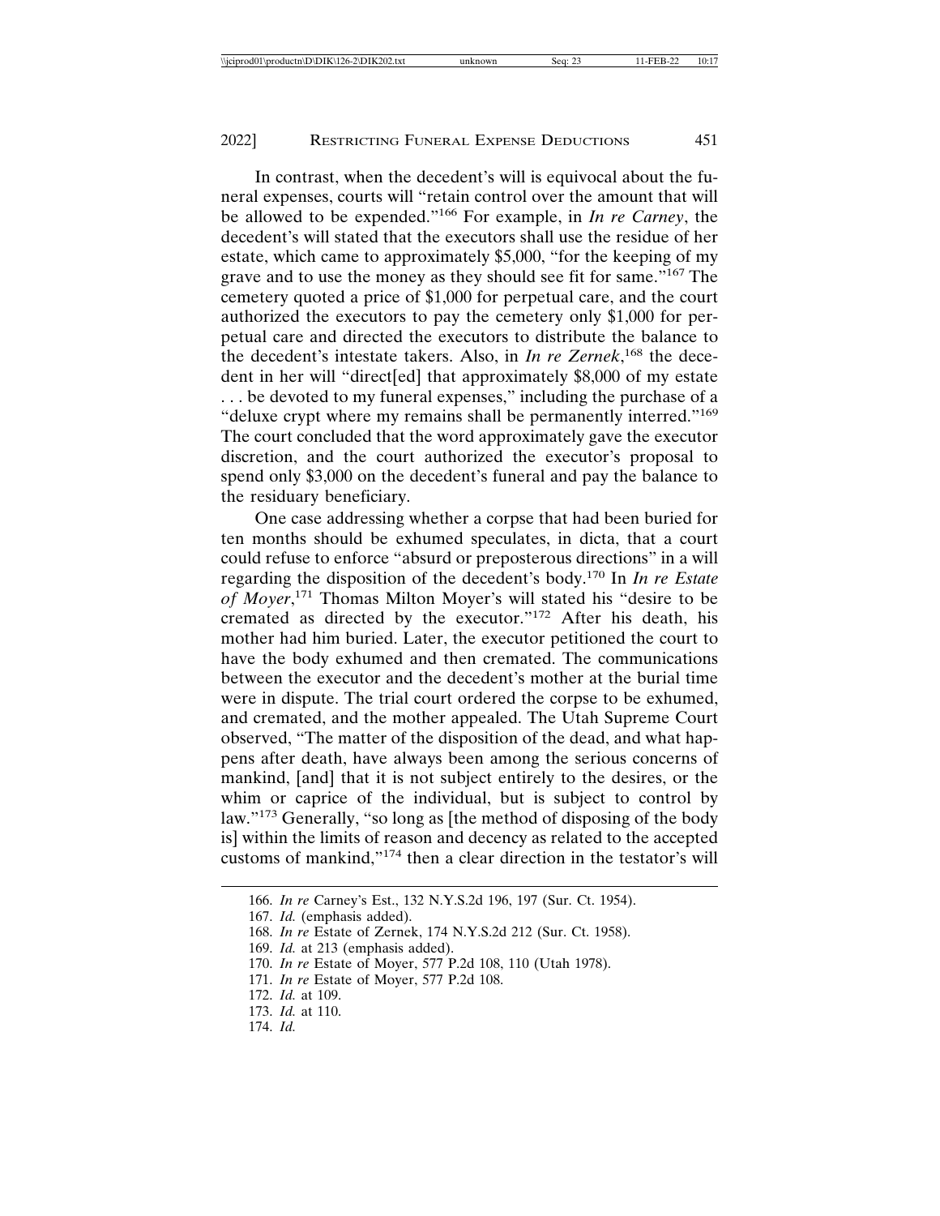In contrast, when the decedent's will is equivocal about the funeral expenses, courts will "retain control over the amount that will be allowed to be expended."[166] For example, in *In re Carney*, the decedent's will stated that the executors shall use the residue of her estate, which came to approximately $5,000, "for the keeping of my grave and to use the money as they should see fit for same."[167] The cemetery quoted a price of $1,000 for perpetual care, and the court authorized the executors to pay the cemetery only $1,000 for perpetual care and directed the executors to distribute the balance to the decedent's intestate takers. Also, in *In re Zernek*,[168] the decedent in her will "direct[ed] that approximately $8,000 of my estate . . . be devoted to my funeral expenses," including the purchase of a "deluxe crypt where my remains shall be permanently interred."[169] The court concluded that the word approximately gave the executor discretion, and the court authorized the executor's proposal to spend only $3,000 on the decedent's funeral and pay the balance to the residuary beneficiary.

One case addressing whether a corpse that had been buried for ten months should be exhumed speculates, in dicta, that a court could refuse to enforce "absurd or preposterous directions" in a will regarding the disposition of the decedent's body.[170] In *In re Estate of Moyer*,[171] Thomas Milton Moyer's will stated his "desire to be cremated as directed by the executor."[172] After his death, his mother had him buried. Later, the executor petitioned the court to have the body exhumed and then cremated. The communications between the executor and the decedent's mother at the burial time were in dispute. The trial court ordered the corpse to be exhumed, and cremated, and the mother appealed. The Utah Supreme Court observed, "The matter of the disposition of the dead, and what happens after death, have always been among the serious concerns of mankind, [and] that it is not subject entirely to the desires, or the whim or caprice of the individual, but is subject to control by law."[173] Generally, "so long as [the method of disposing of the body is] within the limits of reason and decency as related to the accepted customs of mankind,"[174] then a clear direction in the testator's will

---

166. *In re* Carney's Est., 132 N.Y.S.2d 196, 197 (Sur. Ct. 1954).
167. *Id.* (emphasis added).
168. *In re* Estate of Zernek, 174 N.Y.S.2d 212 (Sur. Ct. 1958).
169. *Id.* at 213 (emphasis added).
170. *In re* Estate of Moyer, 577 P.2d 108, 110 (Utah 1978).
171. *In re* Estate of Moyer, 577 P.2d 108.
172. *Id.* at 109.
173. *Id.* at 110.
174. *Id.*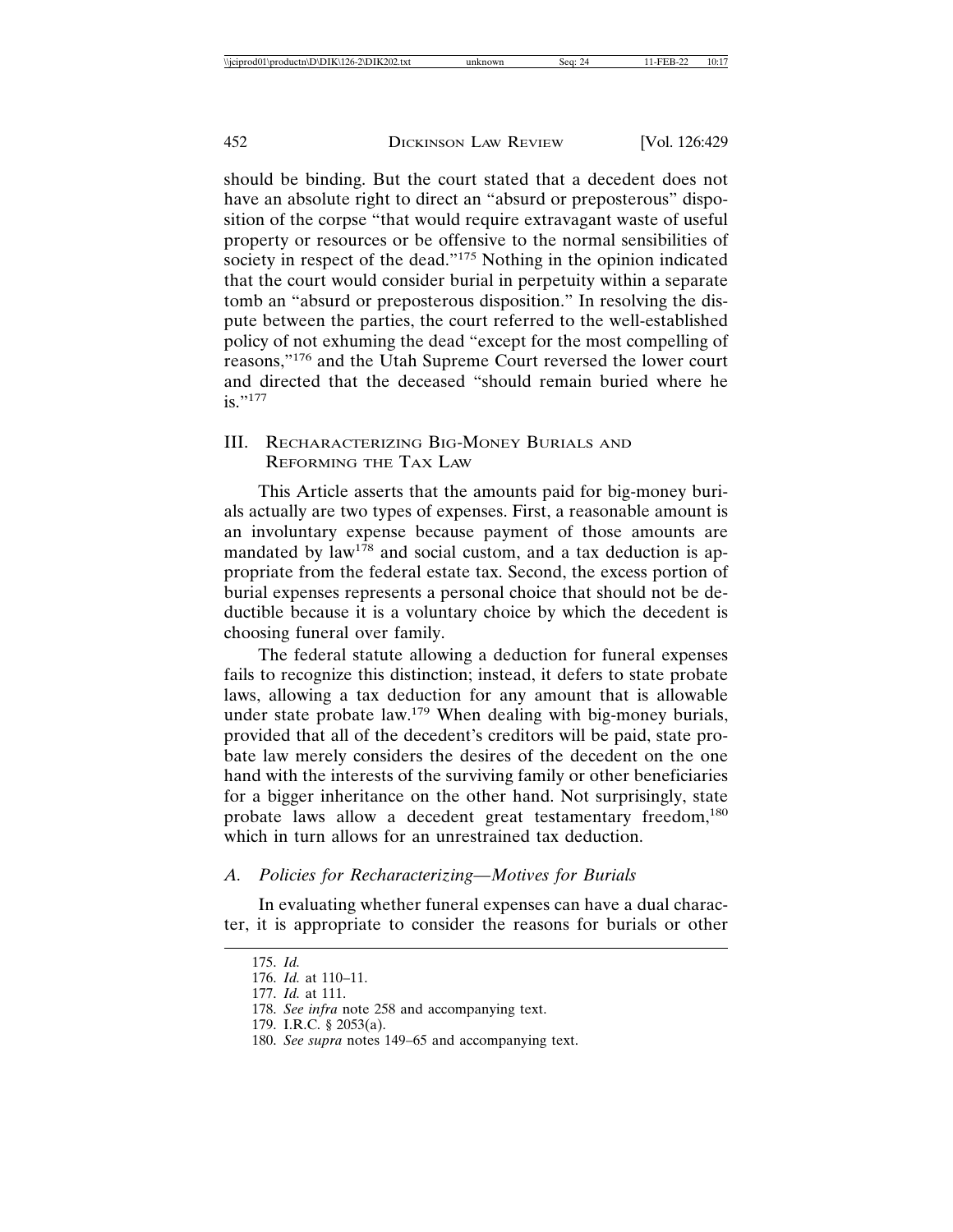should be binding. But the court stated that a decedent does not have an absolute right to direct an "absurd or preposterous" disposition of the corpse "that would require extravagant waste of useful property or resources or be offensive to the normal sensibilities of society in respect of the dead."[175] Nothing in the opinion indicated that the court would consider burial in perpetuity within a separate tomb an "absurd or preposterous disposition." In resolving the dispute between the parties, the court referred to the well-established policy of not exhuming the dead "except for the most compelling of reasons,"[176] and the Utah Supreme Court reversed the lower court and directed that the deceased "should remain buried where he is."[177]

## III. Recharacterizing Big-Money Burials and Reforming the Tax Law

This Article asserts that the amounts paid for big-money burials actually are two types of expenses. First, a reasonable amount is an involuntary expense because payment of those amounts are mandated by law[178] and social custom, and a tax deduction is appropriate from the federal estate tax. Second, the excess portion of burial expenses represents a personal choice that should not be deductible because it is a voluntary choice by which the decedent is choosing funeral over family.

The federal statute allowing a deduction for funeral expenses fails to recognize this distinction; instead, it defers to state probate laws, allowing a tax deduction for any amount that is allowable under state probate law.[179] When dealing with big-money burials, provided that all of the decedent's creditors will be paid, state probate law merely considers the desires of the decedent on the one hand with the interests of the surviving family or other beneficiaries for a bigger inheritance on the other hand. Not surprisingly, state probate laws allow a decedent great testamentary freedom,[180] which in turn allows for an unrestrained tax deduction.

### *A. Policies for Recharacterizing—Motives for Burials*

In evaluating whether funeral expenses can have a dual character, it is appropriate to consider the reasons for burials or other

175. *Id.*

176. *Id.* at 110–11.

177. *Id.* at 111.

178. *See infra* note 258 and accompanying text.

179. I.R.C. § 2053(a).

180. *See supra* notes 149–65 and accompanying text.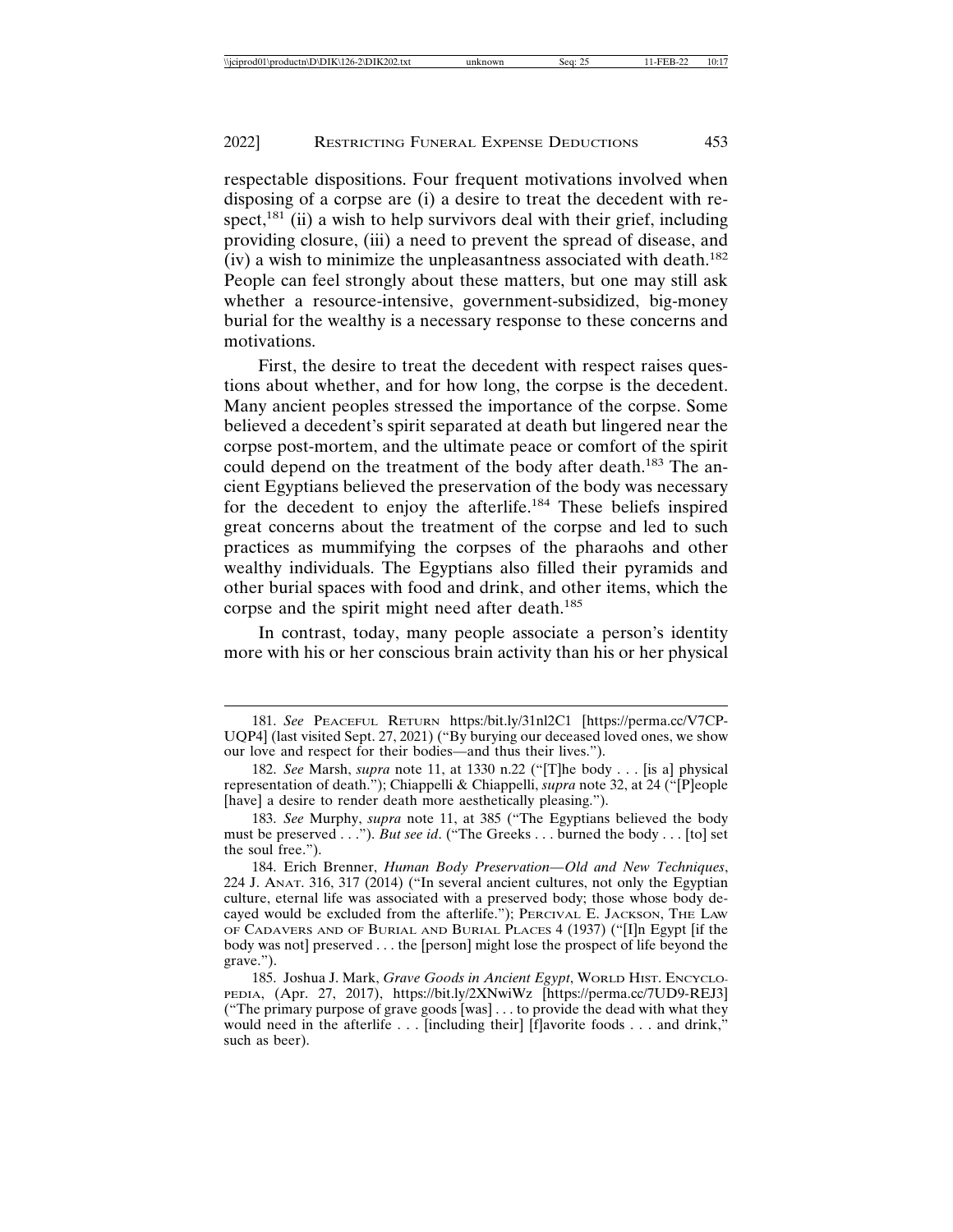respectable dispositions. Four frequent motivations involved when disposing of a corpse are (i) a desire to treat the decedent with respect,[181] (ii) a wish to help survivors deal with their grief, including providing closure, (iii) a need to prevent the spread of disease, and (iv) a wish to minimize the unpleasantness associated with death.[182] People can feel strongly about these matters, but one may still ask whether a resource-intensive, government-subsidized, big-money burial for the wealthy is a necessary response to these concerns and motivations.

First, the desire to treat the decedent with respect raises questions about whether, and for how long, the corpse is the decedent. Many ancient peoples stressed the importance of the corpse. Some believed a decedent's spirit separated at death but lingered near the corpse post-mortem, and the ultimate peace or comfort of the spirit could depend on the treatment of the body after death.[183] The ancient Egyptians believed the preservation of the body was necessary for the decedent to enjoy the afterlife.[184] These beliefs inspired great concerns about the treatment of the corpse and led to such practices as mummifying the corpses of the pharaohs and other wealthy individuals. The Egyptians also filled their pyramids and other burial spaces with food and drink, and other items, which the corpse and the spirit might need after death.[185]

In contrast, today, many people associate a person's identity more with his or her conscious brain activity than his or her physical

---

181. *See* PEACEFUL RETURN https:/bit.ly/31nl2C1 [https://perma.cc/V7CP-UQP4] (last visited Sept. 27, 2021) ("By burying our deceased loved ones, we show our love and respect for their bodies—and thus their lives.").

182. *See* Marsh, *supra* note 11, at 1330 n.22 ("[T]he body . . . [is a] physical representation of death."); Chiappelli & Chiappelli, *supra* note 32, at 24 ("[P]eople [have] a desire to render death more aesthetically pleasing.").

183. *See* Murphy, *supra* note 11, at 385 ("The Egyptians believed the body must be preserved . . ."). *But see id*. ("The Greeks . . . burned the body . . . [to] set the soul free.").

184. Erich Brenner, *Human Body Preservation—Old and New Techniques*, 224 J. ANAT. 316, 317 (2014) ("In several ancient cultures, not only the Egyptian culture, eternal life was associated with a preserved body; those whose body decayed would be excluded from the afterlife."); PERCIVAL E. JACKSON, THE LAW OF CADAVERS AND OF BURIAL AND BURIAL PLACES 4 (1937) ("[I]n Egypt [if the body was not] preserved . . . the [person] might lose the prospect of life beyond the grave.").

185. Joshua J. Mark, *Grave Goods in Ancient Egypt*, WORLD HIST. ENCYCLOPEDIA, (Apr. 27, 2017), https://bit.ly/2XNwiWz [https://perma.cc/7UD9-REJ3] ("The primary purpose of grave goods [was] . . . to provide the dead with what they would need in the afterlife . . . [including their] [f]avorite foods . . . and drink," such as beer).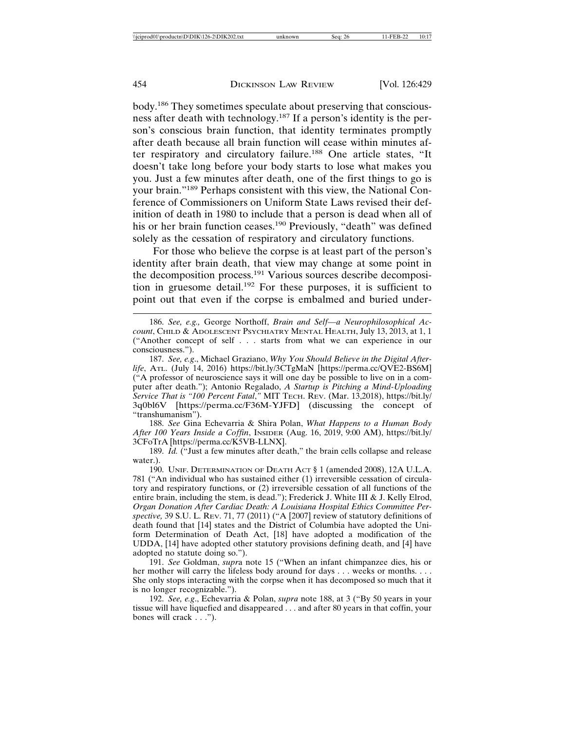body.[186] They sometimes speculate about preserving that consciousness after death with technology.[187] If a person's identity is the person's conscious brain function, that identity terminates promptly after death because all brain function will cease within minutes after respiratory and circulatory failure.[188] One article states, "It doesn't take long before your body starts to lose what makes you you. Just a few minutes after death, one of the first things to go is your brain."[189] Perhaps consistent with this view, the National Conference of Commissioners on Uniform State Laws revised their definition of death in 1980 to include that a person is dead when all of his or her brain function ceases.[190] Previously, "death" was defined solely as the cessation of respiratory and circulatory functions.

For those who believe the corpse is at least part of the person's identity after brain death, that view may change at some point in the decomposition process.[191] Various sources describe decomposition in gruesome detail.[192] For these purposes, it is sufficient to point out that even if the corpse is embalmed and buried under-

---

186. *See, e.g.,* George Northoff, *Brain and Self—a Neurophilosophical Account*, CHILD & ADOLESCENT PSYCHIATRY MENTAL HEALTH, July 13, 2013, at 1, 1 ("Another concept of self . . . starts from what we can experience in our consciousness.").

187. *See, e.g*., Michael Graziano, *Why You Should Believe in the Digital Afterlife*, ATL. (July 14, 2016) https://bit.ly/3CTgMaN [https://perma.cc/QVE2-BS6M] ("A professor of neuroscience says it will one day be possible to live on in a computer after death."); Antonio Regalado, *A Startup is Pitching a Mind-Uploading Service That is "100 Percent Fatal*,*"* MIT TECH. REV. (Mar. 13,2018), https://bit.ly/3q0bl6V [https://perma.cc/F36M-YJFD] (discussing the concept of "transhumanism").

188. *See* Gina Echevarria & Shira Polan, *What Happens to a Human Body After 100 Years Inside a Coffin*, INSIDER (Aug. 16, 2019, 9:00 AM), https://bit.ly/3CFoTrA [https://perma.cc/K5VB-LLNX].

189. *Id.* ("Just a few minutes after death," the brain cells collapse and release water.).

190. UNIF. DETERMINATION OF DEATH ACT § 1 (amended 2008), 12A U.L.A. 781 ("An individual who has sustained either (1) irreversible cessation of circulatory and respiratory functions, or (2) irreversible cessation of all functions of the entire brain, including the stem, is dead."); Frederick J. White III & J. Kelly Elrod, *Organ Donation After Cardiac Death: A Louisiana Hospital Ethics Committee Perspective,* 39 S.U. L. REV. 71, 77 (2011) ("A [2007] review of statutory definitions of death found that [14] states and the District of Columbia have adopted the Uniform Determination of Death Act, [18] have adopted a modification of the UDDA, [14] have adopted other statutory provisions defining death, and [4] have adopted no statute doing so.").

191. *See* Goldman, *supra* note 15 ("When an infant chimpanzee dies, his or her mother will carry the lifeless body around for days . . . weeks or months. . . . She only stops interacting with the corpse when it has decomposed so much that it is no longer recognizable.").

192. *See, e.g*., Echevarria & Polan, *supra* note 188, at 3 ("By 50 years in your tissue will have liquefied and disappeared . . . and after 80 years in that coffin, your bones will crack . . .").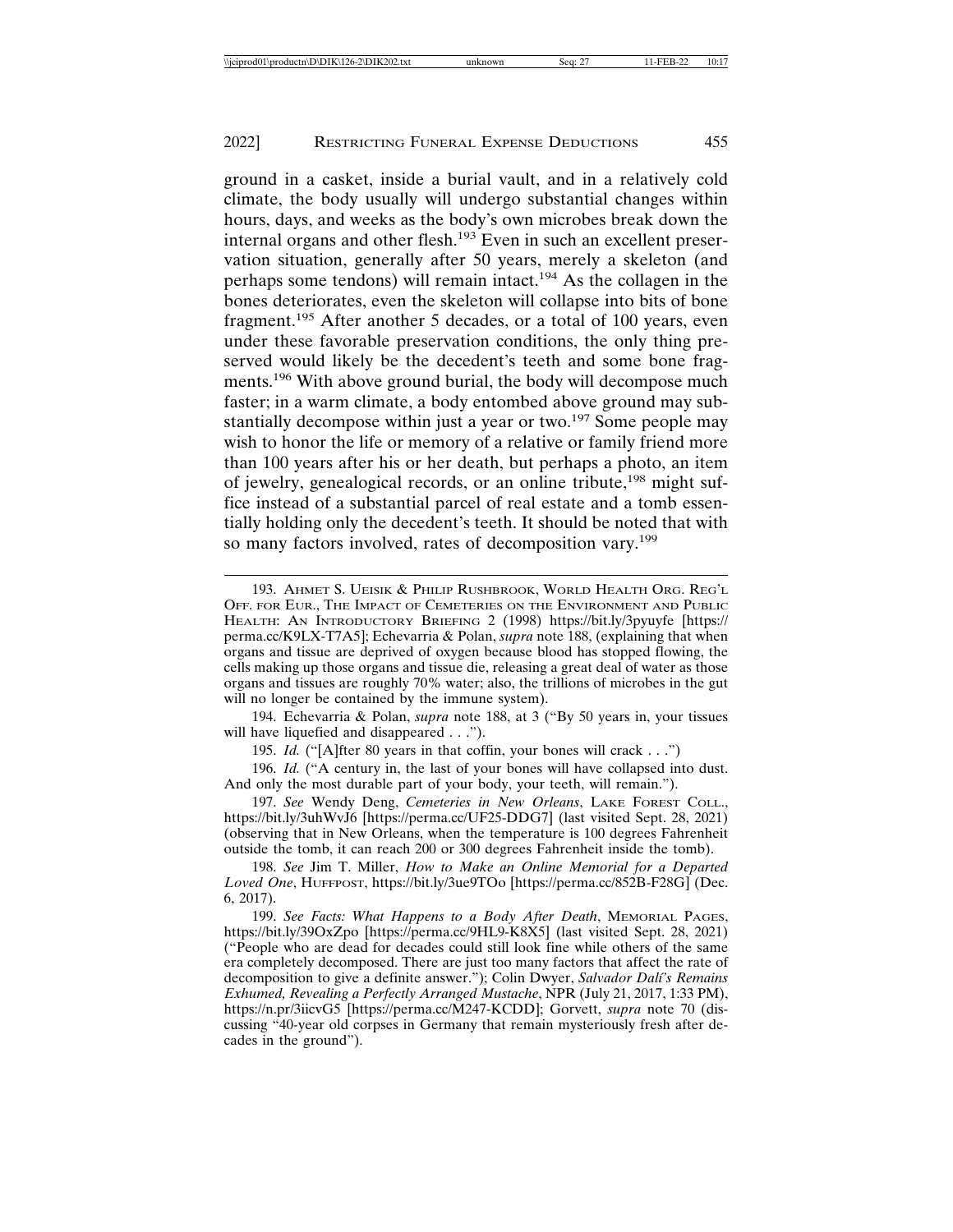ground in a casket, inside a burial vault, and in a relatively cold climate, the body usually will undergo substantial changes within hours, days, and weeks as the body's own microbes break down the internal organs and other flesh.[193] Even in such an excellent preservation situation, generally after 50 years, merely a skeleton (and perhaps some tendons) will remain intact.[194] As the collagen in the bones deteriorates, even the skeleton will collapse into bits of bone fragment.[195] After another 5 decades, or a total of 100 years, even under these favorable preservation conditions, the only thing preserved would likely be the decedent's teeth and some bone fragments.[196] With above ground burial, the body will decompose much faster; in a warm climate, a body entombed above ground may substantially decompose within just a year or two.[197] Some people may wish to honor the life or memory of a relative or family friend more than 100 years after his or her death, but perhaps a photo, an item of jewelry, genealogical records, or an online tribute,[198] might suffice instead of a substantial parcel of real estate and a tomb essentially holding only the decedent's teeth. It should be noted that with so many factors involved, rates of decomposition vary.[199]

---

193. Ahmet S. Ueisik & Philip Rushbrook, World Health Org. Reg'l Off. for Eur., The Impact of Cemeteries on the Environment and Public Health: An Introductory Briefing 2 (1998) https://bit.ly/3pyuyfe [https://perma.cc/K9LX-T7A5]; Echevarria & Polan, *supra* note 188, (explaining that when organs and tissue are deprived of oxygen because blood has stopped flowing, the cells making up those organs and tissue die, releasing a great deal of water as those organs and tissues are roughly 70% water; also, the trillions of microbes in the gut will no longer be contained by the immune system).

194. Echevarria & Polan, *supra* note 188, at 3 ("By 50 years in, your tissues will have liquefied and disappeared . . .").

195. *Id.* ("[A]fter 80 years in that coffin, your bones will crack . . .")

196. *Id.* ("A century in, the last of your bones will have collapsed into dust. And only the most durable part of your body, your teeth, will remain.").

197. *See* Wendy Deng, *Cemeteries in New Orleans*, Lake Forest Coll., https://bit.ly/3uhWvJ6 [https://perma.cc/UF25-DDG7] (last visited Sept. 28, 2021) (observing that in New Orleans, when the temperature is 100 degrees Fahrenheit outside the tomb, it can reach 200 or 300 degrees Fahrenheit inside the tomb).

198. *See* Jim T. Miller, *How to Make an Online Memorial for a Departed Loved One*, Huffpost, https://bit.ly/3ue9TOo [https://perma.cc/852B-F28G] (Dec. 6, 2017).

199. *See Facts: What Happens to a Body After Death*, Memorial Pages, https://bit.ly/39OxZpo [https://perma.cc/9HL9-K8X5] (last visited Sept. 28, 2021) ("People who are dead for decades could still look fine while others of the same era completely decomposed. There are just too many factors that affect the rate of decomposition to give a definite answer."); Colin Dwyer, *Salvador Dalí's Remains Exhumed, Revealing a Perfectly Arranged Mustache*, NPR (July 21, 2017, 1:33 PM), https://n.pr/3iicvG5 [https://perma.cc/M247-KCDD]; Gorvett, *supra* note 70 (discussing "40-year old corpses in Germany that remain mysteriously fresh after decades in the ground").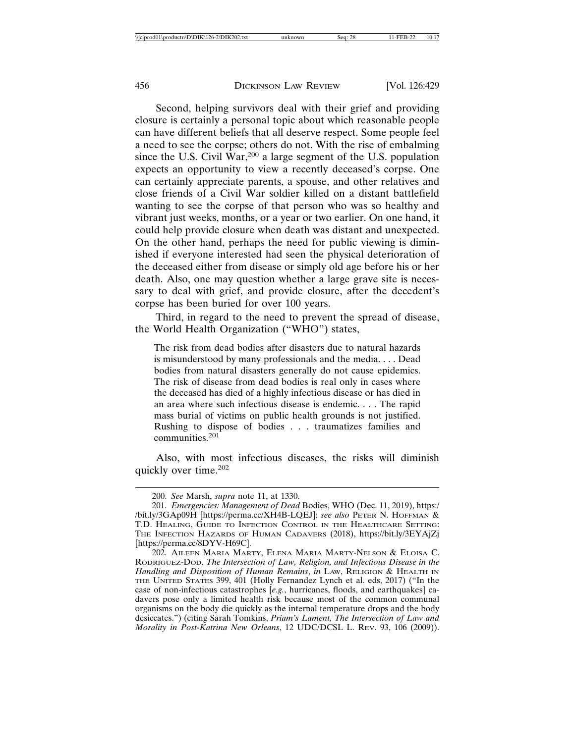Second, helping survivors deal with their grief and providing closure is certainly a personal topic about which reasonable people can have different beliefs that all deserve respect. Some people feel a need to see the corpse; others do not. With the rise of embalming since the U.S. Civil War,[200] a large segment of the U.S. population expects an opportunity to view a recently deceased's corpse. One can certainly appreciate parents, a spouse, and other relatives and close friends of a Civil War soldier killed on a distant battlefield wanting to see the corpse of that person who was so healthy and vibrant just weeks, months, or a year or two earlier. On one hand, it could help provide closure when death was distant and unexpected. On the other hand, perhaps the need for public viewing is diminished if everyone interested had seen the physical deterioration of the deceased either from disease or simply old age before his or her death. Also, one may question whether a large grave site is necessary to deal with grief, and provide closure, after the decedent's corpse has been buried for over 100 years.

Third, in regard to the need to prevent the spread of disease, the World Health Organization ("WHO") states,

> The risk from dead bodies after disasters due to natural hazards is misunderstood by many professionals and the media. . . . Dead bodies from natural disasters generally do not cause epidemics. The risk of disease from dead bodies is real only in cases where the deceased has died of a highly infectious disease or has died in an area where such infectious disease is endemic. . . . The rapid mass burial of victims on public health grounds is not justified. Rushing to dispose of bodies . . . traumatizes families and communities.[201]

Also, with most infectious diseases, the risks will diminish quickly over time.[202]

---

200. *See* Marsh, *supra* note 11, at 1330.

201. *Emergencies: Management of Dead* Bodies, WHO (Dec. 11, 2019), https://bit.ly/3GAp09H [https://perma.cc/XH4B-LQEJ]; *see also* Peter N. Hoffman & T.D. Healing, Guide to Infection Control in the Healthcare Setting: The Infection Hazards of Human Cadavers (2018), https://bit.ly/3EYAjZj [https://perma.cc/8DYV-H69C].

202. Aileen Maria Marty, Elena Maria Marty-Nelson & Eloisa C. Rodriguez-Dod, *The Intersection of Law, Religion, and Infectious Disease in the Handling and Disposition of Human Remains*, *in* Law, Religion & Health in the United States 399, 401 (Holly Fernandez Lynch et al. eds, 2017) ("In the case of non-infectious catastrophes [*e.g.*, hurricanes, floods, and earthquakes] cadavers pose only a limited health risk because most of the common communal organisms on the body die quickly as the internal temperature drops and the body desiccates.") (citing Sarah Tomkins, *Priam's Lament, The Intersection of Law and Morality in Post-Katrina New Orleans*, 12 UDC/DCSL L. Rev. 93, 106 (2009)).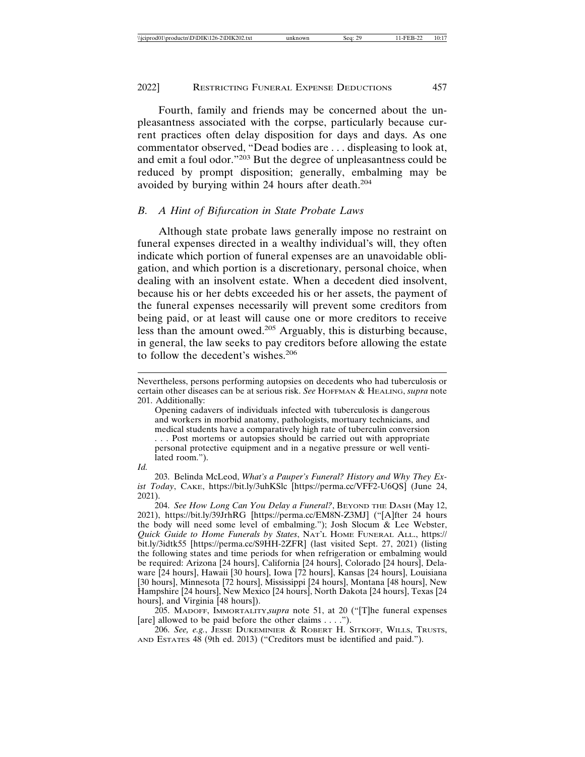Fourth, family and friends may be concerned about the unpleasantness associated with the corpse, particularly because current practices often delay disposition for days and days. As one commentator observed, "Dead bodies are . . . displeasing to look at, and emit a foul odor."[203] But the degree of unpleasantness could be reduced by prompt disposition; generally, embalming may be avoided by burying within 24 hours after death.[204]

### *B. A Hint of Bifurcation in State Probate Laws*

Although state probate laws generally impose no restraint on funeral expenses directed in a wealthy individual's will, they often indicate which portion of funeral expenses are an unavoidable obligation, and which portion is a discretionary, personal choice, when dealing with an insolvent estate. When a decedent died insolvent, because his or her debts exceeded his or her assets, the payment of the funeral expenses necessarily will prevent some creditors from being paid, or at least will cause one or more creditors to receive less than the amount owed.[205] Arguably, this is disturbing because, in general, the law seeks to pay creditors before allowing the estate to follow the decedent's wishes.[206]

---

Nevertheless, persons performing autopsies on decedents who had tuberculosis or certain other diseases can be at serious risk. *See* HOFFMAN & HEALING, *supra* note 201. Additionally:

> Opening cadavers of individuals infected with tuberculosis is dangerous and workers in morbid anatomy, pathologists, mortuary technicians, and medical students have a comparatively high rate of tuberculin conversion . . . Post mortems or autopsies should be carried out with appropriate personal protective equipment and in a negative pressure or well ventilated room.").

*Id.*

203. Belinda McLeod, *What's a Pauper's Funeral? History and Why They Exist Today*, CAKE, https://bit.ly/3uhKSlc [https://perma.cc/VFF2-U6QS] (June 24, 2021).

204. *See How Long Can You Delay a Funeral?*, BEYOND THE DASH (May 12, 2021), https://bit.ly/39JrhRG [https://perma.cc/EM8N-Z3MJ] ("[A]fter 24 hours the body will need some level of embalming."); Josh Slocum & Lee Webster, *Quick Guide to Home Funerals by States*, NAT'L HOME FUNERAL ALL., https://bit.ly/3idtk55 [https://perma.cc/S9HH-2ZFR] (last visited Sept. 27, 2021) (listing the following states and time periods for when refrigeration or embalming would be required: Arizona [24 hours], California [24 hours], Colorado [24 hours], Delaware [24 hours], Hawaii [30 hours], Iowa [72 hours], Kansas [24 hours], Louisiana [30 hours], Minnesota [72 hours], Mississippi [24 hours], Montana [48 hours], New Hampshire [24 hours], New Mexico [24 hours], North Dakota [24 hours], Texas [24 hours], and Virginia [48 hours]).

205. MADOFF, IMMORTALITY,*supra* note 51, at 20 ("[T]he funeral expenses [are] allowed to be paid before the other claims . . . .").

206. *See, e.g.*, JESSE DUKEMINIER & ROBERT H. SITKOFF, WILLS, TRUSTS, AND ESTATES 48 (9th ed. 2013) ("Creditors must be identified and paid.").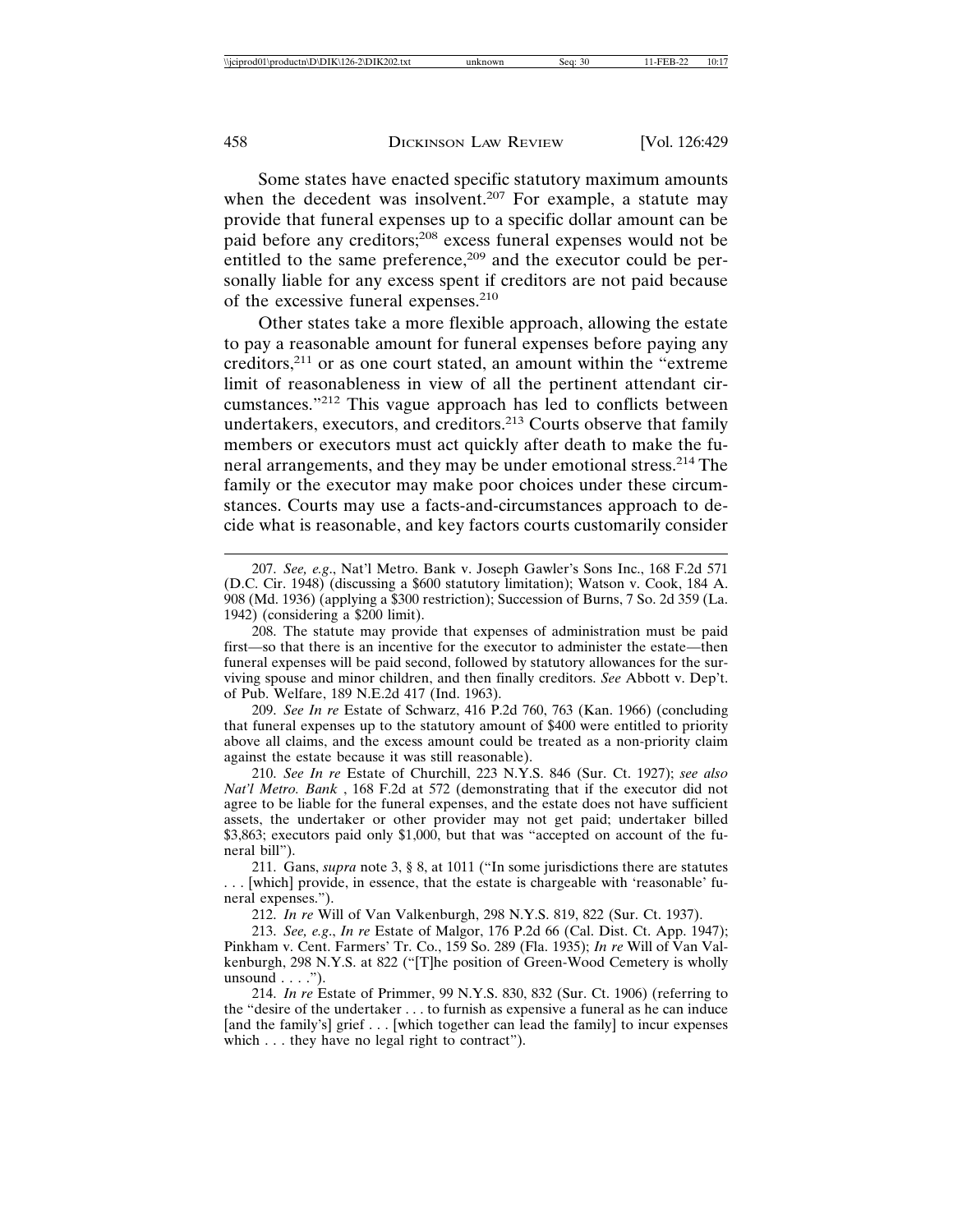Some states have enacted specific statutory maximum amounts when the decedent was insolvent.[207] For example, a statute may provide that funeral expenses up to a specific dollar amount can be paid before any creditors;[208] excess funeral expenses would not be entitled to the same preference,[209] and the executor could be personally liable for any excess spent if creditors are not paid because of the excessive funeral expenses.[210]

Other states take a more flexible approach, allowing the estate to pay a reasonable amount for funeral expenses before paying any creditors,[211] or as one court stated, an amount within the "extreme limit of reasonableness in view of all the pertinent attendant circumstances."[212] This vague approach has led to conflicts between undertakers, executors, and creditors.[213] Courts observe that family members or executors must act quickly after death to make the funeral arrangements, and they may be under emotional stress.[214] The family or the executor may make poor choices under these circumstances. Courts may use a facts-and-circumstances approach to decide what is reasonable, and key factors courts customarily consider

---

207. *See, e.g.*, Nat'l Metro. Bank v. Joseph Gawler's Sons Inc., 168 F.2d 571 (D.C. Cir. 1948) (discussing a $600 statutory limitation); Watson v. Cook, 184 A. 908 (Md. 1936) (applying a $300 restriction); Succession of Burns, 7 So. 2d 359 (La. 1942) (considering a $200 limit).

208. The statute may provide that expenses of administration must be paid first—so that there is an incentive for the executor to administer the estate—then funeral expenses will be paid second, followed by statutory allowances for the surviving spouse and minor children, and then finally creditors. *See* Abbott v. Dep't. of Pub. Welfare, 189 N.E.2d 417 (Ind. 1963).

209. *See In re* Estate of Schwarz, 416 P.2d 760, 763 (Kan. 1966) (concluding that funeral expenses up to the statutory amount of $400 were entitled to priority above all claims, and the excess amount could be treated as a non-priority claim against the estate because it was still reasonable).

210. *See In re* Estate of Churchill, 223 N.Y.S. 846 (Sur. Ct. 1927); *see also Nat'l Metro. Bank* , 168 F.2d at 572 (demonstrating that if the executor did not agree to be liable for the funeral expenses, and the estate does not have sufficient assets, the undertaker or other provider may not get paid; undertaker billed $3,863; executors paid only $1,000, but that was "accepted on account of the funeral bill").

211. Gans, *supra* note 3, § 8, at 1011 ("In some jurisdictions there are statutes . . . [which] provide, in essence, that the estate is chargeable with 'reasonable' funeral expenses.").

212. *In re* Will of Van Valkenburgh, 298 N.Y.S. 819, 822 (Sur. Ct. 1937).

213. *See, e.g.*, *In re* Estate of Malgor, 176 P.2d 66 (Cal. Dist. Ct. App. 1947); Pinkham v. Cent. Farmers' Tr. Co., 159 So. 289 (Fla. 1935); *In re* Will of Van Valkenburgh, 298 N.Y.S. at 822 ("[T]he position of Green-Wood Cemetery is wholly unsound . . . .").

214. *In re* Estate of Primmer, 99 N.Y.S. 830, 832 (Sur. Ct. 1906) (referring to the "desire of the undertaker . . . to furnish as expensive a funeral as he can induce [and the family's] grief . . . [which together can lead the family] to incur expenses which . . . they have no legal right to contract").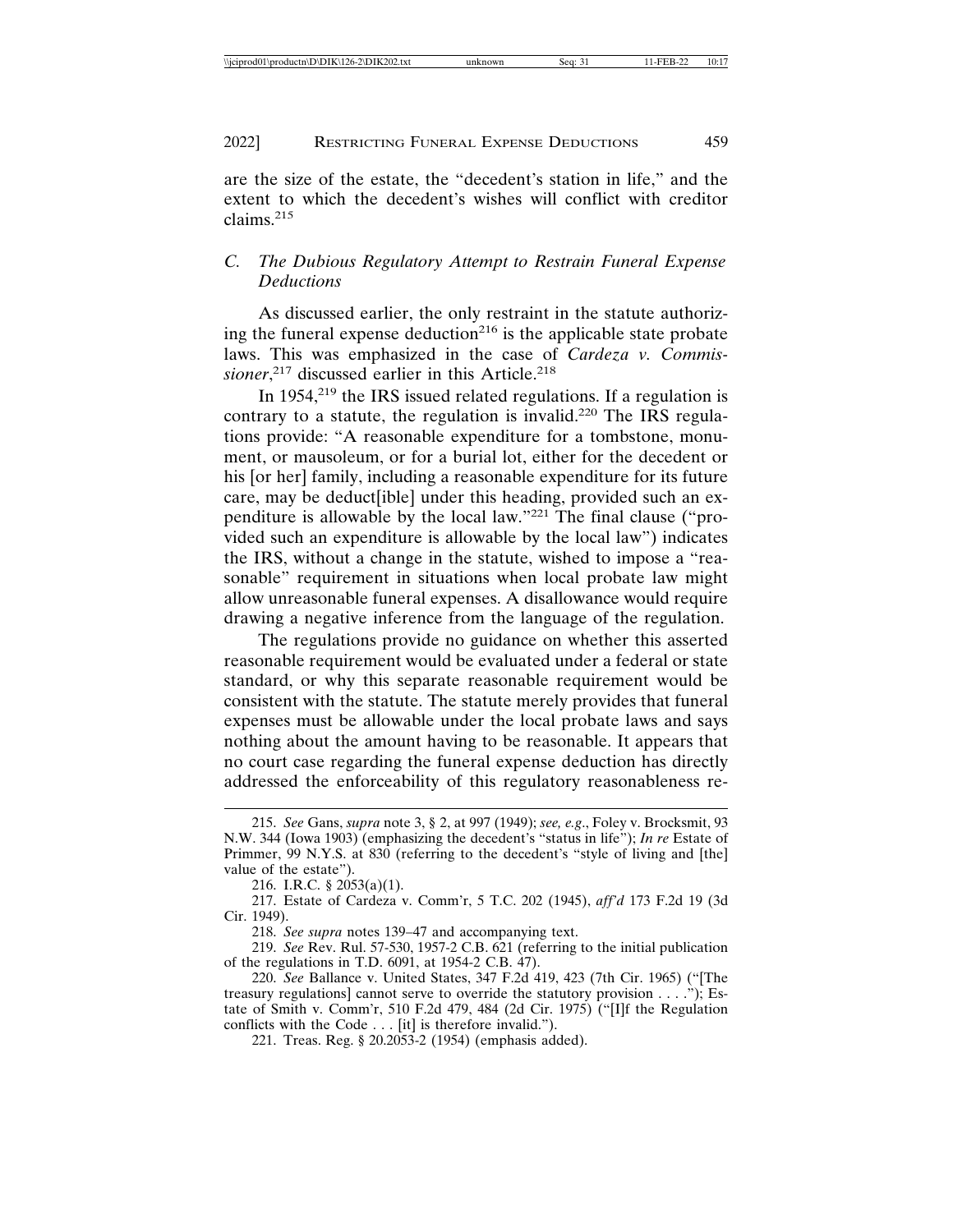are the size of the estate, the "decedent's station in life," and the extent to which the decedent's wishes will conflict with creditor claims.[215]

### C. *The Dubious Regulatory Attempt to Restrain Funeral Expense Deductions*

As discussed earlier, the only restraint in the statute authorizing the funeral expense deduction[216] is the applicable state probate laws. This was emphasized in the case of *Cardeza v. Commissioner*,[217] discussed earlier in this Article.[218]

In 1954,[219] the IRS issued related regulations. If a regulation is contrary to a statute, the regulation is invalid.[220] The IRS regulations provide: "A reasonable expenditure for a tombstone, monument, or mausoleum, or for a burial lot, either for the decedent or his [or her] family, including a reasonable expenditure for its future care, may be deduct[ible] under this heading, provided such an expenditure is allowable by the local law."[221] The final clause ("provided such an expenditure is allowable by the local law") indicates the IRS, without a change in the statute, wished to impose a "reasonable" requirement in situations when local probate law might allow unreasonable funeral expenses. A disallowance would require drawing a negative inference from the language of the regulation.

The regulations provide no guidance on whether this asserted reasonable requirement would be evaluated under a federal or state standard, or why this separate reasonable requirement would be consistent with the statute. The statute merely provides that funeral expenses must be allowable under the local probate laws and says nothing about the amount having to be reasonable. It appears that no court case regarding the funeral expense deduction has directly addressed the enforceability of this regulatory reasonableness re-

---

215. *See* Gans, *supra* note 3, § 2, at 997 (1949); *see, e.g.*, Foley v. Brocksmit, 93 N.W. 344 (Iowa 1903) (emphasizing the decedent's "status in life"); *In re* Estate of Primmer, 99 N.Y.S. at 830 (referring to the decedent's "style of living and [the] value of the estate").

216. I.R.C. § 2053(a)(1).

217. Estate of Cardeza v. Comm'r, 5 T.C. 202 (1945), *aff'd* 173 F.2d 19 (3d Cir. 1949).

218. *See supra* notes 139–47 and accompanying text.

219. *See* Rev. Rul. 57-530, 1957-2 C.B. 621 (referring to the initial publication of the regulations in T.D. 6091, at 1954-2 C.B. 47).

220. *See* Ballance v. United States, 347 F.2d 419, 423 (7th Cir. 1965) ("[The treasury regulations] cannot serve to override the statutory provision . . . ."); Estate of Smith v. Comm'r, 510 F.2d 479, 484 (2d Cir. 1975) ("[I]f the Regulation conflicts with the Code . . . [it] is therefore invalid.").

221. Treas. Reg. § 20.2053-2 (1954) (emphasis added).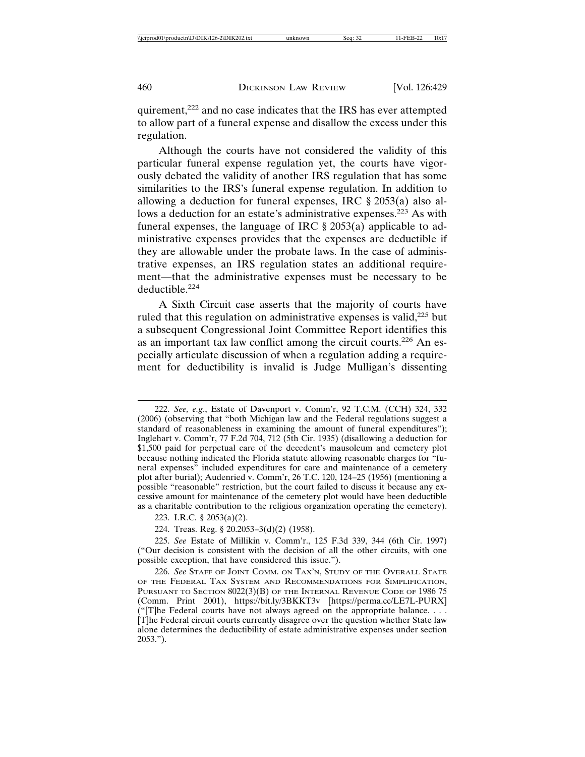quirement,[222] and no case indicates that the IRS has ever attempted to allow part of a funeral expense and disallow the excess under this regulation.

Although the courts have not considered the validity of this particular funeral expense regulation yet, the courts have vigorously debated the validity of another IRS regulation that has some similarities to the IRS's funeral expense regulation. In addition to allowing a deduction for funeral expenses, IRC § 2053(a) also allows a deduction for an estate's administrative expenses.[223] As with funeral expenses, the language of IRC § 2053(a) applicable to administrative expenses provides that the expenses are deductible if they are allowable under the probate laws. In the case of administrative expenses, an IRS regulation states an additional requirement—that the administrative expenses must be necessary to be deductible.[224]

A Sixth Circuit case asserts that the majority of courts have ruled that this regulation on administrative expenses is valid,[225] but a subsequent Congressional Joint Committee Report identifies this as an important tax law conflict among the circuit courts.[226] An especially articulate discussion of when a regulation adding a requirement for deductibility is invalid is Judge Mulligan's dissenting

---

222. *See, e.g.*, Estate of Davenport v. Comm'r, 92 T.C.M. (CCH) 324, 332 (2006) (observing that "both Michigan law and the Federal regulations suggest a standard of reasonableness in examining the amount of funeral expenditures"); Inglehart v. Comm'r, 77 F.2d 704, 712 (5th Cir. 1935) (disallowing a deduction for $1,500 paid for perpetual care of the decedent's mausoleum and cemetery plot because nothing indicated the Florida statute allowing reasonable charges for "funeral expenses" included expenditures for care and maintenance of a cemetery plot after burial); Audenried v. Comm'r, 26 T.C. 120, 124–25 (1956) (mentioning a possible "reasonable" restriction, but the court failed to discuss it because any excessive amount for maintenance of the cemetery plot would have been deductible as a charitable contribution to the religious organization operating the cemetery).

223. I.R.C. § 2053(a)(2).

224. Treas. Reg. § 20.2053–3(d)(2) (1958).

225. *See* Estate of Millikin v. Comm'r., 125 F.3d 339, 344 (6th Cir. 1997) ("Our decision is consistent with the decision of all the other circuits, with one possible exception, that have considered this issue.").

226. *See* STAFF OF JOINT COMM. ON TAX'N, STUDY OF THE OVERALL STATE OF THE FEDERAL TAX SYSTEM AND RECOMMENDATIONS FOR SIMPLIFICATION, PURSUANT TO SECTION 8022(3)(B) OF THE INTERNAL REVENUE CODE OF 1986 75 (Comm. Print 2001), https://bit.ly/3BKKT3v [https://perma.cc/LE7L-PURX] ("[T]he Federal courts have not always agreed on the appropriate balance. . . . [T]he Federal circuit courts currently disagree over the question whether State law alone determines the deductibility of estate administrative expenses under section 2053.").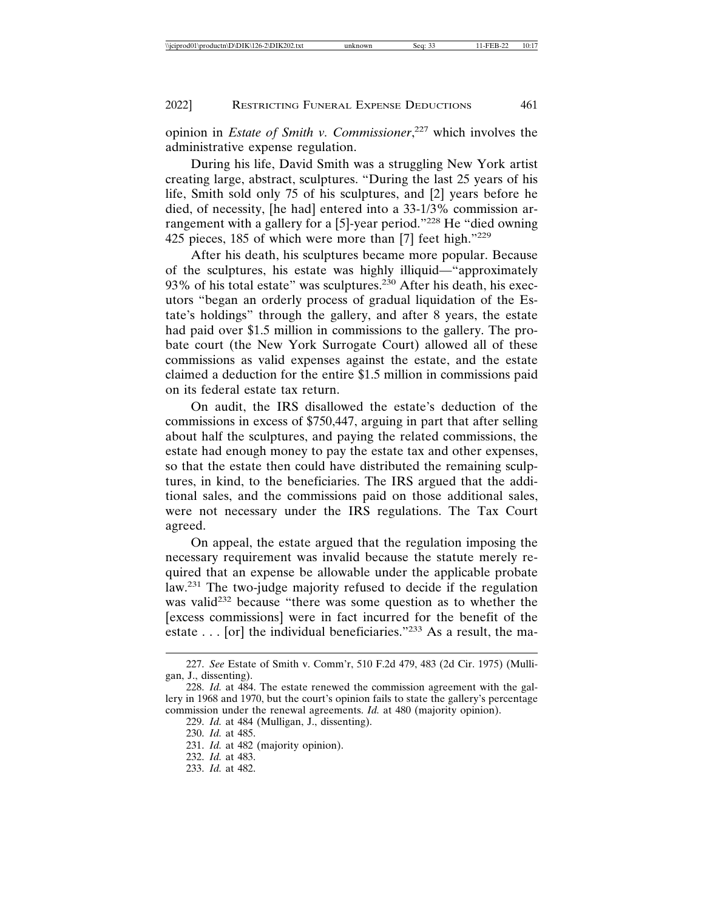opinion in *Estate of Smith v. Commissioner*,[227] which involves the administrative expense regulation.

During his life, David Smith was a struggling New York artist creating large, abstract, sculptures. "During the last 25 years of his life, Smith sold only 75 of his sculptures, and [2] years before he died, of necessity, [he had] entered into a 33-1/3% commission arrangement with a gallery for a [5]-year period."[228] He "died owning 425 pieces, 185 of which were more than [7] feet high."[229]

After his death, his sculptures became more popular. Because of the sculptures, his estate was highly illiquid—"approximately 93% of his total estate" was sculptures.[230] After his death, his executors "began an orderly process of gradual liquidation of the Estate's holdings" through the gallery, and after 8 years, the estate had paid over $1.5 million in commissions to the gallery. The probate court (the New York Surrogate Court) allowed all of these commissions as valid expenses against the estate, and the estate claimed a deduction for the entire $1.5 million in commissions paid on its federal estate tax return.

On audit, the IRS disallowed the estate's deduction of the commissions in excess of $750,447, arguing in part that after selling about half the sculptures, and paying the related commissions, the estate had enough money to pay the estate tax and other expenses, so that the estate then could have distributed the remaining sculptures, in kind, to the beneficiaries. The IRS argued that the additional sales, and the commissions paid on those additional sales, were not necessary under the IRS regulations. The Tax Court agreed.

On appeal, the estate argued that the regulation imposing the necessary requirement was invalid because the statute merely required that an expense be allowable under the applicable probate law.[231] The two-judge majority refused to decide if the regulation was valid[232] because "there was some question as to whether the [excess commissions] were in fact incurred for the benefit of the estate . . . [or] the individual beneficiaries."[233] As a result, the ma-

---

227. *See* Estate of Smith v. Comm'r, 510 F.2d 479, 483 (2d Cir. 1975) (Mulligan, J., dissenting).

228. *Id.* at 484. The estate renewed the commission agreement with the gallery in 1968 and 1970, but the court's opinion fails to state the gallery's percentage commission under the renewal agreements. *Id.* at 480 (majority opinion).

229. *Id.* at 484 (Mulligan, J., dissenting).

230. *Id.* at 485.

231. *Id.* at 482 (majority opinion).

232. *Id.* at 483.

233. *Id.* at 482.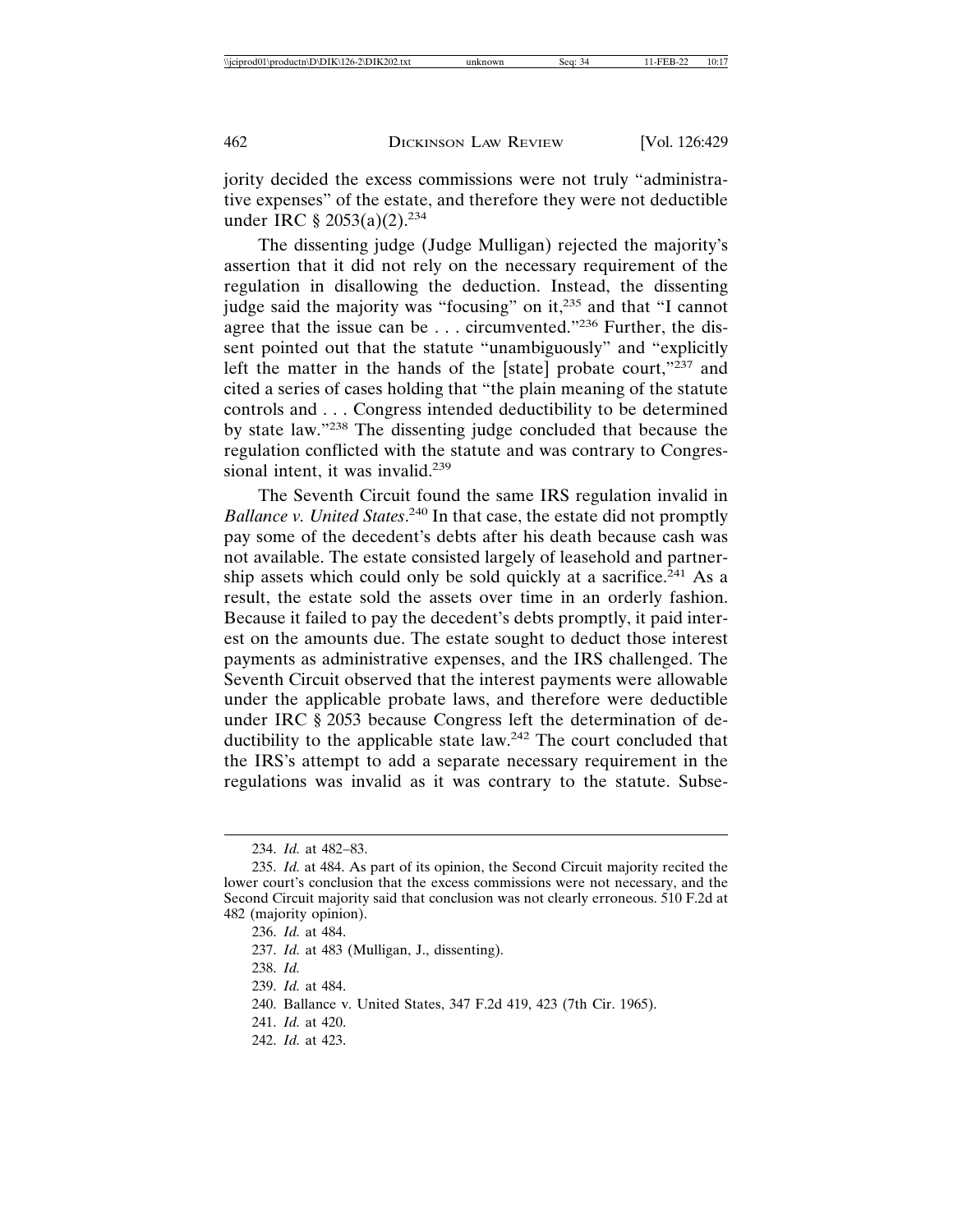jority decided the excess commissions were not truly "administrative expenses" of the estate, and therefore they were not deductible under IRC § 2053(a)(2).[234]

The dissenting judge (Judge Mulligan) rejected the majority's assertion that it did not rely on the necessary requirement of the regulation in disallowing the deduction. Instead, the dissenting judge said the majority was "focusing" on it,[235] and that "I cannot agree that the issue can be . . . circumvented."[236] Further, the dissent pointed out that the statute "unambiguously" and "explicitly left the matter in the hands of the [state] probate court,"[237] and cited a series of cases holding that "the plain meaning of the statute controls and . . . Congress intended deductibility to be determined by state law."[238] The dissenting judge concluded that because the regulation conflicted with the statute and was contrary to Congressional intent, it was invalid.[239]

The Seventh Circuit found the same IRS regulation invalid in *Ballance v. United States*.[240] In that case, the estate did not promptly pay some of the decedent's debts after his death because cash was not available. The estate consisted largely of leasehold and partnership assets which could only be sold quickly at a sacrifice.[241] As a result, the estate sold the assets over time in an orderly fashion. Because it failed to pay the decedent's debts promptly, it paid interest on the amounts due. The estate sought to deduct those interest payments as administrative expenses, and the IRS challenged. The Seventh Circuit observed that the interest payments were allowable under the applicable probate laws, and therefore were deductible under IRC § 2053 because Congress left the determination of deductibility to the applicable state law.[242] The court concluded that the IRS's attempt to add a separate necessary requirement in the regulations was invalid as it was contrary to the statute. Subse-

---

234. *Id.* at 482–83.

235. *Id.* at 484. As part of its opinion, the Second Circuit majority recited the lower court's conclusion that the excess commissions were not necessary, and the Second Circuit majority said that conclusion was not clearly erroneous. 510 F.2d at 482 (majority opinion).

236. *Id.* at 484.

237. *Id.* at 483 (Mulligan, J., dissenting).

238. *Id.*

239. *Id.* at 484.

240. Ballance v. United States, 347 F.2d 419, 423 (7th Cir. 1965).

241. *Id.* at 420.

242. *Id.* at 423.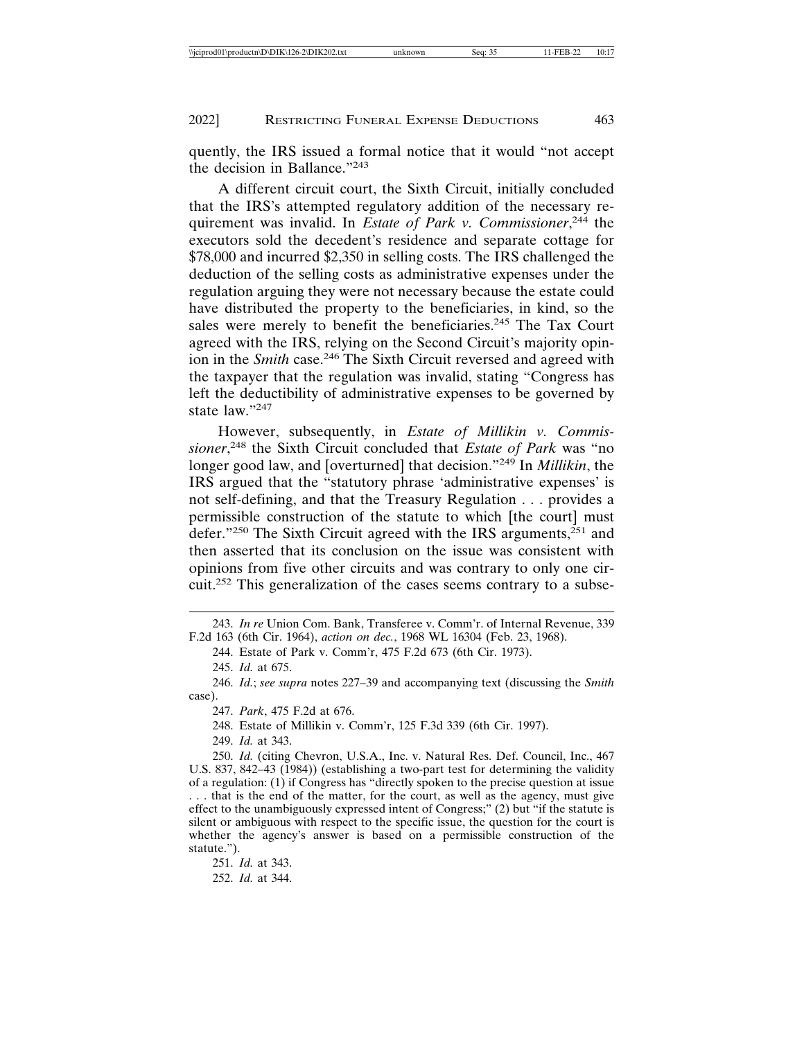quently, the IRS issued a formal notice that it would "not accept the decision in Ballance."[243]

A different circuit court, the Sixth Circuit, initially concluded that the IRS's attempted regulatory addition of the necessary requirement was invalid. In *Estate of Park v. Commissioner*,[244] the executors sold the decedent's residence and separate cottage for $78,000 and incurred $2,350 in selling costs. The IRS challenged the deduction of the selling costs as administrative expenses under the regulation arguing they were not necessary because the estate could have distributed the property to the beneficiaries, in kind, so the sales were merely to benefit the beneficiaries.[245] The Tax Court agreed with the IRS, relying on the Second Circuit's majority opinion in the *Smith* case.[246] The Sixth Circuit reversed and agreed with the taxpayer that the regulation was invalid, stating "Congress has left the deductibility of administrative expenses to be governed by state law."[247]

However, subsequently, in *Estate of Millikin v. Commissioner*,[248] the Sixth Circuit concluded that *Estate of Park* was "no longer good law, and [overturned] that decision."[249] In *Millikin*, the IRS argued that the "statutory phrase 'administrative expenses' is not self-defining, and that the Treasury Regulation . . . provides a permissible construction of the statute to which [the court] must defer."[250] The Sixth Circuit agreed with the IRS arguments,[251] and then asserted that its conclusion on the issue was consistent with opinions from five other circuits and was contrary to only one circuit.[252] This generalization of the cases seems contrary to a subse-

243. *In re* Union Com. Bank, Transferee v. Comm'r. of Internal Revenue, 339 F.2d 163 (6th Cir. 1964), *action on dec.*, 1968 WL 16304 (Feb. 23, 1968).

244. Estate of Park v. Comm'r, 475 F.2d 673 (6th Cir. 1973).

245. *Id.* at 675.

246. *Id.*; *see supra* notes 227–39 and accompanying text (discussing the *Smith* case).

247. *Park*, 475 F.2d at 676.

248. Estate of Millikin v. Comm'r, 125 F.3d 339 (6th Cir. 1997).

249. *Id.* at 343.

250. *Id.* (citing Chevron, U.S.A., Inc. v. Natural Res. Def. Council, Inc., 467 U.S. 837, 842–43 (1984)) (establishing a two-part test for determining the validity of a regulation: (1) if Congress has "directly spoken to the precise question at issue . . . that is the end of the matter, for the court, as well as the agency, must give effect to the unambiguously expressed intent of Congress;" (2) but "if the statute is silent or ambiguous with respect to the specific issue, the question for the court is whether the agency's answer is based on a permissible construction of the statute.").

251. *Id.* at 343.

252. *Id.* at 344.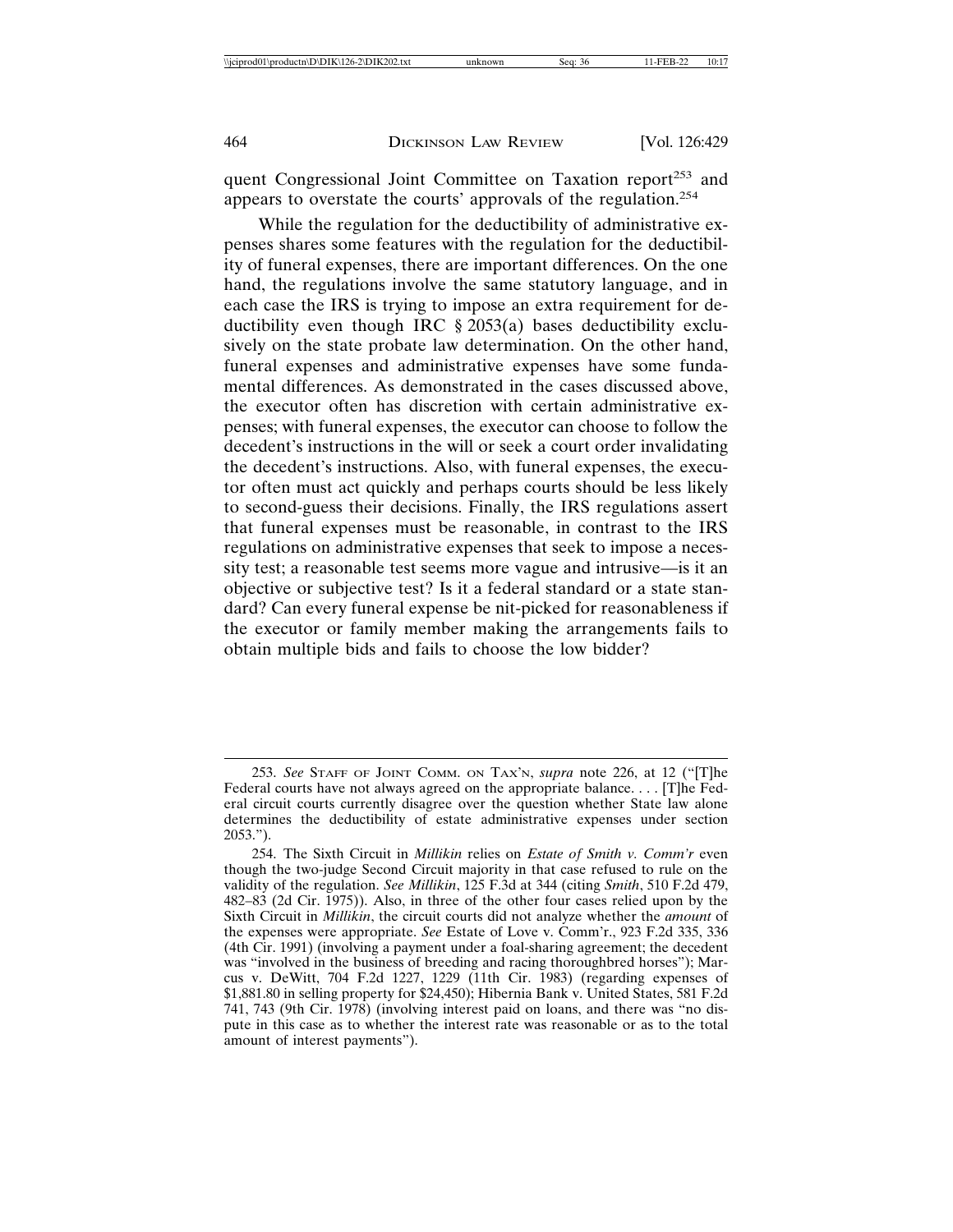quent Congressional Joint Committee on Taxation report[253] and appears to overstate the courts' approvals of the regulation.[254]

While the regulation for the deductibility of administrative expenses shares some features with the regulation for the deductibility of funeral expenses, there are important differences. On the one hand, the regulations involve the same statutory language, and in each case the IRS is trying to impose an extra requirement for deductibility even though IRC § 2053(a) bases deductibility exclusively on the state probate law determination. On the other hand, funeral expenses and administrative expenses have some fundamental differences. As demonstrated in the cases discussed above, the executor often has discretion with certain administrative expenses; with funeral expenses, the executor can choose to follow the decedent's instructions in the will or seek a court order invalidating the decedent's instructions. Also, with funeral expenses, the executor often must act quickly and perhaps courts should be less likely to second-guess their decisions. Finally, the IRS regulations assert that funeral expenses must be reasonable, in contrast to the IRS regulations on administrative expenses that seek to impose a necessity test; a reasonable test seems more vague and intrusive—is it an objective or subjective test? Is it a federal standard or a state standard? Can every funeral expense be nit-picked for reasonableness if the executor or family member making the arrangements fails to obtain multiple bids and fails to choose the low bidder?

---

253. *See* Staff of Joint Comm. on Tax'n, *supra* note 226, at 12 ("[T]he Federal courts have not always agreed on the appropriate balance. . . . [T]he Federal circuit courts currently disagree over the question whether State law alone determines the deductibility of estate administrative expenses under section 2053.").

254. The Sixth Circuit in *Millikin* relies on *Estate of Smith v. Comm'r* even though the two-judge Second Circuit majority in that case refused to rule on the validity of the regulation. *See Millikin*, 125 F.3d at 344 (citing *Smith*, 510 F.2d 479, 482–83 (2d Cir. 1975)). Also, in three of the other four cases relied upon by the Sixth Circuit in *Millikin*, the circuit courts did not analyze whether the *amount* of the expenses were appropriate. *See* Estate of Love v. Comm'r., 923 F.2d 335, 336 (4th Cir. 1991) (involving a payment under a foal-sharing agreement; the decedent was "involved in the business of breeding and racing thoroughbred horses"); Marcus v. DeWitt, 704 F.2d 1227, 1229 (11th Cir. 1983) (regarding expenses of $1,881.80 in selling property for $24,450); Hibernia Bank v. United States, 581 F.2d 741, 743 (9th Cir. 1978) (involving interest paid on loans, and there was "no dispute in this case as to whether the interest rate was reasonable or as to the total amount of interest payments").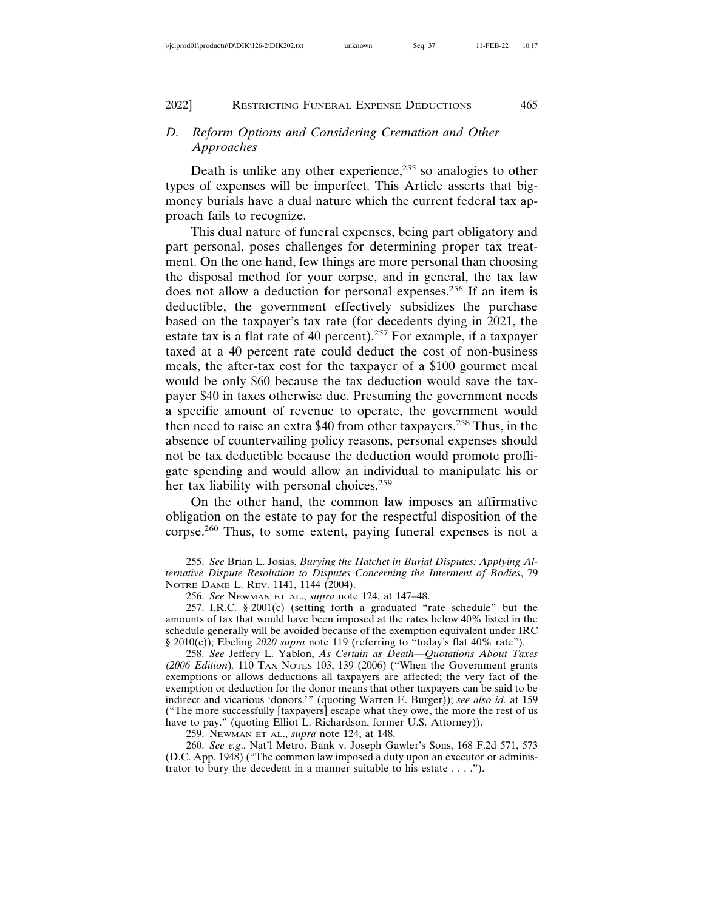### *D. Reform Options and Considering Cremation and Other Approaches*

Death is unlike any other experience,[255] so analogies to other types of expenses will be imperfect. This Article asserts that big-money burials have a dual nature which the current federal tax approach fails to recognize.

This dual nature of funeral expenses, being part obligatory and part personal, poses challenges for determining proper tax treatment. On the one hand, few things are more personal than choosing the disposal method for your corpse, and in general, the tax law does not allow a deduction for personal expenses.[256] If an item is deductible, the government effectively subsidizes the purchase based on the taxpayer's tax rate (for decedents dying in 2021, the estate tax is a flat rate of 40 percent).[257] For example, if a taxpayer taxed at a 40 percent rate could deduct the cost of non-business meals, the after-tax cost for the taxpayer of a $100 gourmet meal would be only $60 because the tax deduction would save the taxpayer $40 in taxes otherwise due. Presuming the government needs a specific amount of revenue to operate, the government would then need to raise an extra $40 from other taxpayers.[258] Thus, in the absence of countervailing policy reasons, personal expenses should not be tax deductible because the deduction would promote profligate spending and would allow an individual to manipulate his or her tax liability with personal choices.[259]

On the other hand, the common law imposes an affirmative obligation on the estate to pay for the respectful disposition of the corpse.[260] Thus, to some extent, paying funeral expenses is not a

---

255. *See* Brian L. Josias, *Burying the Hatchet in Burial Disputes: Applying Alternative Dispute Resolution to Disputes Concerning the Interment of Bodies*, 79 NOTRE DAME L. REV. 1141, 1144 (2004).

256. *See* NEWMAN ET AL., *supra* note 124, at 147–48.

257. I.R.C. § 2001(c) (setting forth a graduated "rate schedule" but the amounts of tax that would have been imposed at the rates below 40% listed in the schedule generally will be avoided because of the exemption equivalent under IRC § 2010(c)); Ebeling *2020 supra* note 119 (referring to "today's flat 40% rate").

258. *See* Jeffery L. Yablon, *As Certain as Death—Quotations About Taxes (2006 Edition),* 110 TAX NOTES 103, 139 (2006) ("When the Government grants exemptions or allows deductions all taxpayers are affected; the very fact of the exemption or deduction for the donor means that other taxpayers can be said to be indirect and vicarious 'donors.'" (quoting Warren E. Burger)); *see also id.* at 159 ("The more successfully [taxpayers] escape what they owe, the more the rest of us have to pay." (quoting Elliot L. Richardson, former U.S. Attorney)).

259. NEWMAN ET AL., *supra* note 124, at 148.

260. *See e.g.*, Nat'l Metro. Bank v. Joseph Gawler's Sons, 168 F.2d 571, 573 (D.C. App. 1948) ("The common law imposed a duty upon an executor or administrator to bury the decedent in a manner suitable to his estate . . . .").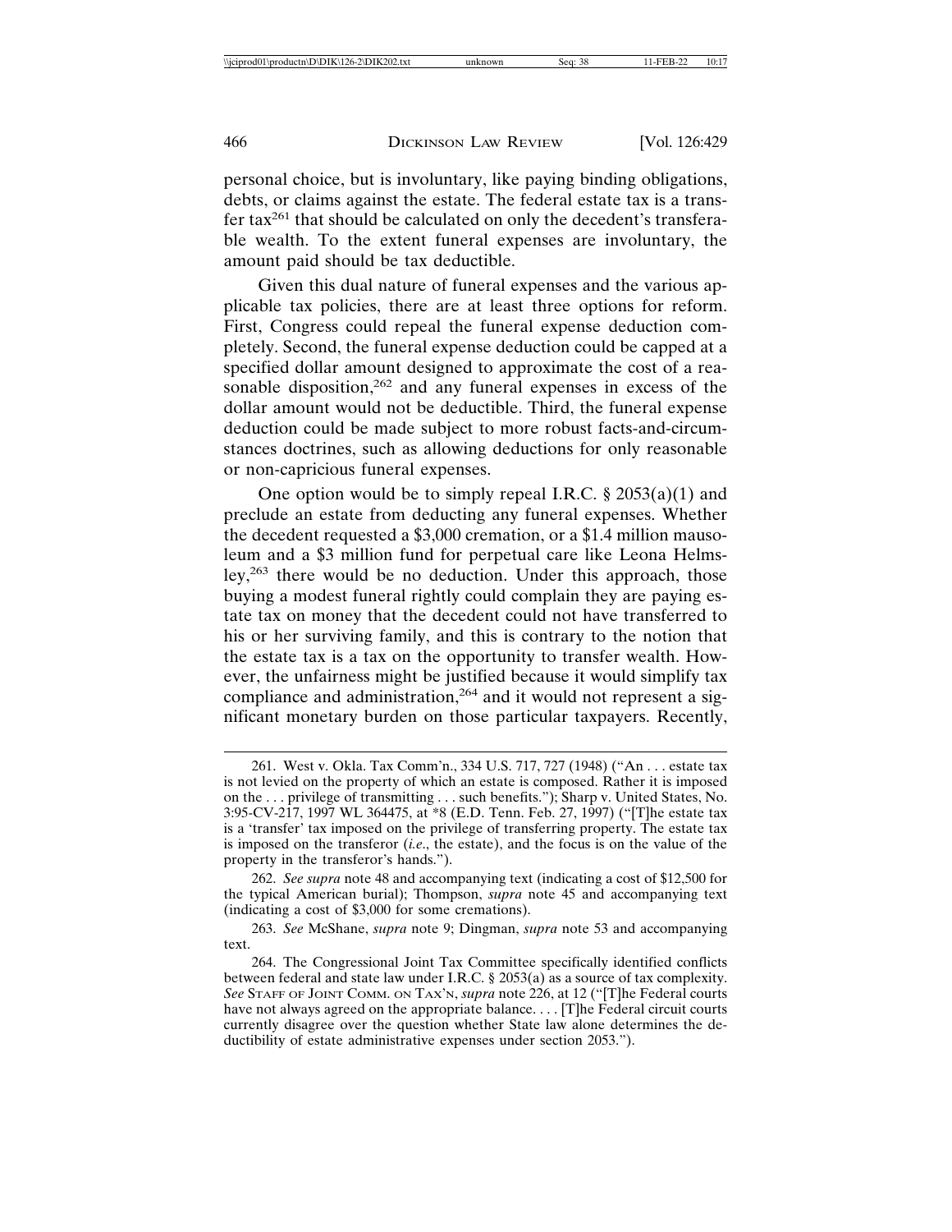personal choice, but is involuntary, like paying binding obligations, debts, or claims against the estate. The federal estate tax is a transfer tax[261] that should be calculated on only the decedent's transferable wealth. To the extent funeral expenses are involuntary, the amount paid should be tax deductible.

Given this dual nature of funeral expenses and the various applicable tax policies, there are at least three options for reform. First, Congress could repeal the funeral expense deduction completely. Second, the funeral expense deduction could be capped at a specified dollar amount designed to approximate the cost of a reasonable disposition,[262] and any funeral expenses in excess of the dollar amount would not be deductible. Third, the funeral expense deduction could be made subject to more robust facts-and-circumstances doctrines, such as allowing deductions for only reasonable or non-capricious funeral expenses.

One option would be to simply repeal I.R.C. § 2053(a)(1) and preclude an estate from deducting any funeral expenses. Whether the decedent requested a $3,000 cremation, or a $1.4 million mausoleum and a $3 million fund for perpetual care like Leona Helmsley,[263] there would be no deduction. Under this approach, those buying a modest funeral rightly could complain they are paying estate tax on money that the decedent could not have transferred to his or her surviving family, and this is contrary to the notion that the estate tax is a tax on the opportunity to transfer wealth. However, the unfairness might be justified because it would simplify tax compliance and administration,[264] and it would not represent a significant monetary burden on those particular taxpayers. Recently,

---

261. West v. Okla. Tax Comm'n., 334 U.S. 717, 727 (1948) ("An . . . estate tax is not levied on the property of which an estate is composed. Rather it is imposed on the . . . privilege of transmitting . . . such benefits."); Sharp v. United States, No. 3:95-CV-217, 1997 WL 364475, at *8 (E.D. Tenn. Feb. 27, 1997) ("[T]he estate tax is a 'transfer' tax imposed on the privilege of transferring property. The estate tax is imposed on the transferor (*i.e*., the estate), and the focus is on the value of the property in the transferor's hands.").

262. *See supra* note 48 and accompanying text (indicating a cost of $12,500 for the typical American burial); Thompson, *supra* note 45 and accompanying text (indicating a cost of $3,000 for some cremations).

263. *See* McShane, *supra* note 9; Dingman, *supra* note 53 and accompanying text.

264. The Congressional Joint Tax Committee specifically identified conflicts between federal and state law under I.R.C. § 2053(a) as a source of tax complexity. *See* STAFF OF JOINT COMM. ON TAX'N, *supra* note 226, at 12 ("[T]he Federal courts have not always agreed on the appropriate balance. . . . [T]he Federal circuit courts currently disagree over the question whether State law alone determines the deductibility of estate administrative expenses under section 2053.").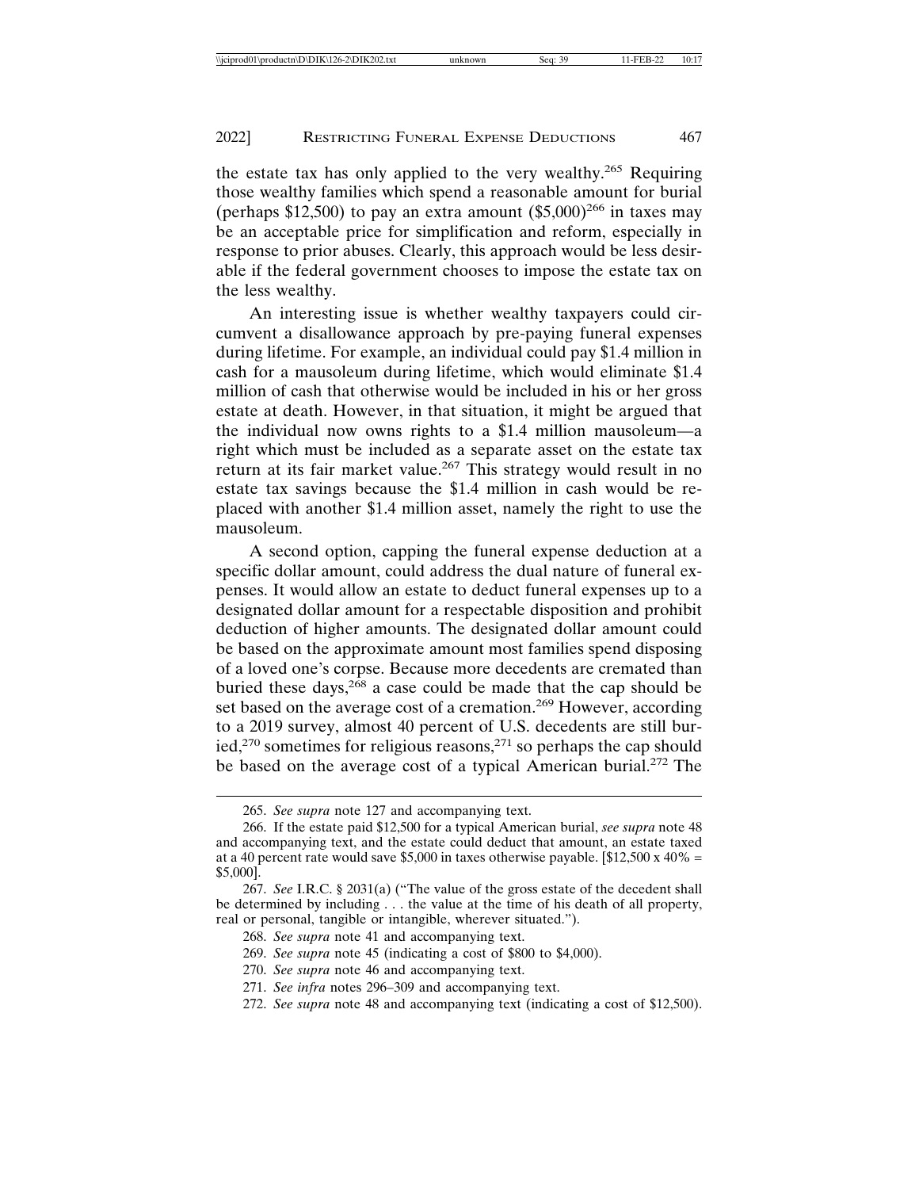the estate tax has only applied to the very wealthy.[265] Requiring those wealthy families which spend a reasonable amount for burial (perhaps $12,500) to pay an extra amount ($5,000)[266] in taxes may be an acceptable price for simplification and reform, especially in response to prior abuses. Clearly, this approach would be less desirable if the federal government chooses to impose the estate tax on the less wealthy.

An interesting issue is whether wealthy taxpayers could circumvent a disallowance approach by pre-paying funeral expenses during lifetime. For example, an individual could pay $1.4 million in cash for a mausoleum during lifetime, which would eliminate $1.4 million of cash that otherwise would be included in his or her gross estate at death. However, in that situation, it might be argued that the individual now owns rights to a $1.4 million mausoleum—a right which must be included as a separate asset on the estate tax return at its fair market value.[267] This strategy would result in no estate tax savings because the $1.4 million in cash would be replaced with another $1.4 million asset, namely the right to use the mausoleum.

A second option, capping the funeral expense deduction at a specific dollar amount, could address the dual nature of funeral expenses. It would allow an estate to deduct funeral expenses up to a designated dollar amount for a respectable disposition and prohibit deduction of higher amounts. The designated dollar amount could be based on the approximate amount most families spend disposing of a loved one's corpse. Because more decedents are cremated than buried these days,[268] a case could be made that the cap should be set based on the average cost of a cremation.[269] However, according to a 2019 survey, almost 40 percent of U.S. decedents are still buried,[270] sometimes for religious reasons,[271] so perhaps the cap should be based on the average cost of a typical American burial.[272] The

---

265. *See supra* note 127 and accompanying text.

266. If the estate paid $12,500 for a typical American burial, *see supra* note 48 and accompanying text, and the estate could deduct that amount, an estate taxed at a 40 percent rate would save $5,000 in taxes otherwise payable. [$12,500 x 40% = $5,000].

267. *See* I.R.C. § 2031(a) ("The value of the gross estate of the decedent shall be determined by including . . . the value at the time of his death of all property, real or personal, tangible or intangible, wherever situated.").

268. *See supra* note 41 and accompanying text.

269. *See supra* note 45 (indicating a cost of $800 to $4,000).

270. *See supra* note 46 and accompanying text.

271. *See infra* notes 296–309 and accompanying text.

272. *See supra* note 48 and accompanying text (indicating a cost of $12,500).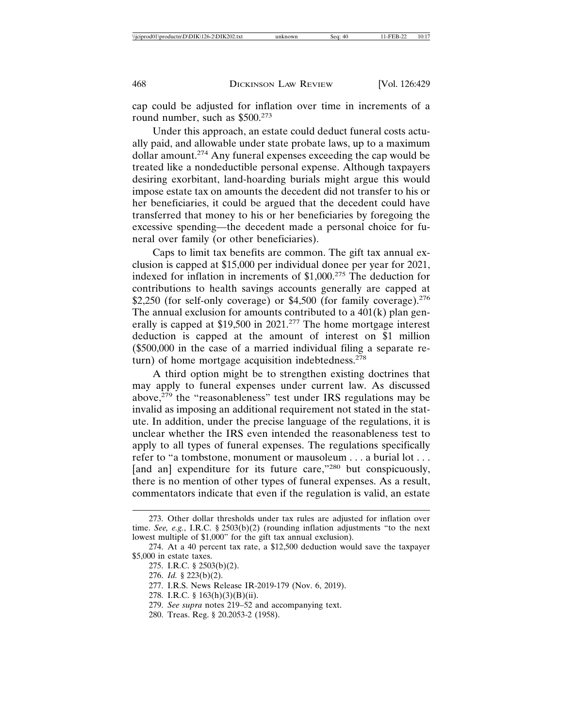cap could be adjusted for inflation over time in increments of a round number, such as $500.[273]

Under this approach, an estate could deduct funeral costs actually paid, and allowable under state probate laws, up to a maximum dollar amount.[274] Any funeral expenses exceeding the cap would be treated like a nondeductible personal expense. Although taxpayers desiring exorbitant, land-hoarding burials might argue this would impose estate tax on amounts the decedent did not transfer to his or her beneficiaries, it could be argued that the decedent could have transferred that money to his or her beneficiaries by foregoing the excessive spending—the decedent made a personal choice for funeral over family (or other beneficiaries).

Caps to limit tax benefits are common. The gift tax annual exclusion is capped at $15,000 per individual donee per year for 2021, indexed for inflation in increments of $1,000.[275] The deduction for contributions to health savings accounts generally are capped at $2,250 (for self-only coverage) or $4,500 (for family coverage).[276] The annual exclusion for amounts contributed to a 401(k) plan generally is capped at $19,500 in 2021.[277] The home mortgage interest deduction is capped at the amount of interest on $1 million ($500,000 in the case of a married individual filing a separate return) of home mortgage acquisition indebtedness.[278]

A third option might be to strengthen existing doctrines that may apply to funeral expenses under current law. As discussed above,[279] the "reasonableness" test under IRS regulations may be invalid as imposing an additional requirement not stated in the statute. In addition, under the precise language of the regulations, it is unclear whether the IRS even intended the reasonableness test to apply to all types of funeral expenses. The regulations specifically refer to "a tombstone, monument or mausoleum . . . a burial lot . . . [and an] expenditure for its future care,"[280] but conspicuously, there is no mention of other types of funeral expenses. As a result, commentators indicate that even if the regulation is valid, an estate

---

273. Other dollar thresholds under tax rules are adjusted for inflation over time. *See, e.g.*, I.R.C. § 2503(b)(2) (rounding inflation adjustments "to the next lowest multiple of $1,000" for the gift tax annual exclusion).

274. At a 40 percent tax rate, a $12,500 deduction would save the taxpayer $5,000 in estate taxes.

275. I.R.C. § 2503(b)(2).

276. *Id.* § 223(b)(2).

277. I.R.S. News Release IR-2019-179 (Nov. 6, 2019).

278. I.R.C. § 163(h)(3)(B)(ii).

279. *See supra* notes 219–52 and accompanying text.

280. Treas. Reg. § 20.2053-2 (1958).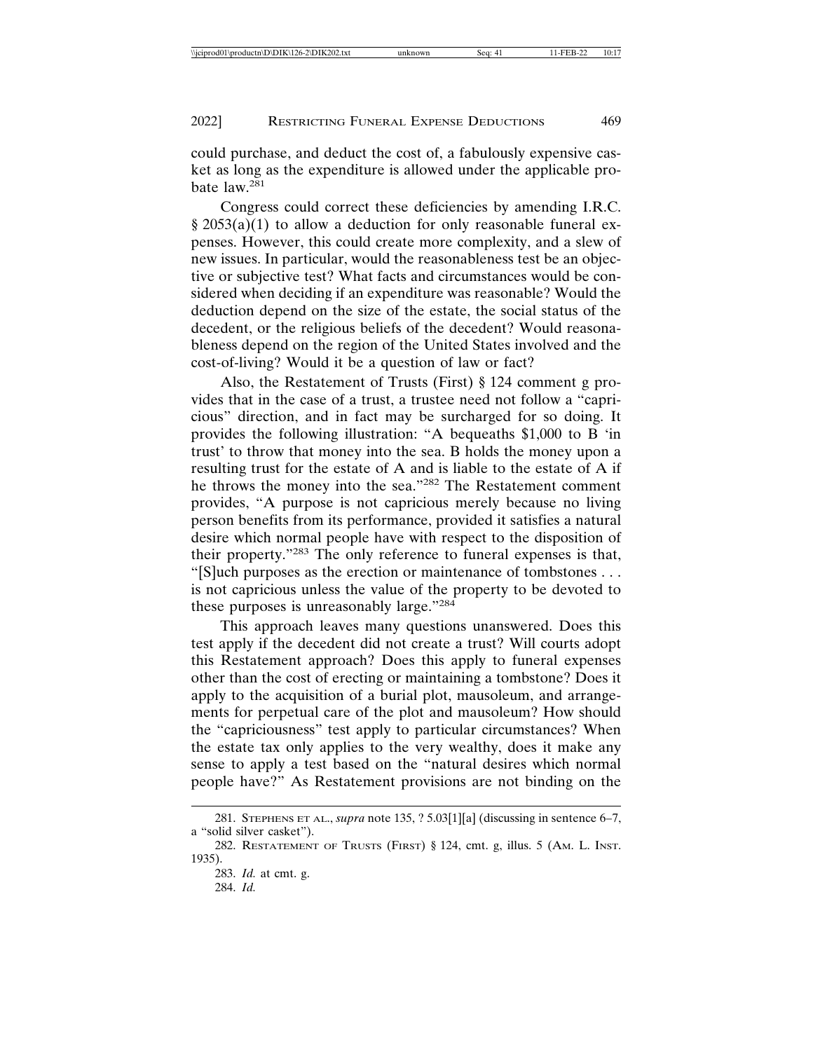could purchase, and deduct the cost of, a fabulously expensive casket as long as the expenditure is allowed under the applicable probate law.[281]

Congress could correct these deficiencies by amending I.R.C. § 2053(a)(1) to allow a deduction for only reasonable funeral expenses. However, this could create more complexity, and a slew of new issues. In particular, would the reasonableness test be an objective or subjective test? What facts and circumstances would be considered when deciding if an expenditure was reasonable? Would the deduction depend on the size of the estate, the social status of the decedent, or the religious beliefs of the decedent? Would reasonableness depend on the region of the United States involved and the cost-of-living? Would it be a question of law or fact?

Also, the Restatement of Trusts (First) § 124 comment g provides that in the case of a trust, a trustee need not follow a "capricious" direction, and in fact may be surcharged for so doing. It provides the following illustration: "A bequeaths $1,000 to B 'in trust' to throw that money into the sea. B holds the money upon a resulting trust for the estate of A and is liable to the estate of A if he throws the money into the sea."[282] The Restatement comment provides, "A purpose is not capricious merely because no living person benefits from its performance, provided it satisfies a natural desire which normal people have with respect to the disposition of their property."[283] The only reference to funeral expenses is that, "[S]uch purposes as the erection or maintenance of tombstones . . . is not capricious unless the value of the property to be devoted to these purposes is unreasonably large."[284]

This approach leaves many questions unanswered. Does this test apply if the decedent did not create a trust? Will courts adopt this Restatement approach? Does this apply to funeral expenses other than the cost of erecting or maintaining a tombstone? Does it apply to the acquisition of a burial plot, mausoleum, and arrangements for perpetual care of the plot and mausoleum? How should the "capriciousness" test apply to particular circumstances? When the estate tax only applies to the very wealthy, does it make any sense to apply a test based on the "natural desires which normal people have?" As Restatement provisions are not binding on the

281. STEPHENS ET AL., *supra* note 135, ? 5.03[1][a] (discussing in sentence 6–7, a "solid silver casket").

282. RESTATEMENT OF TRUSTS (FIRST) § 124, cmt. g, illus. 5 (AM. L. INST. 1935).

283. *Id.* at cmt. g.

284. *Id.*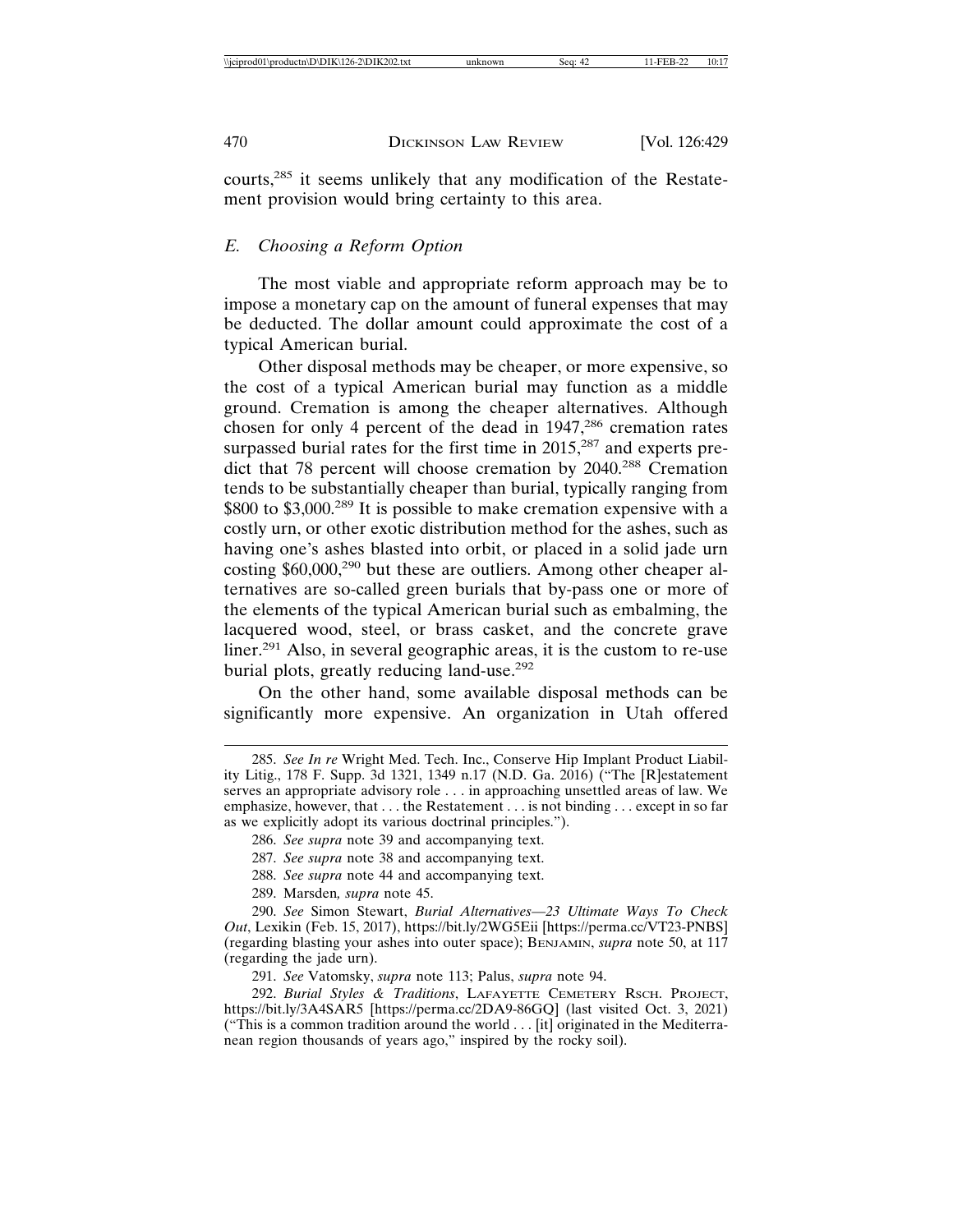courts,[285] it seems unlikely that any modification of the Restatement provision would bring certainty to this area.

### *E. Choosing a Reform Option*

The most viable and appropriate reform approach may be to impose a monetary cap on the amount of funeral expenses that may be deducted. The dollar amount could approximate the cost of a typical American burial.

Other disposal methods may be cheaper, or more expensive, so the cost of a typical American burial may function as a middle ground. Cremation is among the cheaper alternatives. Although chosen for only 4 percent of the dead in 1947,[286] cremation rates surpassed burial rates for the first time in 2015,[287] and experts predict that 78 percent will choose cremation by 2040.[288] Cremation tends to be substantially cheaper than burial, typically ranging from $800 to $3,000.[289] It is possible to make cremation expensive with a costly urn, or other exotic distribution method for the ashes, such as having one's ashes blasted into orbit, or placed in a solid jade urn costing $60,000,[290] but these are outliers. Among other cheaper alternatives are so-called green burials that by-pass one or more of the elements of the typical American burial such as embalming, the lacquered wood, steel, or brass casket, and the concrete grave liner.[291] Also, in several geographic areas, it is the custom to re-use burial plots, greatly reducing land-use.[292]

On the other hand, some available disposal methods can be significantly more expensive. An organization in Utah offered

---

285. *See In re* Wright Med. Tech. Inc., Conserve Hip Implant Product Liability Litig., 178 F. Supp. 3d 1321, 1349 n.17 (N.D. Ga. 2016) ("The [R]estatement serves an appropriate advisory role . . . in approaching unsettled areas of law. We emphasize, however, that . . . the Restatement . . . is not binding . . . except in so far as we explicitly adopt its various doctrinal principles.").

286. *See supra* note 39 and accompanying text.

287. *See supra* note 38 and accompanying text.

288. *See supra* note 44 and accompanying text.

289. Marsden*, supra* note 45.

290. *See* Simon Stewart, *Burial Alternatives—23 Ultimate Ways To Check Out*, Lexikin (Feb. 15, 2017), https://bit.ly/2WG5Eii [https://perma.cc/VT23-PNBS] (regarding blasting your ashes into outer space); BENJAMIN, *supra* note 50, at 117 (regarding the jade urn).

291. *See* Vatomsky, *supra* note 113; Palus, *supra* note 94.

292. *Burial Styles & Traditions*, LAFAYETTE CEMETERY RSCH. PROJECT, https://bit.ly/3A4SAR5 [https://perma.cc/2DA9-86GQ] (last visited Oct. 3, 2021) ("This is a common tradition around the world . . . [it] originated in the Mediterranean region thousands of years ago," inspired by the rocky soil).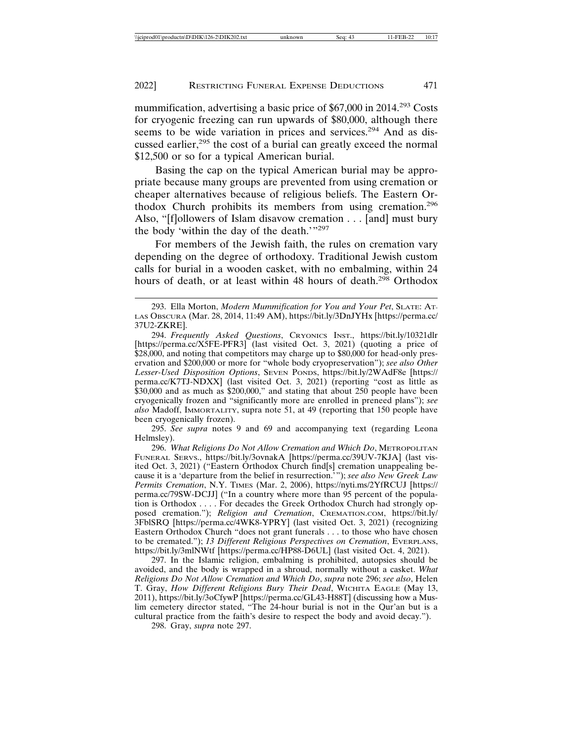mummification, advertising a basic price of $67,000 in 2014.[293] Costs for cryogenic freezing can run upwards of $80,000, although there seems to be wide variation in prices and services.[294] And as discussed earlier,[295] the cost of a burial can greatly exceed the normal $12,500 or so for a typical American burial.

Basing the cap on the typical American burial may be appropriate because many groups are prevented from using cremation or cheaper alternatives because of religious beliefs. The Eastern Orthodox Church prohibits its members from using cremation.[296] Also, "[f]ollowers of Islam disavow cremation . . . [and] must bury the body 'within the day of the death.'"[297]

For members of the Jewish faith, the rules on cremation vary depending on the degree of orthodoxy. Traditional Jewish custom calls for burial in a wooden casket, with no embalming, within 24 hours of death, or at least within 48 hours of death.[298] Orthodox

---

293. Ella Morton, *Modern Mummification for You and Your Pet*, SLATE: ATLAS OBSCURA (Mar. 28, 2014, 11:49 AM), https://bit.ly/3DnJYHx [https://perma.cc/37U2-ZKRE].

294. *Frequently Asked Questions*, CRYONICS INST., https://bit.ly/10321dlr [https://perma.cc/X5FE-PFR3] (last visited Oct. 3, 2021) (quoting a price of $28,000, and noting that competitors may charge up to $80,000 for head-only preservation and $200,000 or more for "whole body cryopreservation"); *see also Other Lesser-Used Disposition Options*, SEVEN PONDS, https://bit.ly/2WAdF8e [https://perma.cc/K7TJ-NDXX] (last visited Oct. 3, 2021) (reporting "cost as little as $30,000 and as much as $200,000," and stating that about 250 people have been cryogenically frozen and "significantly more are enrolled in preneed plans"); *see also* Madoff, IMMORTALITY, supra note 51, at 49 (reporting that 150 people have been cryogenically frozen).

295. *See supra* notes 9 and 69 and accompanying text (regarding Leona Helmsley).

296. *What Religions Do Not Allow Cremation and Which Do*, METROPOLITAN FUNERAL SERVS., https://bit.ly/3ovnakA [https://perma.cc/39UV-7KJA] (last visited Oct. 3, 2021) ("Eastern Orthodox Church find[s] cremation unappealing because it is a 'departure from the belief in resurrection.'"); *see also New Greek Law Permits Cremation*, N.Y. TIMES (Mar. 2, 2006), https://nyti.ms/2YfRCUJ [https://perma.cc/79SW-DCJJ] ("In a country where more than 95 percent of the population is Orthodox . . . . For decades the Greek Orthodox Church had strongly opposed cremation."); *Religion and Cremation*, CREMATION.COM, https://bit.ly/3FblSRQ [https://perma.cc/4WK8-YPRY] (last visited Oct. 3, 2021) (recognizing Eastern Orthodox Church "does not grant funerals . . . to those who have chosen to be cremated."); *13 Different Religious Perspectives on Cremation*, EVERPLANS, https://bit.ly/3mlNWtf [https://perma.cc/HP88-D6UL] (last visited Oct. 4, 2021).

297. In the Islamic religion, embalming is prohibited, autopsies should be avoided, and the body is wrapped in a shroud, normally without a casket. *What Religions Do Not Allow Cremation and Which Do*, *supra* note 296; *see also*, Helen T. Gray, *How Different Religions Bury Their Dead*, WICHITA EAGLE (May 13, 2011), https://bit.ly/3oCfywP [https://perma.cc/GL43-H88T] (discussing how a Muslim cemetery director stated, "The 24-hour burial is not in the Qur'an but is a cultural practice from the faith's desire to respect the body and avoid decay.").

298. Gray, *supra* note 297.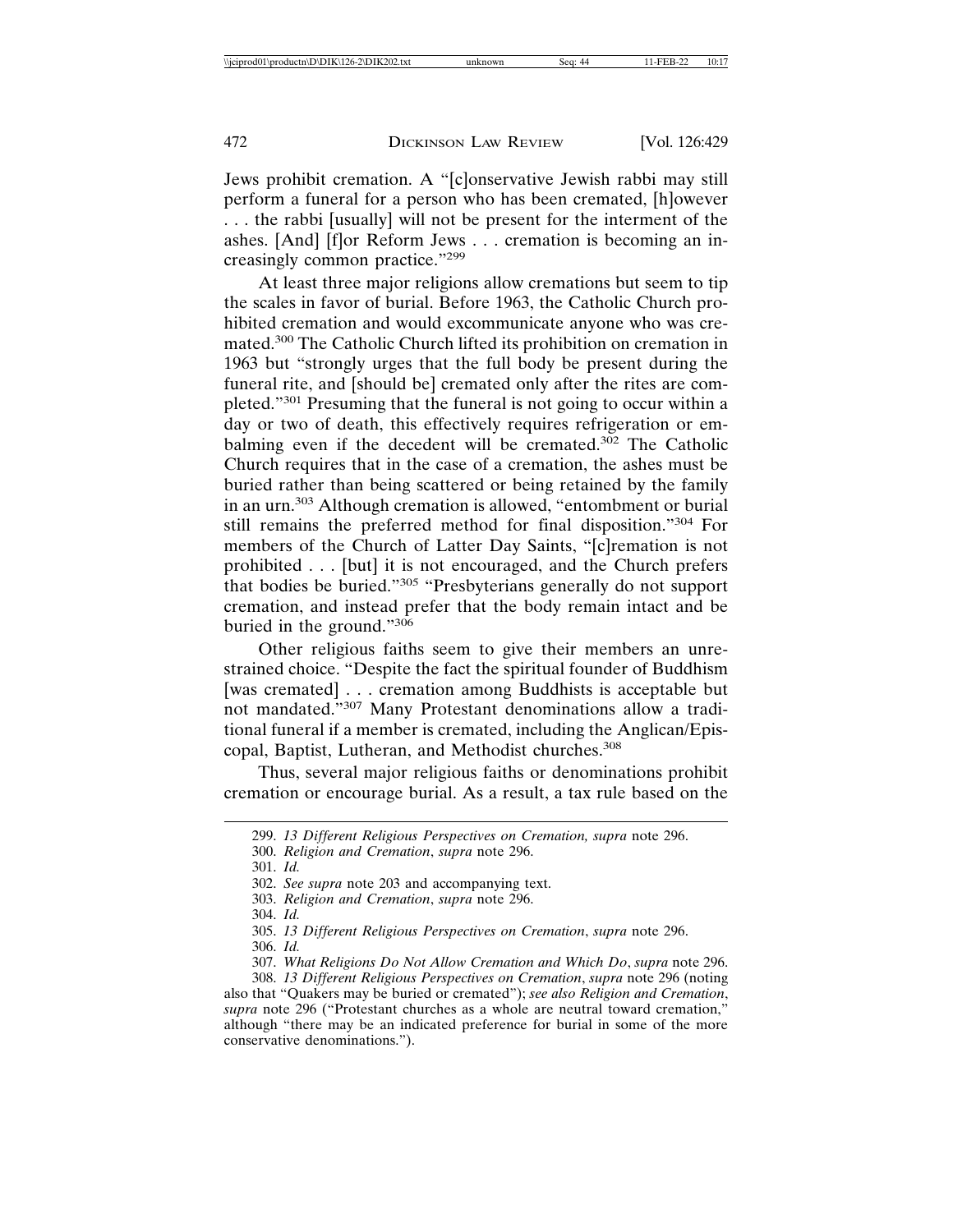Jews prohibit cremation. A "[c]onservative Jewish rabbi may still perform a funeral for a person who has been cremated, [h]owever . . . the rabbi [usually] will not be present for the interment of the ashes. [And] [f]or Reform Jews . . . cremation is becoming an increasingly common practice."[299]

At least three major religions allow cremations but seem to tip the scales in favor of burial. Before 1963, the Catholic Church prohibited cremation and would excommunicate anyone who was cremated.[300] The Catholic Church lifted its prohibition on cremation in 1963 but "strongly urges that the full body be present during the funeral rite, and [should be] cremated only after the rites are completed."[301] Presuming that the funeral is not going to occur within a day or two of death, this effectively requires refrigeration or embalming even if the decedent will be cremated.[302] The Catholic Church requires that in the case of a cremation, the ashes must be buried rather than being scattered or being retained by the family in an urn.[303] Although cremation is allowed, "entombment or burial still remains the preferred method for final disposition."[304] For members of the Church of Latter Day Saints, "[c]remation is not prohibited . . . [but] it is not encouraged, and the Church prefers that bodies be buried."[305] "Presbyterians generally do not support cremation, and instead prefer that the body remain intact and be buried in the ground."[306]

Other religious faiths seem to give their members an unrestrained choice. "Despite the fact the spiritual founder of Buddhism [was cremated] . . . cremation among Buddhists is acceptable but not mandated."[307] Many Protestant denominations allow a traditional funeral if a member is cremated, including the Anglican/Episcopal, Baptist, Lutheran, and Methodist churches.[308]

Thus, several major religious faiths or denominations prohibit cremation or encourage burial. As a result, a tax rule based on the

---

299. *13 Different Religious Perspectives on Cremation, supra* note 296.

300. *Religion and Cremation*, *supra* note 296.

301. *Id.*

302. *See supra* note 203 and accompanying text.

303. *Religion and Cremation*, *supra* note 296.

304. *Id.*

305. *13 Different Religious Perspectives on Cremation*, *supra* note 296.

306. *Id.*

307. *What Religions Do Not Allow Cremation and Which Do*, *supra* note 296.

308. *13 Different Religious Perspectives on Cremation*, *supra* note 296 (noting also that "Quakers may be buried or cremated"); *see also Religion and Cremation*, *supra* note 296 ("Protestant churches as a whole are neutral toward cremation," although "there may be an indicated preference for burial in some of the more conservative denominations.").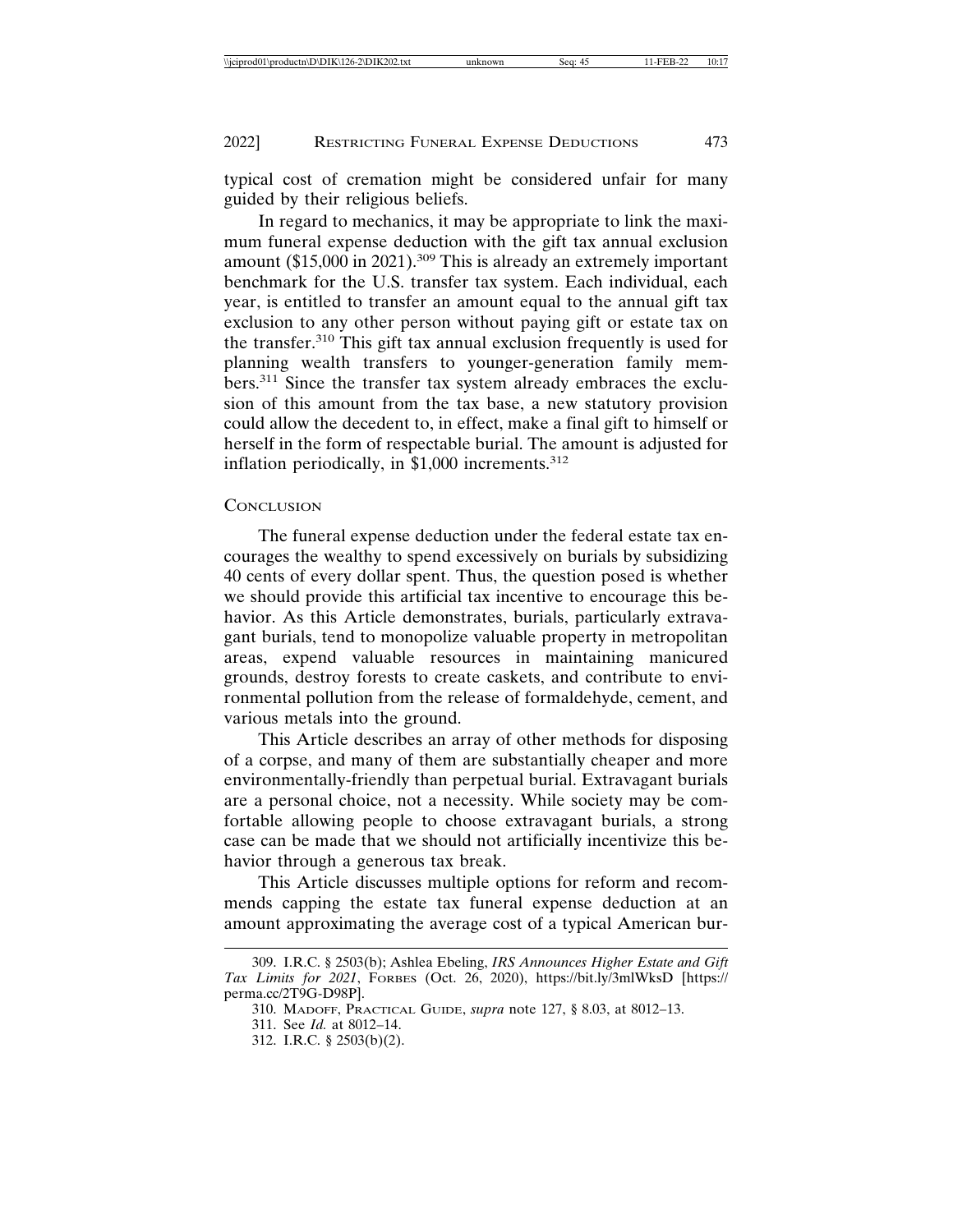typical cost of cremation might be considered unfair for many guided by their religious beliefs.

In regard to mechanics, it may be appropriate to link the maximum funeral expense deduction with the gift tax annual exclusion amount ($15,000 in 2021).[309] This is already an extremely important benchmark for the U.S. transfer tax system. Each individual, each year, is entitled to transfer an amount equal to the annual gift tax exclusion to any other person without paying gift or estate tax on the transfer.[310] This gift tax annual exclusion frequently is used for planning wealth transfers to younger-generation family members.[311] Since the transfer tax system already embraces the exclusion of this amount from the tax base, a new statutory provision could allow the decedent to, in effect, make a final gift to himself or herself in the form of respectable burial. The amount is adjusted for inflation periodically, in $1,000 increments.[312]

## Conclusion

The funeral expense deduction under the federal estate tax encourages the wealthy to spend excessively on burials by subsidizing 40 cents of every dollar spent. Thus, the question posed is whether we should provide this artificial tax incentive to encourage this behavior. As this Article demonstrates, burials, particularly extravagant burials, tend to monopolize valuable property in metropolitan areas, expend valuable resources in maintaining manicured grounds, destroy forests to create caskets, and contribute to environmental pollution from the release of formaldehyde, cement, and various metals into the ground.

This Article describes an array of other methods for disposing of a corpse, and many of them are substantially cheaper and more environmentally-friendly than perpetual burial. Extravagant burials are a personal choice, not a necessity. While society may be comfortable allowing people to choose extravagant burials, a strong case can be made that we should not artificially incentivize this behavior through a generous tax break.

This Article discusses multiple options for reform and recommends capping the estate tax funeral expense deduction at an amount approximating the average cost of a typical American bur-

---

309. I.R.C. § 2503(b); Ashlea Ebeling, *IRS Announces Higher Estate and Gift Tax Limits for 2021*, Forbes (Oct. 26, 2020), https://bit.ly/3mlWksD [https://perma.cc/2T9G-D98P].

310. Madoff, Practical Guide, *supra* note 127, § 8.03, at 8012–13.

311. See *Id.* at 8012–14.

312. I.R.C. § 2503(b)(2).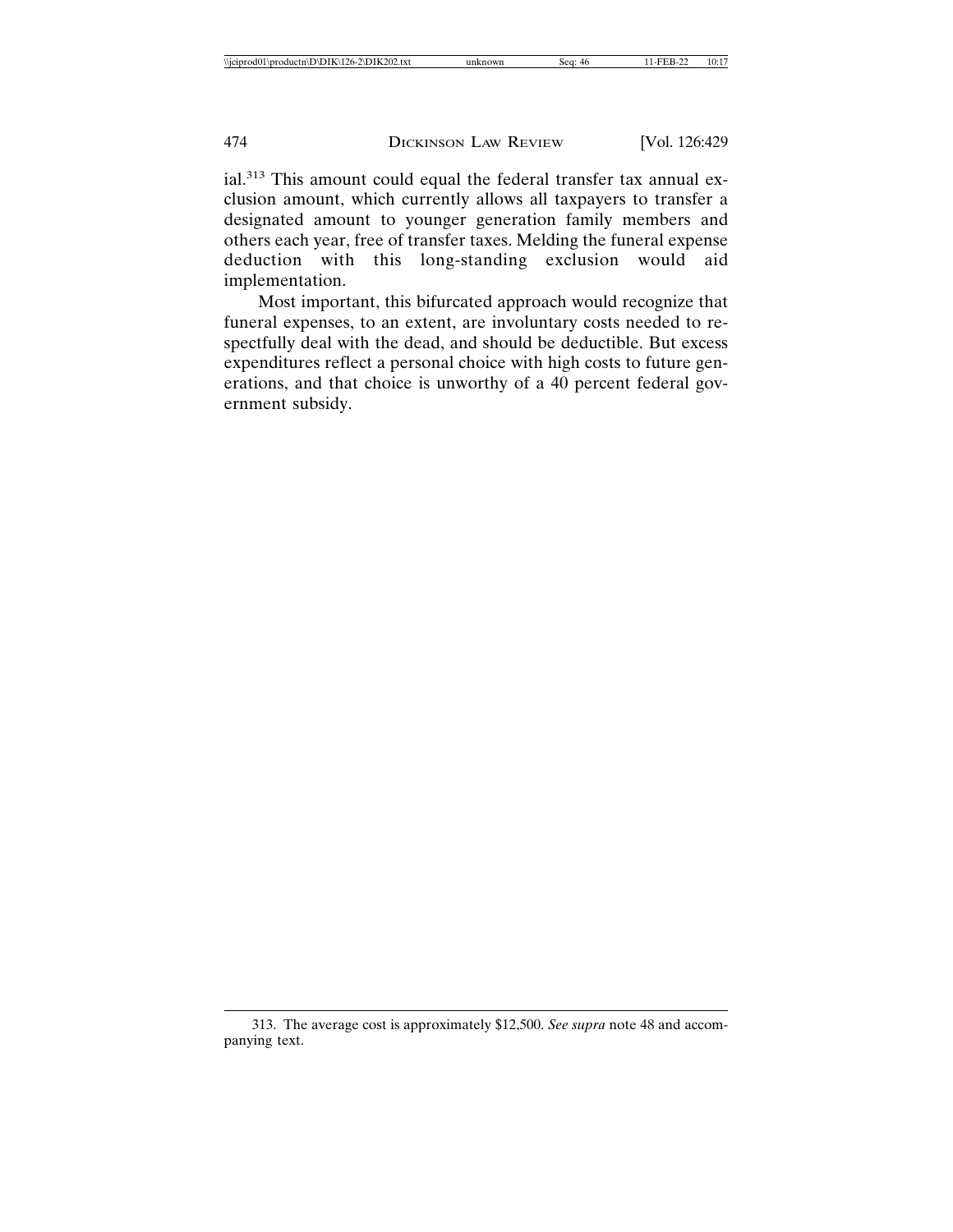ial.[313] This amount could equal the federal transfer tax annual exclusion amount, which currently allows all taxpayers to transfer a designated amount to younger generation family members and others each year, free of transfer taxes. Melding the funeral expense deduction with this long-standing exclusion would aid implementation.

Most important, this bifurcated approach would recognize that funeral expenses, to an extent, are involuntary costs needed to respectfully deal with the dead, and should be deductible. But excess expenditures reflect a personal choice with high costs to future generations, and that choice is unworthy of a 40 percent federal government subsidy.

---

313. The average cost is approximately $12,500. *See supra* note 48 and accompanying text.